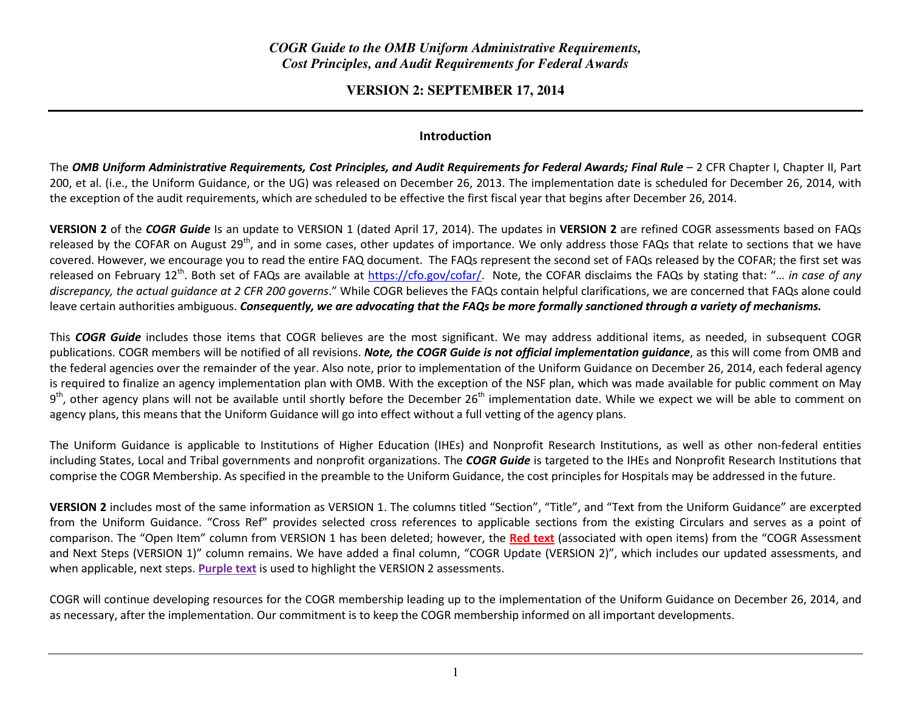# *COGR Guide to the OMB Uniform Administrative Requirements, Cost Principles, and Audit Requirements for Federal Awards*

## VERSION 2: SEPTEMBER 17, 2014

### Introduction

The ***OMB Uniform Administrative Requirements, Cost Principles, and Audit Requirements for Federal Awards; Final Rule*** – 2 CFR Chapter I, Chapter II, Part 200, et al. (i.e., the Uniform Guidance, or the UG) was released on December 26, 2013. The implementation date is scheduled for December 26, 2014, with the exception of the audit requirements, which are scheduled to be effective the first fiscal year that begins after December 26, 2014.

**VERSION 2** of the ***COGR Guide*** Is an update to VERSION 1 (dated April 17, 2014). The updates in **VERSION 2** are refined COGR assessments based on FAQs released by the COFAR on August 29th, and in some cases, other updates of importance. We only address those FAQs that relate to sections that we have covered. However, we encourage you to read the entire FAQ document. The FAQs represent the second set of FAQs released by the COFAR; the first set was released on February 12th. Both set of FAQs are available at https://cfo.gov/cofar/. Note, the COFAR disclaims the FAQs by stating that: "… *in case of any discrepancy, the actual guidance at 2 CFR 200 governs*." While COGR believes the FAQs contain helpful clarifications, we are concerned that FAQs alone could leave certain authorities ambiguous. ***Consequently, we are advocating that the FAQs be more formally sanctioned through a variety of mechanisms.***

This ***COGR Guide*** includes those items that COGR believes are the most significant. We may address additional items, as needed, in subsequent COGR publications. COGR members will be notified of all revisions. ***Note, the COGR Guide is not official implementation guidance***, as this will come from OMB and the federal agencies over the remainder of the year. Also note, prior to implementation of the Uniform Guidance on December 26, 2014, each federal agency is required to finalize an agency implementation plan with OMB. With the exception of the NSF plan, which was made available for public comment on May 9th, other agency plans will not be available until shortly before the December 26th implementation date. While we expect we will be able to comment on agency plans, this means that the Uniform Guidance will go into effect without a full vetting of the agency plans.

The Uniform Guidance is applicable to Institutions of Higher Education (IHEs) and Nonprofit Research Institutions, as well as other non-federal entities including States, Local and Tribal governments and nonprofit organizations. The ***COGR Guide*** is targeted to the IHEs and Nonprofit Research Institutions that comprise the COGR Membership. As specified in the preamble to the Uniform Guidance, the cost principles for Hospitals may be addressed in the future.

**VERSION 2** includes most of the same information as VERSION 1. The columns titled "Section", "Title", and "Text from the Uniform Guidance" are excerpted from the Uniform Guidance. "Cross Ref" provides selected cross references to applicable sections from the existing Circulars and serves as a point of comparison. The "Open Item" column from VERSION 1 has been deleted; however, the **Red text** (associated with open items) from the "COGR Assessment and Next Steps (VERSION 1)" column remains. We have added a final column, "COGR Update (VERSION 2)", which includes our updated assessments, and when applicable, next steps. **Purple text** is used to highlight the VERSION 2 assessments.

COGR will continue developing resources for the COGR membership leading up to the implementation of the Uniform Guidance on December 26, 2014, and as necessary, after the implementation. Our commitment is to keep the COGR membership informed on all important developments.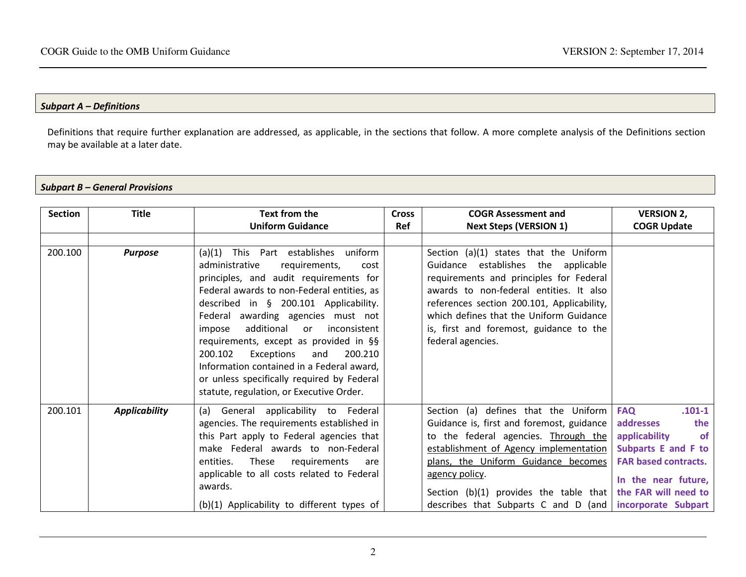### *Subpart A – Definitions*

Definitions that require further explanation are addressed, as applicable, in the sections that follow. A more complete analysis of the Definitions section may be available at a later date.

### *Subpart B – General Provisions*

| Section | Title | Text from the Uniform Guidance | Cross Ref | COGR Assessment and Next Steps (VERSION 1) | VERSION 2, COGR Update |
|---|---|---|---|---|---|
| | | | | | |
| 200.100 | ***Purpose*** | (a)(1) This Part establishes uniform administrative requirements, cost principles, and audit requirements for Federal awards to non-Federal entities, as described in § 200.101 Applicability. Federal awarding agencies must not impose additional or inconsistent requirements, except as provided in §§ 200.102 Exceptions and 200.210 Information contained in a Federal award, or unless specifically required by Federal statute, regulation, or Executive Order. | | Section (a)(1) states that the Uniform Guidance establishes the applicable requirements and principles for Federal awards to non-federal entities. It also references section 200.101, Applicability, which defines that the Uniform Guidance is, first and foremost, guidance to the federal agencies. | |
| 200.101 | ***Applicability*** | (a) General applicability to Federal agencies. The requirements established in this Part apply to Federal agencies that make Federal awards to non-Federal entities. These requirements are applicable to all costs related to Federal awards.<br><br>(b)(1) Applicability to different types of | | Section (a) defines that the Uniform Guidance is, first and foremost, guidance to the federal agencies. <u>Through the establishment of Agency implementation plans, the Uniform Guidance becomes agency policy</u>.<br><br>Section (b)(1) provides the table that describes that Subparts C and D (and | **FAQ .101-1 addresses the applicability of Subparts E and F to FAR based contracts.**<br><br>**In the near future, the FAR will need to incorporate Subpart** |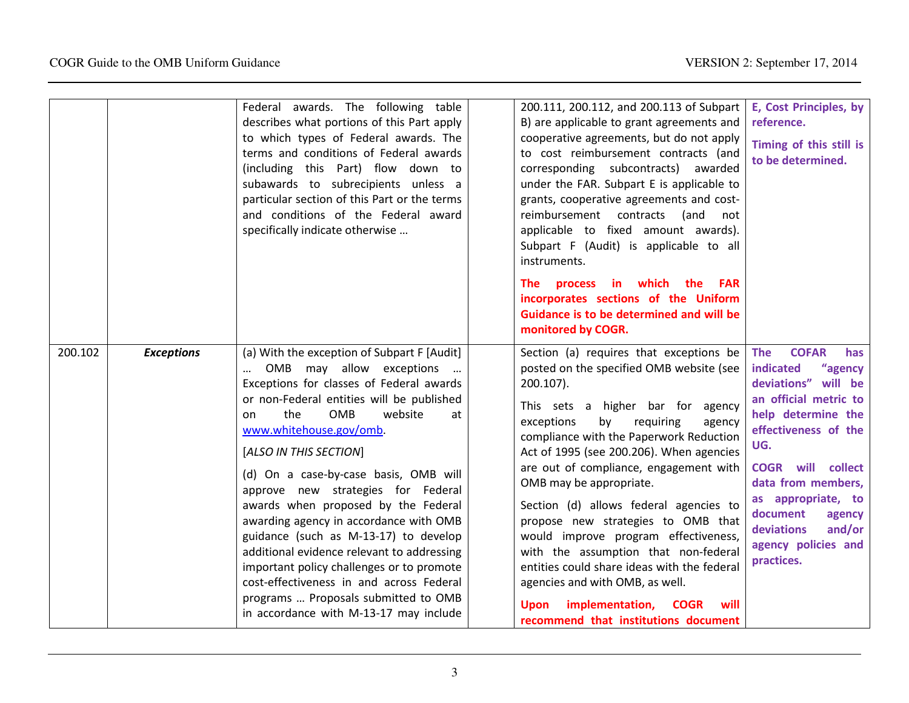| | | | | | |
|---|---|---|---|---|---|
| | | Federal awards. The following table describes what portions of this Part apply to which types of Federal awards. The terms and conditions of Federal awards (including this Part) flow down to subawards to subrecipients unless a particular section of this Part or the terms and conditions of the Federal award specifically indicate otherwise … | | 200.111, 200.112, and 200.113 of Subpart B) are applicable to grant agreements and cooperative agreements, but do not apply to cost reimbursement contracts (and corresponding subcontracts) awarded under the FAR. Subpart E is applicable to grants, cooperative agreements and cost-reimbursement contracts (and not applicable to fixed amount awards). Subpart F (Audit) is applicable to all instruments.<br><br>**The process in which the FAR incorporates sections of the Uniform Guidance is to be determined and will be monitored by COGR.** | **E, Cost Principles, by reference.**<br><br>**Timing of this still is to be determined.** |
| 200.102 | ***Exceptions*** | (a) With the exception of Subpart F [Audit] … OMB may allow exceptions … Exceptions for classes of Federal awards or non-Federal entities will be published on the OMB website at www.whitehouse.gov/omb.<br><br>[*ALSO IN THIS SECTION*]<br><br>(d) On a case-by-case basis, OMB will approve new strategies for Federal awards when proposed by the Federal awarding agency in accordance with OMB guidance (such as M-13-17) to develop additional evidence relevant to addressing important policy challenges or to promote cost-effectiveness in and across Federal programs … Proposals submitted to OMB in accordance with M-13-17 may include | | Section (a) requires that exceptions be posted on the specified OMB website (see 200.107).<br><br>This sets a higher bar for agency exceptions by requiring agency compliance with the Paperwork Reduction Act of 1995 (see 200.206). When agencies are out of compliance, engagement with OMB may be appropriate.<br><br>Section (d) allows federal agencies to propose new strategies to OMB that would improve program effectiveness, with the assumption that non-federal entities could share ideas with the federal agencies and with OMB, as well.<br><br>**Upon implementation, COGR will recommend that institutions document** | **The COFAR has indicated "agency deviations" will be an official metric to help determine the effectiveness of the UG.**<br><br>**COGR will collect data from members, as appropriate, to document agency deviations and/or agency policies and practices.** |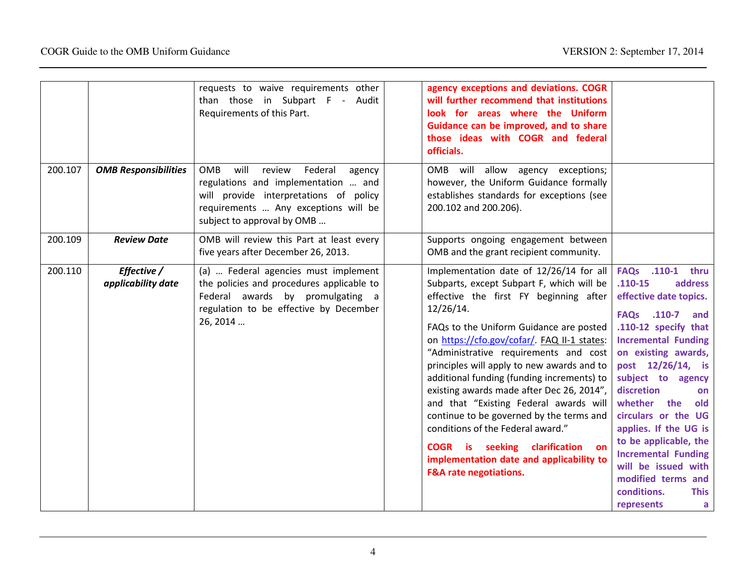| | | | | | |
|---|---|---|---|---|---|
| | | requests to waive requirements other than those in Subpart F - Audit Requirements of this Part. | | **agency exceptions and deviations. COGR will further recommend that institutions look for areas where the Uniform Guidance can be improved, and to share those ideas with COGR and federal officials.** | |
| 200.107 | ***OMB Responsibilities*** | OMB will review Federal agency regulations and implementation … and will provide interpretations of policy requirements … Any exceptions will be subject to approval by OMB … | | OMB will allow agency exceptions; however, the Uniform Guidance formally establishes standards for exceptions (see 200.102 and 200.206). | |
| 200.109 | ***Review Date*** | OMB will review this Part at least every five years after December 26, 2013. | | Supports ongoing engagement between OMB and the grant recipient community. | |
| 200.110 | ***Effective / applicability date*** | (a) … Federal agencies must implement the policies and procedures applicable to Federal awards by promulgating a regulation to be effective by December 26, 2014 … | | Implementation date of 12/26/14 for all Subparts, except Subpart F, which will be effective the first FY beginning after 12/26/14.<br><br>FAQs to the Uniform Guidance are posted on https://cfo.gov/cofar/. FAQ II-1 states: "Administrative requirements and cost principles will apply to new awards and to additional funding (funding increments) to existing awards made after Dec 26, 2014", and that "Existing Federal awards will continue to be governed by the terms and conditions of the Federal award."<br><br>**COGR is seeking clarification on implementation date and applicability to F&A rate negotiations.** | **FAQs .110-1 thru .110-15 address effective date topics.**<br><br>**FAQs .110-7 and .110-12 specify that Incremental Funding on existing awards, post 12/26/14, is subject to agency discretion on whether the old circulars or the UG applies. If the UG is to be applicable, the Incremental Funding will be issued with modified terms and conditions. This represents a** |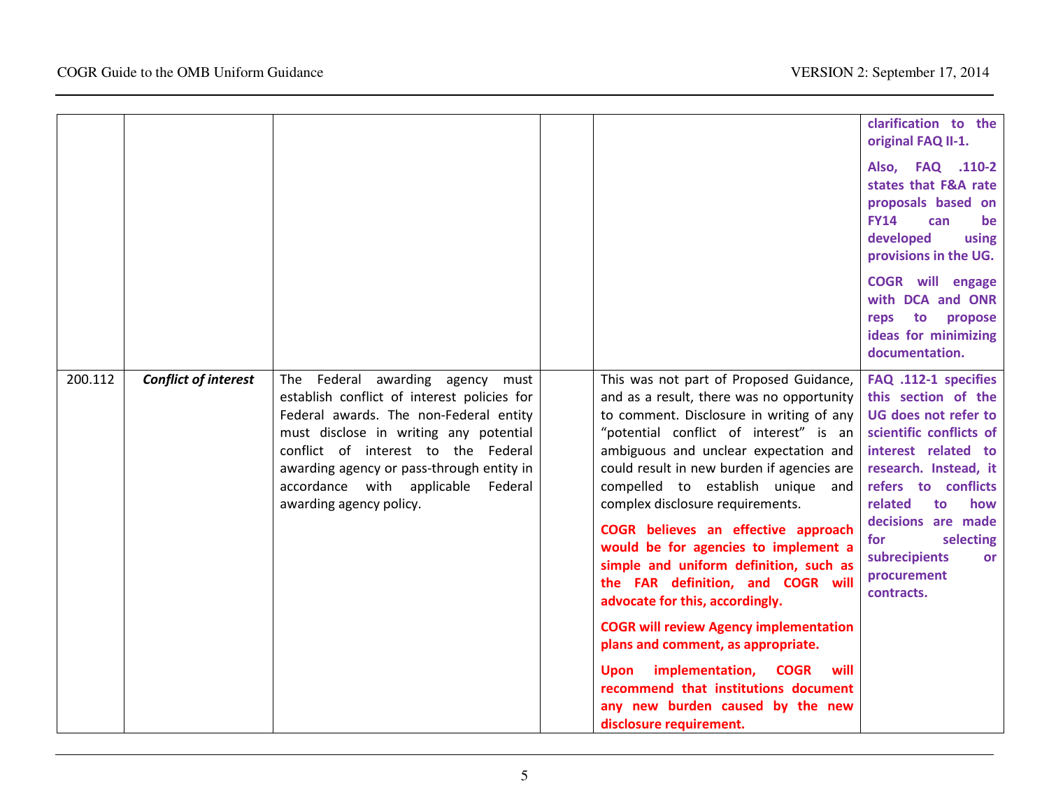| | | | | | |
|---|---|---|---|---|---|
| | | | | | **clarification to the original FAQ II-1.** <br><br> **Also, FAQ .110-2 states that F&A rate proposals based on FY14 can be developed using provisions in the UG.** <br><br> **COGR will engage with DCA and ONR reps to propose ideas for minimizing documentation.** |
| 200.112 | ***Conflict of interest*** | The Federal awarding agency must establish conflict of interest policies for Federal awards. The non-Federal entity must disclose in writing any potential conflict of interest to the Federal awarding agency or pass-through entity in accordance with applicable Federal awarding agency policy. | | This was not part of Proposed Guidance, and as a result, there was no opportunity to comment. Disclosure in writing of any "potential conflict of interest" is an ambiguous and unclear expectation and could result in new burden if agencies are compelled to establish unique and complex disclosure requirements. <br><br> **COGR believes an effective approach would be for agencies to implement a simple and uniform definition, such as the FAR definition, and COGR will advocate for this, accordingly.** <br><br> **COGR will review Agency implementation plans and comment, as appropriate.** <br><br> **Upon implementation, COGR will recommend that institutions document any new burden caused by the new disclosure requirement.** | **FAQ .112-1 specifies this section of the UG does not refer to scientific conflicts of interest related to research. Instead, it refers to conflicts related to how decisions are made for selecting subrecipients or procurement contracts.** |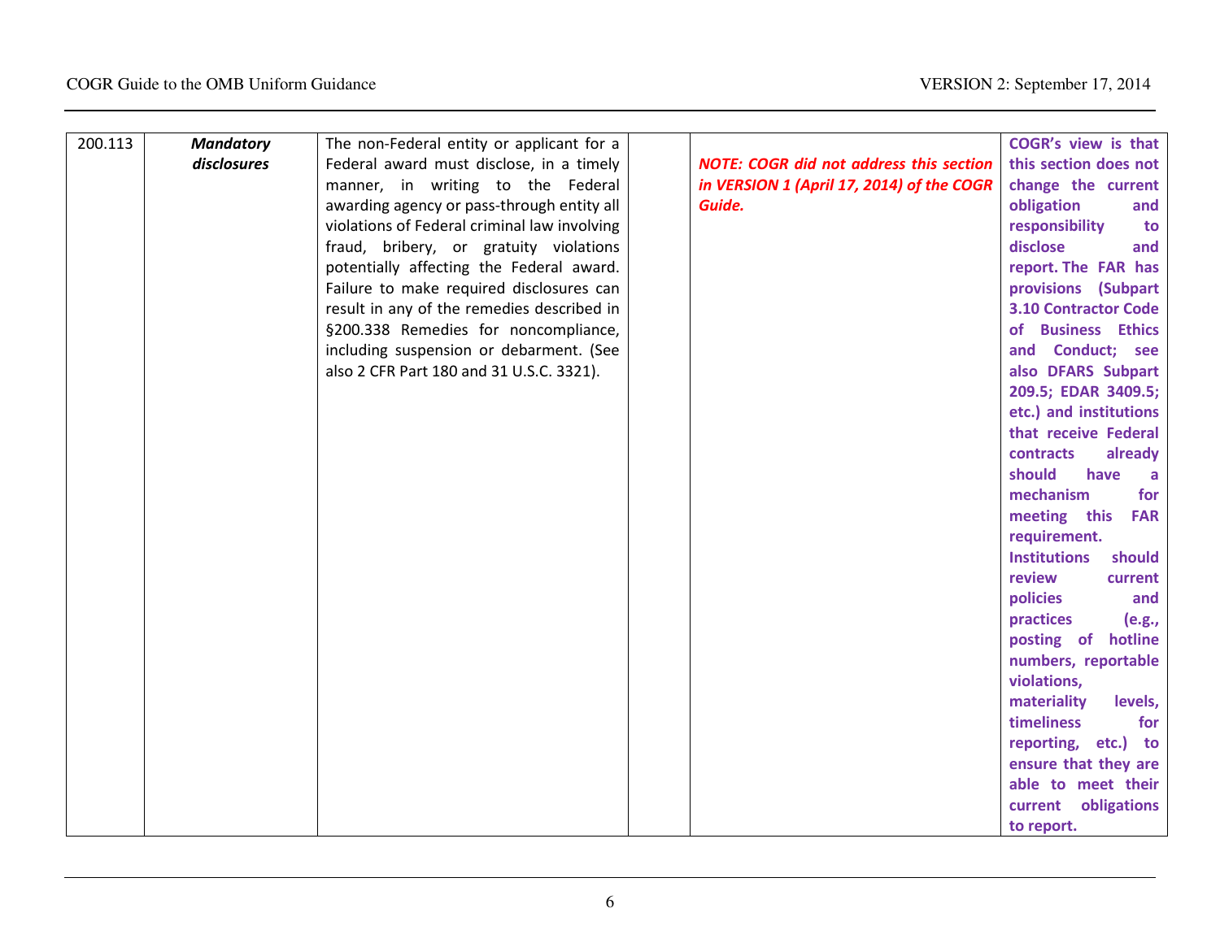| 200.113 | ***Mandatory disclosures*** | The non-Federal entity or applicant for a Federal award must disclose, in a timely manner, in writing to the Federal awarding agency or pass-through entity all violations of Federal criminal law involving fraud, bribery, or gratuity violations potentially affecting the Federal award. Failure to make required disclosures can result in any of the remedies described in §200.338 Remedies for noncompliance, including suspension or debarment. (See also 2 CFR Part 180 and 31 U.S.C. 3321). | | ***NOTE: COGR did not address this section in VERSION 1 (April 17, 2014) of the COGR Guide.*** | **COGR's view is that this section does not change the current obligation and responsibility to disclose and report. The FAR has provisions (Subpart 3.10 Contractor Code of Business Ethics and Conduct; see also DFARS Subpart 209.5; EDAR 3409.5; etc.) and institutions that receive Federal contracts already should have a mechanism for meeting this FAR requirement. Institutions should review current policies and practices (e.g., posting of hotline numbers, reportable violations, materiality levels, timeliness for reporting, etc.) to ensure that they are able to meet their current obligations to report.** |
|---|---|---|---|---|---|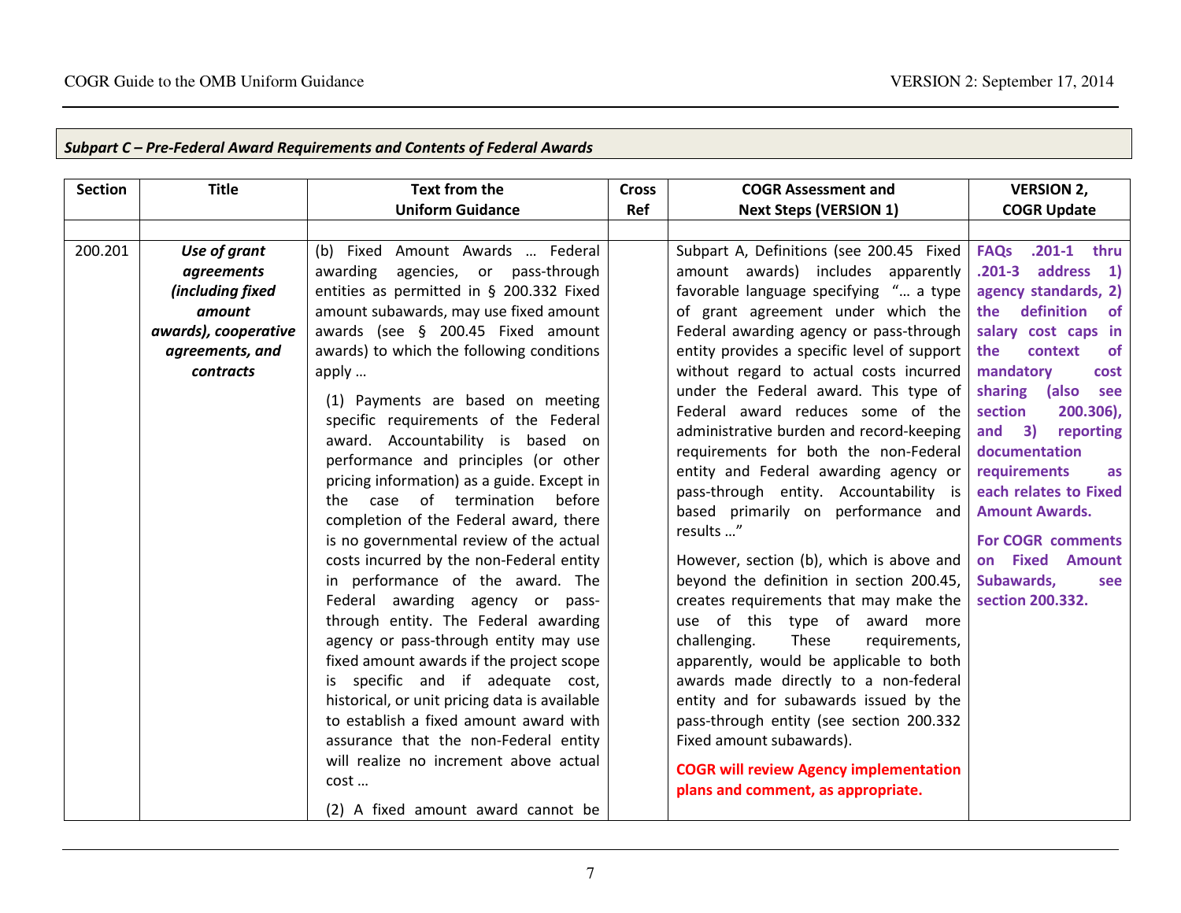***Subpart C – Pre-Federal Award Requirements and Contents of Federal Awards***

| Section | Title | Text from the Uniform Guidance | Cross Ref | COGR Assessment and Next Steps (VERSION 1) | VERSION 2, COGR Update |
|---|---|---|---|---|---|
| | | | | | |
| 200.201 | ***Use of grant agreements (including fixed amount awards), cooperative agreements, and contracts*** | (b) Fixed Amount Awards … Federal awarding agencies, or pass-through entities as permitted in § 200.332 Fixed amount subawards, may use fixed amount awards (see § 200.45 Fixed amount awards) to which the following conditions apply … <br><br> (1) Payments are based on meeting specific requirements of the Federal award. Accountability is based on performance and principles (or other pricing information) as a guide. Except in the case of termination before completion of the Federal award, there is no governmental review of the actual costs incurred by the non-Federal entity in performance of the award. The Federal awarding agency or pass-through entity. The Federal awarding agency or pass-through entity may use fixed amount awards if the project scope is specific and if adequate cost, historical, or unit pricing data is available to establish a fixed amount award with assurance that the non-Federal entity will realize no increment above actual cost … <br><br> (2) A fixed amount award cannot be | | Subpart A, Definitions (see 200.45 Fixed amount awards) includes apparently favorable language specifying "… a type of grant agreement under which the Federal awarding agency or pass-through entity provides a specific level of support without regard to actual costs incurred under the Federal award. This type of Federal award reduces some of the administrative burden and record-keeping requirements for both the non-Federal entity and Federal awarding agency or pass-through entity. Accountability is based primarily on performance and results …" <br><br> However, section (b), which is above and beyond the definition in section 200.45, creates requirements that may make the use of this type of award more challenging. These requirements, apparently, would be applicable to both awards made directly to a non-federal entity and for subawards issued by the pass-through entity (see section 200.332 Fixed amount subawards). <br><br> **COGR will review Agency implementation plans and comment, as appropriate.** | **FAQs .201-1 thru .201-3 address 1) agency standards, 2) the definition of salary cost caps in the context of mandatory cost sharing (also see section 200.306), and 3) reporting documentation requirements as each relates to Fixed Amount Awards.** <br><br> **For COGR comments on Fixed Amount Subawards, see section 200.332.** |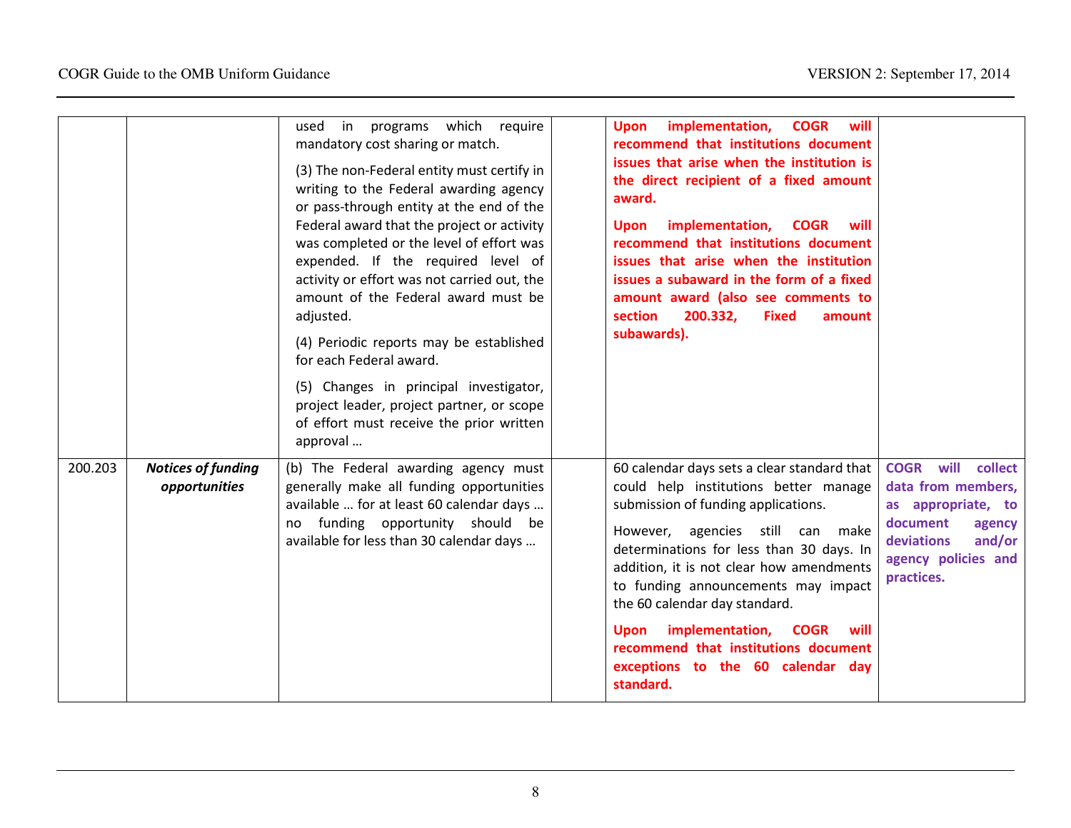| | | | | | |
|---|---|---|---|---|---|
| | | used in programs which require mandatory cost sharing or match.<br><br>(3) The non-Federal entity must certify in writing to the Federal awarding agency or pass-through entity at the end of the Federal award that the project or activity was completed or the level of effort was expended. If the required level of activity or effort was not carried out, the amount of the Federal award must be adjusted.<br><br>(4) Periodic reports may be established for each Federal award.<br><br>(5) Changes in principal investigator, project leader, project partner, or scope of effort must receive the prior written approval … | | **Upon implementation, COGR will recommend that institutions document issues that arise when the institution is the direct recipient of a fixed amount award.**<br><br>**Upon implementation, COGR will recommend that institutions document issues that arise when the institution issues a subaward in the form of a fixed amount award (also see comments to section 200.332, Fixed amount subawards).** | |
| 200.203 | ***Notices of funding opportunities*** | (b) The Federal awarding agency must generally make all funding opportunities available … for at least 60 calendar days … no funding opportunity should be available for less than 30 calendar days … | | 60 calendar days sets a clear standard that could help institutions better manage submission of funding applications.<br><br>However, agencies still can make determinations for less than 30 days. In addition, it is not clear how amendments to funding announcements may impact the 60 calendar day standard.<br><br>**Upon implementation, COGR will recommend that institutions document exceptions to the 60 calendar day standard.** | **COGR will collect data from members, as appropriate, to document agency deviations and/or agency policies and practices.** |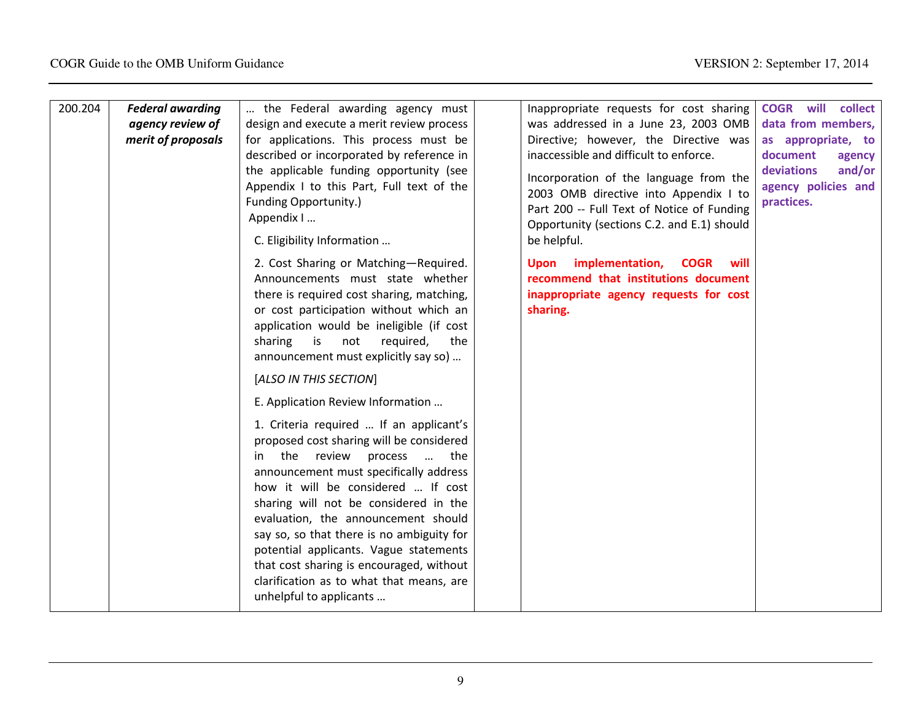| 200.204 | ***Federal awarding agency review of merit of proposals*** | … the Federal awarding agency must design and execute a merit review process for applications. This process must be described or incorporated by reference in the applicable funding opportunity (see Appendix I to this Part, Full text of the Funding Opportunity.)<br>Appendix I …<br>C. Eligibility Information …<br>2. Cost Sharing or Matching—Required. Announcements must state whether there is required cost sharing, matching, or cost participation without which an application would be ineligible (if cost sharing is not required, the announcement must explicitly say so) …<br>[*ALSO IN THIS SECTION*]<br>E. Application Review Information …<br>1. Criteria required … If an applicant's proposed cost sharing will be considered in the review process … the announcement must specifically address how it will be considered … If cost sharing will not be considered in the evaluation, the announcement should say so, so that there is no ambiguity for potential applicants. Vague statements that cost sharing is encouraged, without clarification as to what that means, are unhelpful to applicants … | | Inappropriate requests for cost sharing was addressed in a June 23, 2003 OMB Directive; however, the Directive was inaccessible and difficult to enforce.<br>Incorporation of the language from the 2003 OMB directive into Appendix I to Part 200 -- Full Text of Notice of Funding Opportunity (sections C.2. and E.1) should be helpful.<br>**Upon implementation, COGR will recommend that institutions document inappropriate agency requests for cost sharing.** | **COGR will collect data from members, as appropriate, to document agency deviations and/or agency policies and practices.** |
|---|---|---|---|---|---|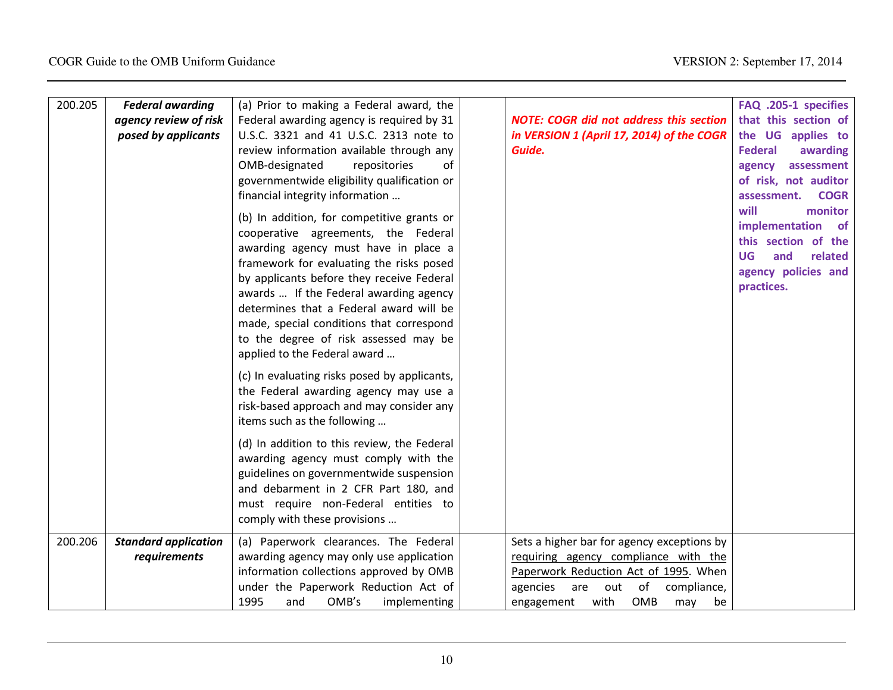| | | | | | |
|---|---|---|---|---|---|
| 200.205 | ***Federal awarding agency review of risk posed by applicants*** | (a) Prior to making a Federal award, the Federal awarding agency is required by 31 U.S.C. 3321 and 41 U.S.C. 2313 note to review information available through any OMB-designated repositories of governmentwide eligibility qualification or financial integrity information …<br><br>(b) In addition, for competitive grants or cooperative agreements, the Federal awarding agency must have in place a framework for evaluating the risks posed by applicants before they receive Federal awards … If the Federal awarding agency determines that a Federal award will be made, special conditions that correspond to the degree of risk assessed may be applied to the Federal award …<br><br>(c) In evaluating risks posed by applicants, the Federal awarding agency may use a risk-based approach and may consider any items such as the following …<br><br>(d) In addition to this review, the Federal awarding agency must comply with the guidelines on governmentwide suspension and debarment in 2 CFR Part 180, and must require non-Federal entities to comply with these provisions … | | ***NOTE: COGR did not address this section in VERSION 1 (April 17, 2014) of the COGR Guide.*** | **FAQ .205-1 specifies that this section of the UG applies to Federal awarding agency assessment of risk, not auditor assessment. COGR will monitor implementation of this section of the UG and related agency policies and practices.** |
| 200.206 | ***Standard application requirements*** | (a) Paperwork clearances. The Federal awarding agency may only use application information collections approved by OMB under the Paperwork Reduction Act of 1995 and OMB's implementing | | Sets a higher bar for agency exceptions by <u>requiring agency compliance with the Paperwork Reduction Act of 1995</u>. When agencies are out of compliance, engagement with OMB may be | |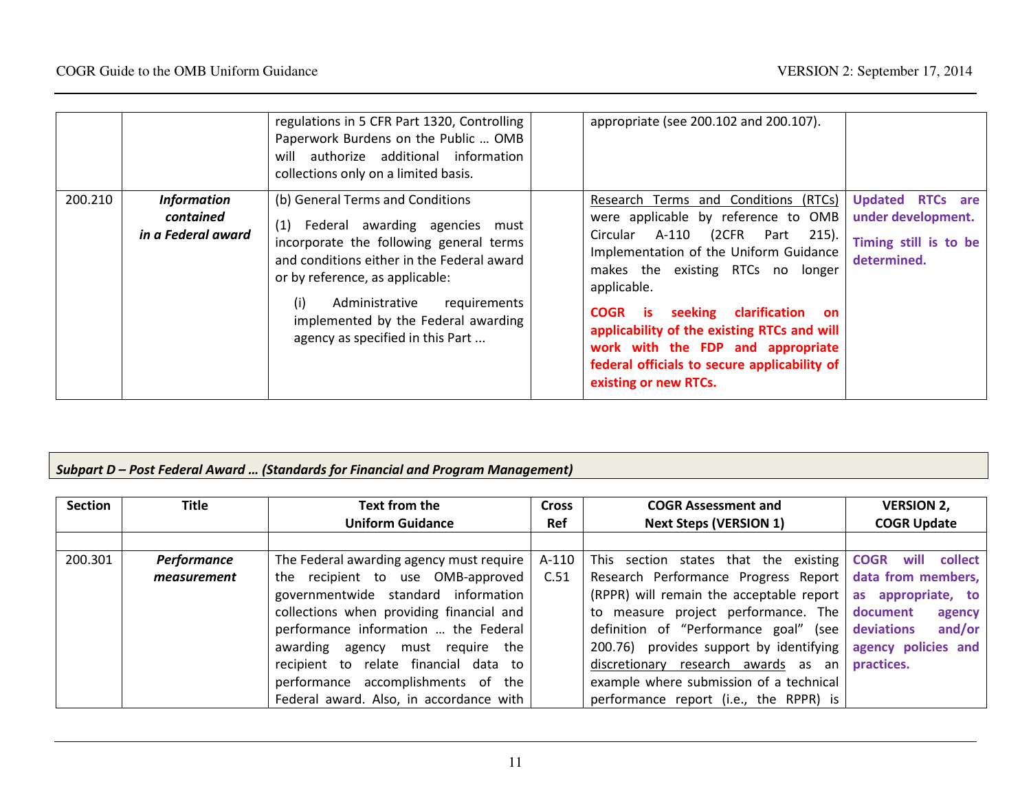| | | regulations in 5 CFR Part 1320, Controlling Paperwork Burdens on the Public … OMB will authorize additional information collections only on a limited basis. | | appropriate (see 200.102 and 200.107). | |
|---|---|---|---|---|---|
| 200.210 | ***Information contained in a Federal award*** | (b) General Terms and Conditions<br><br>(1) Federal awarding agencies must incorporate the following general terms and conditions either in the Federal award or by reference, as applicable:<br><br>(i) Administrative requirements implemented by the Federal awarding agency as specified in this Part ... | | Research Terms and Conditions (RTCs) were applicable by reference to OMB Circular A-110 (2CFR Part 215). Implementation of the Uniform Guidance makes the existing RTCs no longer applicable.<br><br>**COGR is seeking clarification on applicability of the existing RTCs and will work with the FDP and appropriate federal officials to secure applicability of existing or new RTCs.** | **Updated RTCs are under development.**<br><br>**Timing still is to be determined.** |

***Subpart D – Post Federal Award … (Standards for Financial and Program Management)***

| Section | Title | Text from the Uniform Guidance | Cross Ref | COGR Assessment and Next Steps (VERSION 1) | VERSION 2, COGR Update |
|---|---|---|---|---|---|
| | | | | | |
| 200.301 | ***Performance measurement*** | The Federal awarding agency must require the recipient to use OMB-approved governmentwide standard information collections when providing financial and performance information … the Federal awarding agency must require the recipient to relate financial data to performance accomplishments of the Federal award. Also, in accordance with | A-110 C.51 | This section states that the existing Research Performance Progress Report (RPPR) will remain the acceptable report to measure project performance. The definition of "Performance goal" (see 200.76) provides support by identifying discretionary research awards as an example where submission of a technical performance report (i.e., the RPPR) is | **COGR will collect data from members, as appropriate, to document agency deviations and/or agency policies and practices.** |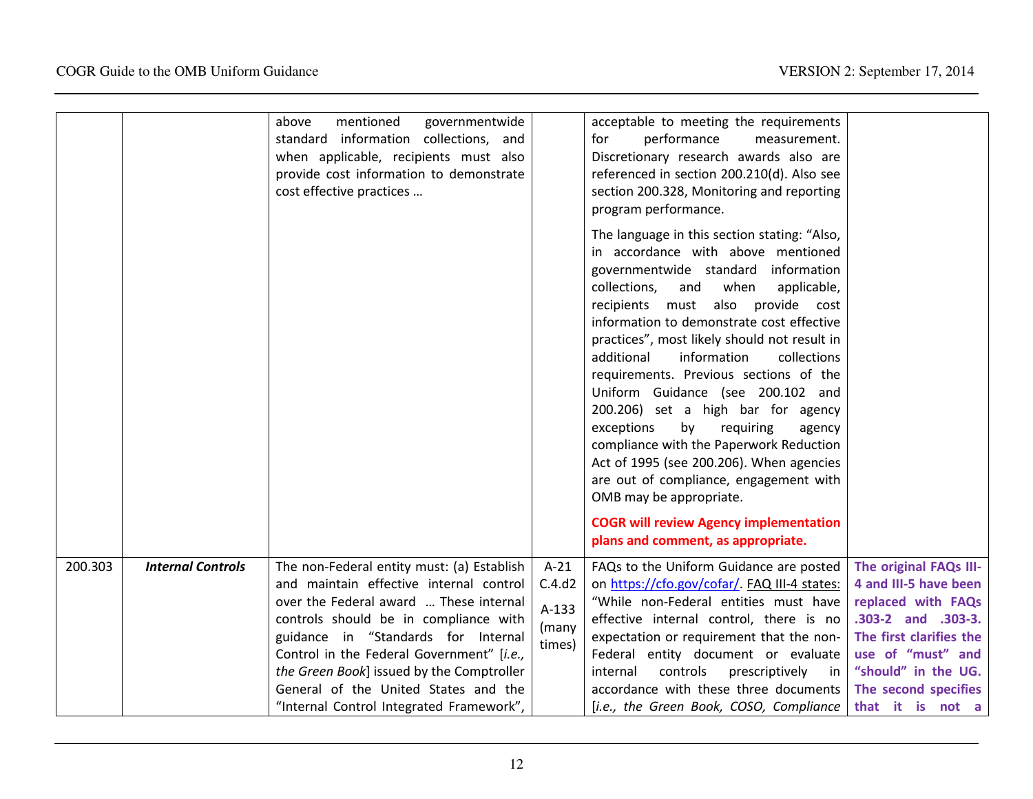| | | | | | |
|---|---|---|---|---|---|
| | | above mentioned governmentwide standard information collections, and when applicable, recipients must also provide cost information to demonstrate cost effective practices … | | acceptable to meeting the requirements for performance measurement. Discretionary research awards also are referenced in section 200.210(d). Also see section 200.328, Monitoring and reporting program performance.<br><br>The language in this section stating: "Also, in accordance with above mentioned governmentwide standard information collections, and when applicable, recipients must also provide cost information to demonstrate cost effective practices", most likely should not result in additional information collections requirements. Previous sections of the Uniform Guidance (see 200.102 and 200.206) set a high bar for agency exceptions by requiring agency compliance with the Paperwork Reduction Act of 1995 (see 200.206). When agencies are out of compliance, engagement with OMB may be appropriate.<br><br>**COGR will review Agency implementation plans and comment, as appropriate.** | |
| 200.303 | ***Internal Controls*** | The non-Federal entity must: (a) Establish and maintain effective internal control over the Federal award … These internal controls should be in compliance with guidance in "Standards for Internal Control in the Federal Government" [*i.e., the Green Book*] issued by the Comptroller General of the United States and the "Internal Control Integrated Framework", | A-21 C.4.d2<br><br>A-133 (many times) | FAQs to the Uniform Guidance are posted on https://cfo.gov/cofar/. FAQ III-4 states: "While non-Federal entities must have effective internal control, there is no expectation or requirement that the non-Federal entity document or evaluate internal controls prescriptively in accordance with these three documents [*i.e., the Green Book, COSO, Compliance* | **The original FAQs III-4 and III-5 have been replaced with FAQs .303-2 and .303-3. The first clarifies the use of "must" and "should" in the UG. The second specifies that it is not a** |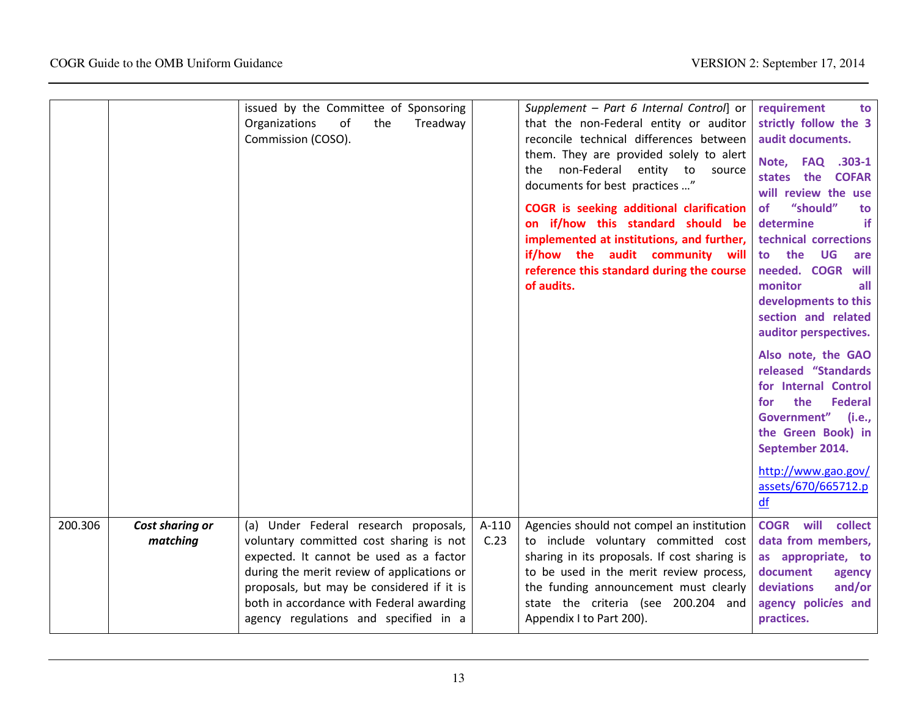| | | | | | |
|---|---|---|---|---|---|
| | | issued by the Committee of Sponsoring Organizations of the Treadway Commission (COSO). | | *Supplement – Part 6 Internal Control*] or that the non-Federal entity or auditor reconcile technical differences between them. They are provided solely to alert the non-Federal entity to source documents for best practices …"<br><br>**COGR is seeking additional clarification on if/how this standard should be implemented at institutions, and further, if/how the audit community will reference this standard during the course of audits.** | **requirement to strictly follow the 3 audit documents.**<br><br>**Note, FAQ .303-1 states the COFAR will review the use of "should" to determine if technical corrections to the UG are needed. COGR will monitor all developments to this section and related auditor perspectives.**<br><br>**Also note, the GAO released "Standards for Internal Control for the Federal Government" (i.e., the Green Book) in September 2014.**<br><br>http://www.gao.gov/assets/670/665712.pdf |
| 200.306 | ***Cost sharing or matching*** | (a) Under Federal research proposals, voluntary committed cost sharing is not expected. It cannot be used as a factor during the merit review of applications or proposals, but may be considered if it is both in accordance with Federal awarding agency regulations and specified in a | A-110 C.23 | Agencies should not compel an institution to include voluntary committed cost sharing in its proposals. If cost sharing is to be used in the merit review process, the funding announcement must clearly state the criteria (see 200.204 and Appendix I to Part 200). | **COGR will collect data from members, as appropriate, to document agency deviations and/or agency policies and practices.** |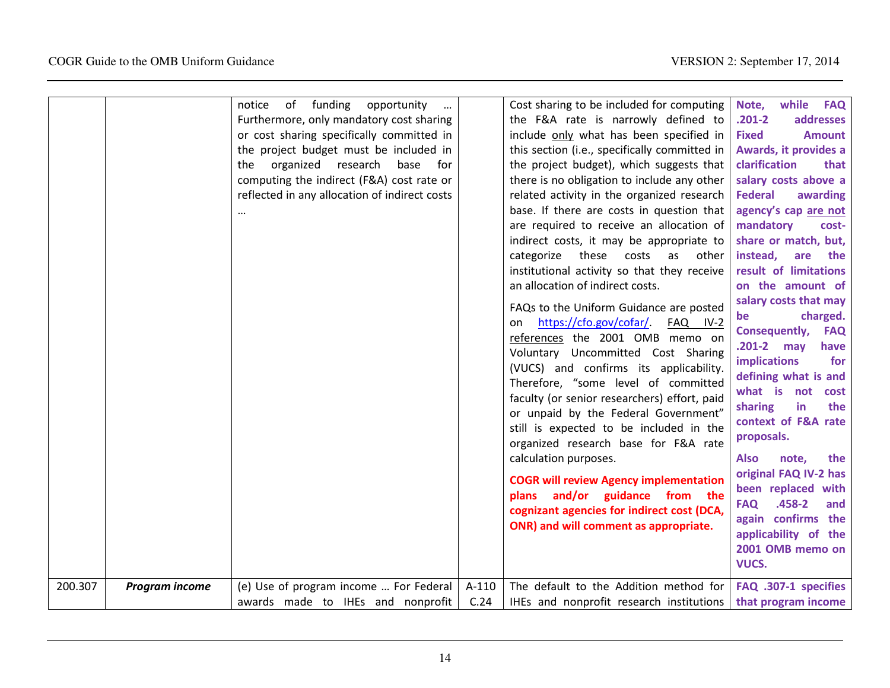| | | | | | |
|---|---|---|---|---|---|
| | | notice of funding opportunity … Furthermore, only mandatory cost sharing or cost sharing specifically committed in the project budget must be included in the organized research base for computing the indirect (F&A) cost rate or reflected in any allocation of indirect costs … | | Cost sharing to be included for computing the F&A rate is narrowly defined to include only what has been specified in this section (i.e., specifically committed in the project budget), which suggests that there is no obligation to include any other related activity in the organized research base. If there are costs in question that are required to receive an allocation of indirect costs, it may be appropriate to categorize these costs as other institutional activity so that they receive an allocation of indirect costs.<br><br>FAQs to the Uniform Guidance are posted on https://cfo.gov/cofar/. FAQ IV-2 references the 2001 OMB memo on Voluntary Uncommitted Cost Sharing (VUCS) and confirms its applicability. Therefore, "some level of committed faculty (or senior researchers) effort, paid or unpaid by the Federal Government" still is expected to be included in the organized research base for F&A rate calculation purposes.<br><br>**COGR will review Agency implementation plans and/or guidance from the cognizant agencies for indirect cost (DCA, ONR) and will comment as appropriate.** | **Note, while FAQ .201-2 addresses Fixed Amount Awards, it provides a clarification that salary costs above a Federal awarding agency's cap are not mandatory cost-share or match, but, instead, are the result of limitations on the amount of salary costs that may be charged. Consequently, FAQ .201-2 may have implications for defining what is and what is not cost sharing in the context of F&A rate proposals.**<br><br>**Also note, the original FAQ IV-2 has been replaced with FAQ .458-2 and again confirms the applicability of the 2001 OMB memo on VUCS.** |
| 200.307 | ***Program income*** | (e) Use of program income … For Federal awards made to IHEs and nonprofit | A-110 C.24 | The default to the Addition method for IHEs and nonprofit research institutions | **FAQ .307-1 specifies that program income** |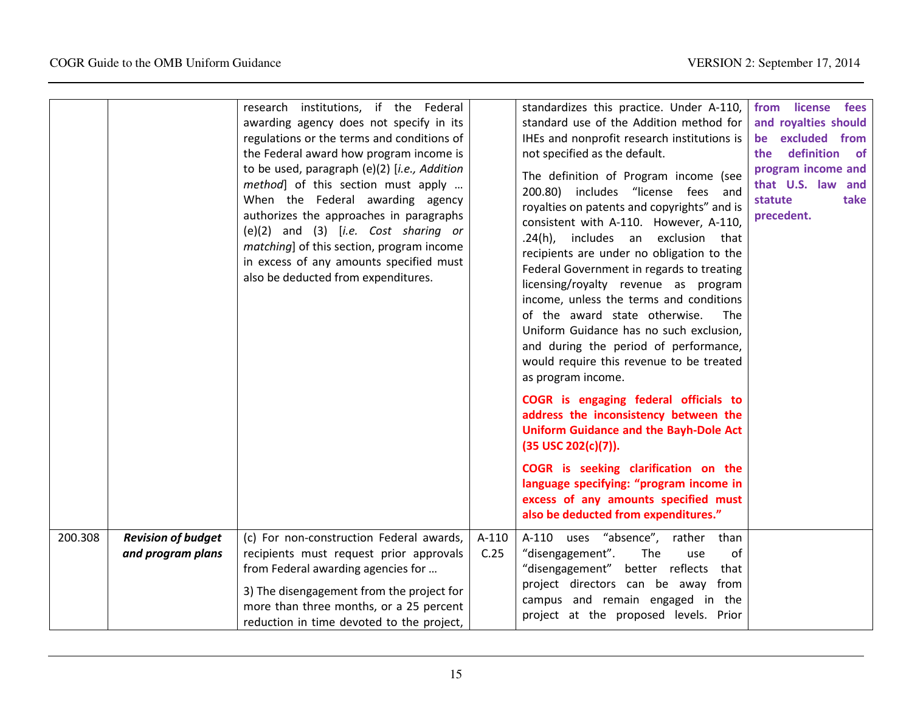| | | | | | |
|---|---|---|---|---|---|
| | | research institutions, if the Federal awarding agency does not specify in its regulations or the terms and conditions of the Federal award how program income is to be used, paragraph (e)(2) [*i.e., Addition method*] of this section must apply … When the Federal awarding agency authorizes the approaches in paragraphs (e)(2) and (3) [*i.e. Cost sharing or matching*] of this section, program income in excess of any amounts specified must also be deducted from expenditures. | | standardizes this practice. Under A-110, standard use of the Addition method for IHEs and nonprofit research institutions is not specified as the default.<br><br>The definition of Program income (see 200.80) includes "license fees and royalties on patents and copyrights" and is consistent with A-110. However, A-110, .24(h), includes an exclusion that recipients are under no obligation to the Federal Government in regards to treating licensing/royalty revenue as program income, unless the terms and conditions of the award state otherwise. The Uniform Guidance has no such exclusion, and during the period of performance, would require this revenue to be treated as program income.<br><br>**COGR is engaging federal officials to address the inconsistency between the Uniform Guidance and the Bayh-Dole Act (35 USC 202(c)(7)).**<br><br>**COGR is seeking clarification on the language specifying: "program income in excess of any amounts specified must also be deducted from expenditures."** | **from license fees and royalties should be excluded from the definition of program income and that U.S. law and statute take precedent.** |
| 200.308 | ***Revision of budget and program plans*** | (c) For non-construction Federal awards, recipients must request prior approvals from Federal awarding agencies for …<br><br>3) The disengagement from the project for more than three months, or a 25 percent reduction in time devoted to the project, | A-110 C.25 | A-110 uses "absence", rather than "disengagement". The use of "disengagement" better reflects that project directors can be away from campus and remain engaged in the project at the proposed levels. Prior | |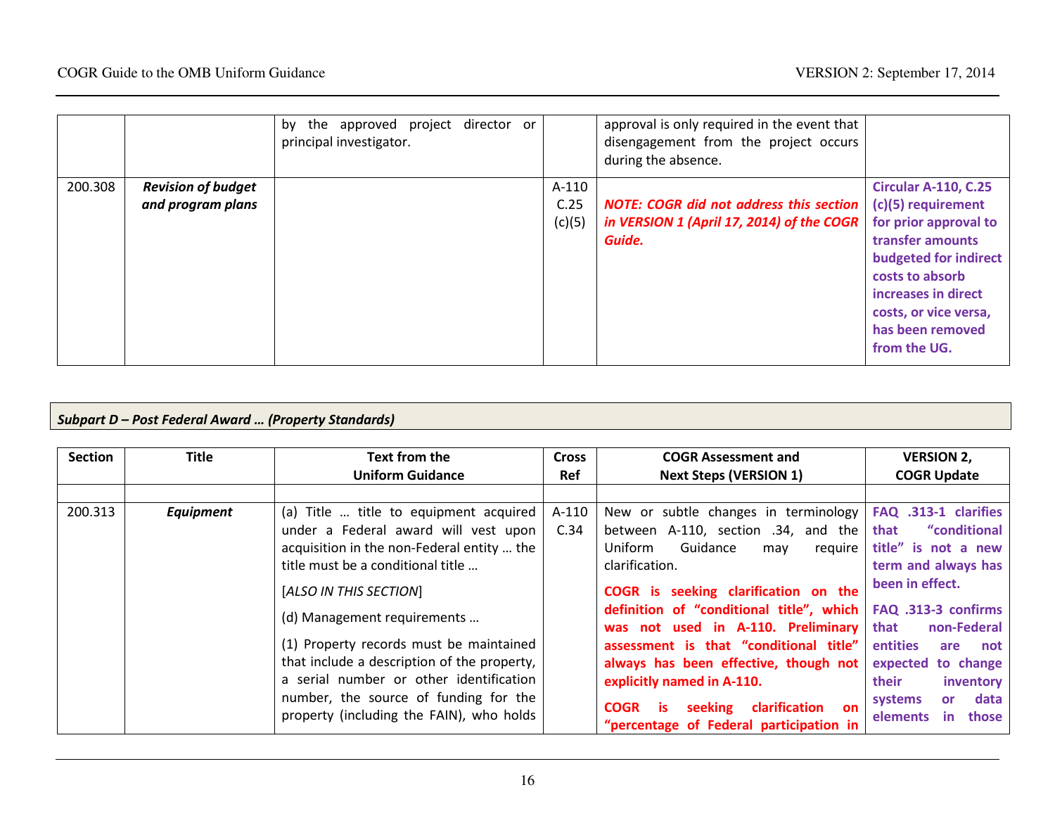| Section | Title | Text from the Uniform Guidance | Cross Ref | COGR Assessment and Next Steps (VERSION 1) | VERSION 2, COGR Update |
|---|---|---|---|---|---|
| | | by the approved project director or principal investigator. | | approval is only required in the event that disengagement from the project occurs during the absence. | |
| 200.308 | ***Revision of budget and program plans*** | | A-110 C.25 (c)(5) | ***NOTE: COGR did not address this section in VERSION 1 (April 17, 2014) of the COGR Guide.*** | **Circular A-110, C.25 (c)(5) requirement for prior approval to transfer amounts budgeted for indirect costs to absorb increases in direct costs, or vice versa, has been removed from the UG.** |

***Subpart D – Post Federal Award … (Property Standards)***

| Section | Title | Text from the Uniform Guidance | Cross Ref | COGR Assessment and Next Steps (VERSION 1) | VERSION 2, COGR Update |
|---|---|---|---|---|---|
| | | | | | |
| 200.313 | ***Equipment*** | (a) Title … title to equipment acquired under a Federal award will vest upon acquisition in the non-Federal entity … the title must be a conditional title …<br><br>[*ALSO IN THIS SECTION*]<br><br>(d) Management requirements …<br><br>(1) Property records must be maintained that include a description of the property, a serial number or other identification number, the source of funding for the property (including the FAIN), who holds | A-110 C.34 | New or subtle changes in terminology between A-110, section .34, and the Uniform Guidance may require clarification.<br><br>**COGR is seeking clarification on the definition of "conditional title", which was not used in A-110. Preliminary assessment is that "conditional title" always has been effective, though not explicitly named in A-110.**<br><br>**COGR is seeking clarification on "percentage of Federal participation in** | **FAQ .313-1 clarifies that "conditional title" is not a new term and always has been in effect.**<br><br>**FAQ .313-3 confirms that non-Federal entities are not expected to change their inventory systems or data elements in those** |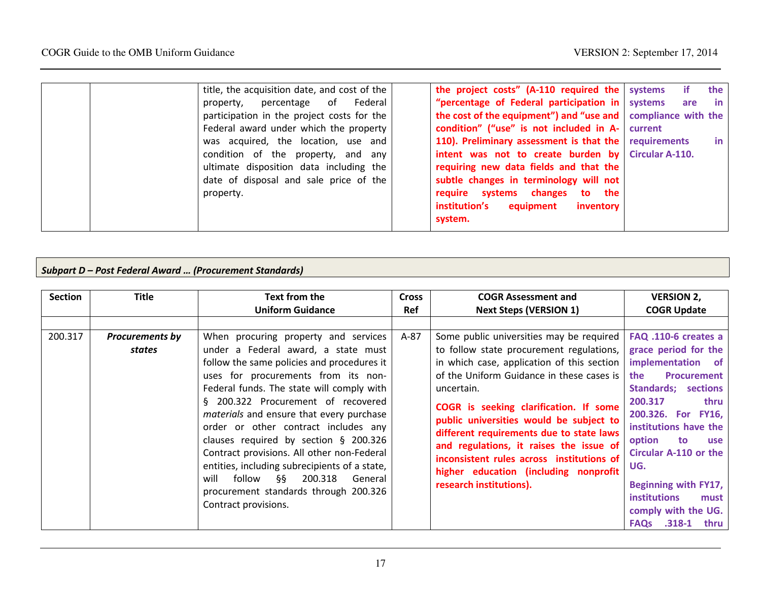| | | | | | |
|---|---|---|---|---|---|
| | | title, the acquisition date, and cost of the property, percentage of Federal participation in the project costs for the Federal award under which the property was acquired, the location, use and condition of the property, and any ultimate disposition data including the date of disposal and sale price of the property. | | **the project costs" (A-110 required the "percentage of Federal participation in the cost of the equipment") and "use and condition" ("use" is not included in A-110). Preliminary assessment is that the intent was not to create burden by requiring new data fields and that the subtle changes in terminology will not require systems changes to the institution's equipment inventory system.** | **systems if the systems are in compliance with the current requirements in Circular A-110.** |

***Subpart D – Post Federal Award … (Procurement Standards)***

| Section | Title | Text from the Uniform Guidance | Cross Ref | COGR Assessment and Next Steps (VERSION 1) | VERSION 2, COGR Update |
|---|---|---|---|---|---|
| | | | | | |
| 200.317 | ***Procurements by states*** | When procuring property and services under a Federal award, a state must follow the same policies and procedures it uses for procurements from its non-Federal funds. The state will comply with § 200.322 Procurement of recovered *materials* and ensure that every purchase order or other contract includes any clauses required by section § 200.326 Contract provisions. All other non-Federal entities, including subrecipients of a state, will follow §§ 200.318 General procurement standards through 200.326 Contract provisions. | A-87 | Some public universities may be required to follow state procurement regulations, in which case, application of this section of the Uniform Guidance in these cases is uncertain.<br><br>**COGR is seeking clarification. If some public universities would be subject to different requirements due to state laws and regulations, it raises the issue of inconsistent rules across institutions of higher education (including nonprofit research institutions).** | **FAQ .110-6 creates a grace period for the implementation of the Procurement Standards; sections 200.317 thru 200.326. For FY16, institutions have the option to use Circular A-110 or the UG.**<br><br>**Beginning with FY17, institutions must comply with the UG. FAQs .318-1 thru** |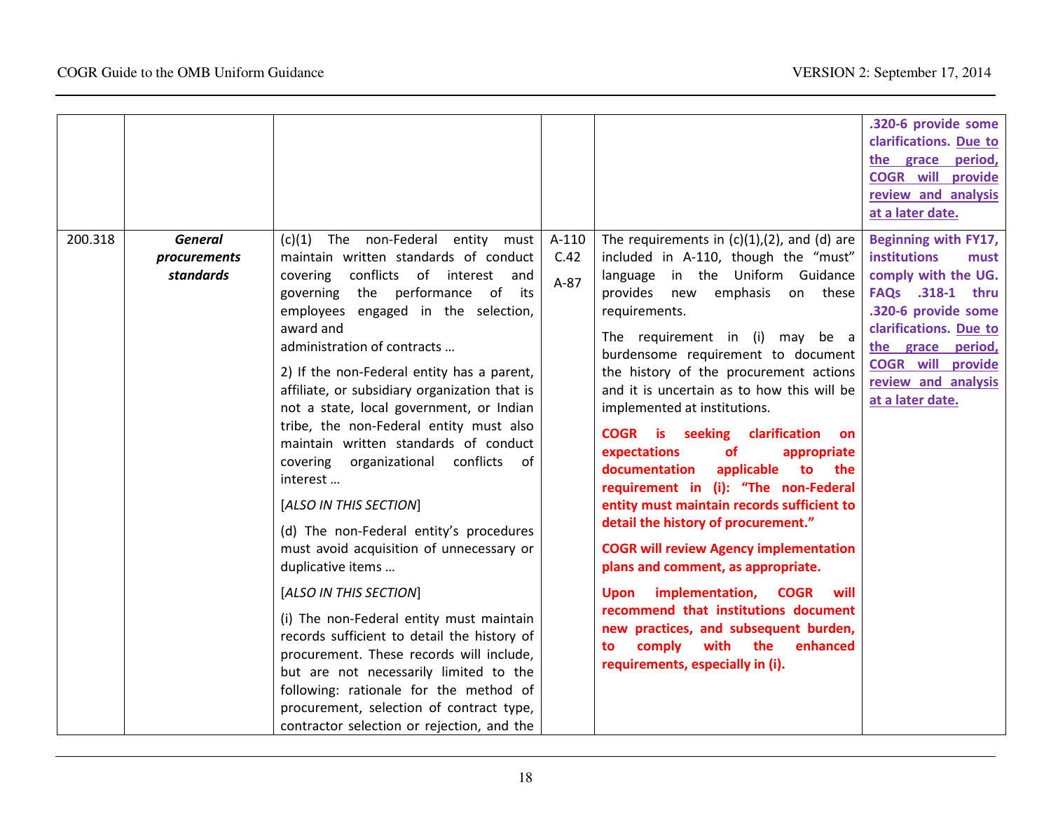| | | | | | |
|---|---|---|---|---|---|
| | | | | | **.320-6 provide some clarifications. <u>Due to the grace period, COGR will provide review and analysis at a later date.</u>** |
| 200.318 | ***General procurements standards*** | (c)(1) The non-Federal entity must maintain written standards of conduct covering conflicts of interest and governing the performance of its employees engaged in the selection, award and administration of contracts …<br><br>2) If the non-Federal entity has a parent, affiliate, or subsidiary organization that is not a state, local government, or Indian tribe, the non-Federal entity must also maintain written standards of conduct covering organizational conflicts of interest …<br><br>[*ALSO IN THIS SECTION*]<br><br>(d) The non-Federal entity's procedures must avoid acquisition of unnecessary or duplicative items …<br><br>[*ALSO IN THIS SECTION*]<br><br>(i) The non-Federal entity must maintain records sufficient to detail the history of procurement. These records will include, but are not necessarily limited to the following: rationale for the method of procurement, selection of contract type, contractor selection or rejection, and the | A-110 C.42<br><br>A-87 | The requirements in (c)(1),(2), and (d) are included in A-110, though the "must" language in the Uniform Guidance provides new emphasis on these requirements.<br><br>The requirement in (i) may be a burdensome requirement to document the history of the procurement actions and it is uncertain as to how this will be implemented at institutions.<br><br>**COGR is seeking clarification on expectations of appropriate documentation applicable to the requirement in (i): "The non-Federal entity must maintain records sufficient to detail the history of procurement."**<br><br>**COGR will review Agency implementation plans and comment, as appropriate.**<br><br>**Upon implementation, COGR will recommend that institutions document new practices, and subsequent burden, to comply with the enhanced requirements, especially in (i).** | **Beginning with FY17, institutions must comply with the UG. FAQs .318-1 thru .320-6 provide some clarifications. <u>Due to the grace period, COGR will provide review and analysis at a later date.</u>** |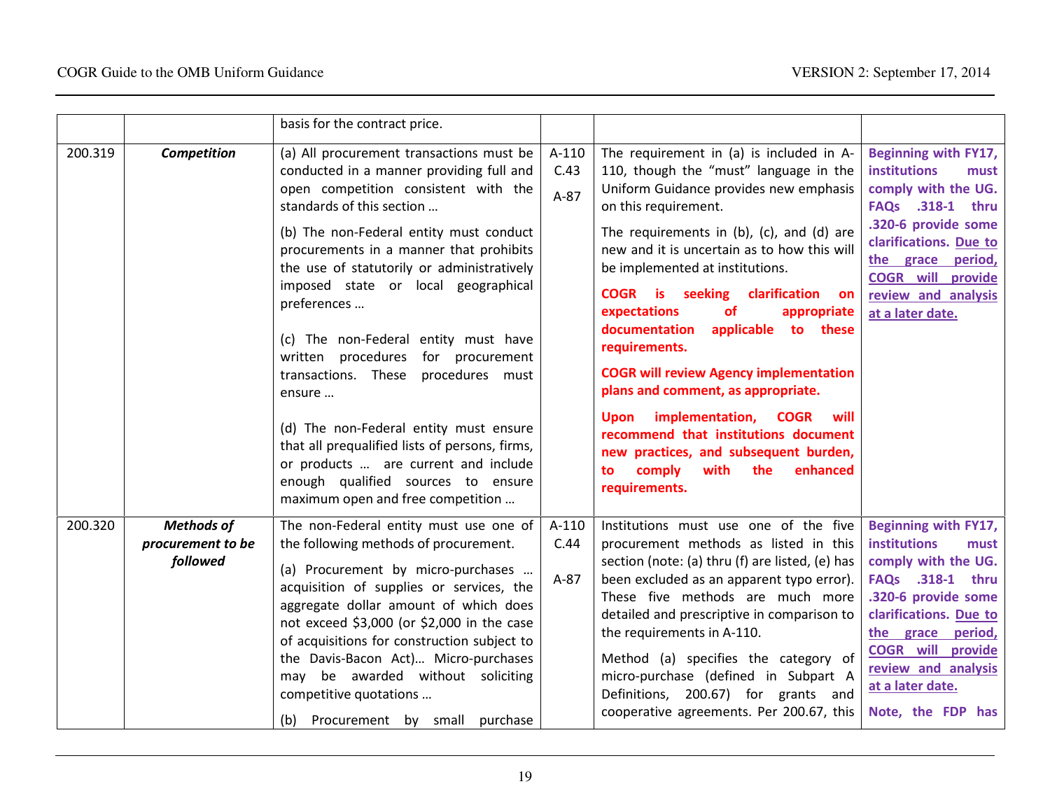| | | | | | |
|---|---|---|---|---|---|
| | | basis for the contract price. | | | |
| 200.319 | ***Competition*** | (a) All procurement transactions must be conducted in a manner providing full and open competition consistent with the standards of this section …<br><br>(b) The non-Federal entity must conduct procurements in a manner that prohibits the use of statutorily or administratively imposed state or local geographical preferences …<br><br>(c) The non-Federal entity must have written procedures for procurement transactions. These procedures must ensure …<br><br>(d) The non-Federal entity must ensure that all prequalified lists of persons, firms, or products … are current and include enough qualified sources to ensure maximum open and free competition … | A-110 C.43<br><br>A-87 | The requirement in (a) is included in A-110, though the "must" language in the Uniform Guidance provides new emphasis on this requirement.<br><br>The requirements in (b), (c), and (d) are new and it is uncertain as to how this will be implemented at institutions.<br><br>**COGR is seeking clarification on expectations of appropriate documentation applicable to these requirements.**<br><br>**COGR will review Agency implementation plans and comment, as appropriate.**<br><br>**Upon implementation, COGR will recommend that institutions document new practices, and subsequent burden, to comply with the enhanced requirements.** | **Beginning with FY17, institutions must comply with the UG. FAQs .318-1 thru .320-6 provide some clarifications. Due to the grace period, COGR will provide review and analysis at a later date.** |
| 200.320 | ***Methods of procurement to be followed*** | The non-Federal entity must use one of the following methods of procurement.<br><br>(a) Procurement by micro-purchases … acquisition of supplies or services, the aggregate dollar amount of which does not exceed $3,000 (or $2,000 in the case of acquisitions for construction subject to the Davis-Bacon Act)… Micro-purchases may be awarded without soliciting competitive quotations …<br><br>(b) Procurement by small purchase | A-110 C.44<br><br>A-87 | Institutions must use one of the five procurement methods as listed in this section (note: (a) thru (f) are listed, (e) has been excluded as an apparent typo error). These five methods are much more detailed and prescriptive in comparison to the requirements in A-110.<br><br>Method (a) specifies the category of micro-purchase (defined in Subpart A Definitions, 200.67) for grants and cooperative agreements. Per 200.67, this | **Beginning with FY17, institutions must comply with the UG. FAQs .318-1 thru .320-6 provide some clarifications. Due to the grace period, COGR will provide review and analysis at a later date.**<br><br>**Note, the FDP has** |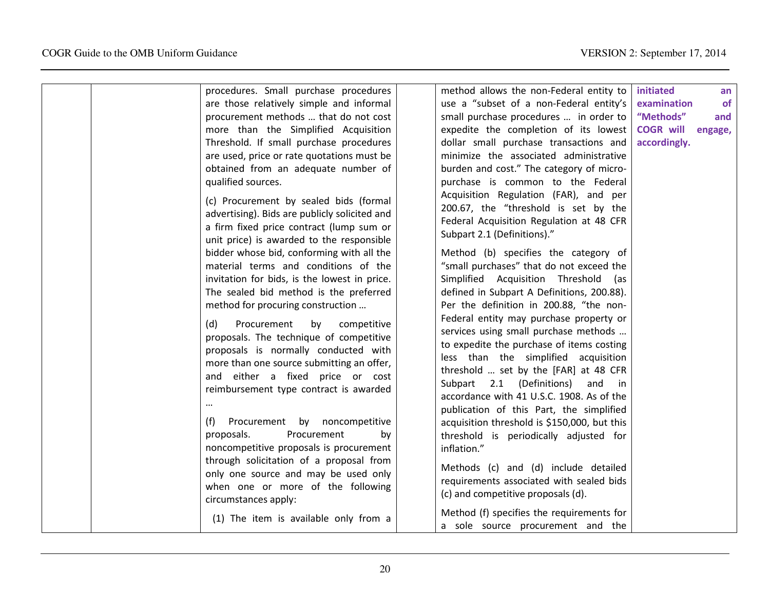| | | | | | |
|---|---|---|---|---|---|
| | | procedures. Small purchase procedures are those relatively simple and informal procurement methods … that do not cost more than the Simplified Acquisition Threshold. If small purchase procedures are used, price or rate quotations must be obtained from an adequate number of qualified sources.<br><br>(c) Procurement by sealed bids (formal advertising). Bids are publicly solicited and a firm fixed price contract (lump sum or unit price) is awarded to the responsible bidder whose bid, conforming with all the material terms and conditions of the invitation for bids, is the lowest in price. The sealed bid method is the preferred method for procuring construction …<br><br>(d) Procurement by competitive proposals. The technique of competitive proposals is normally conducted with more than one source submitting an offer, and either a fixed price or cost reimbursement type contract is awarded …<br><br>(f) Procurement by noncompetitive proposals. Procurement by noncompetitive proposals is procurement through solicitation of a proposal from only one source and may be used only when one or more of the following circumstances apply:<br><br>(1) The item is available only from a | | method allows the non-Federal entity to use a "subset of a non-Federal entity's small purchase procedures … in order to expedite the completion of its lowest dollar small purchase transactions and minimize the associated administrative burden and cost." The category of micro-purchase is common to the Federal Acquisition Regulation (FAR), and per 200.67, the "threshold is set by the Federal Acquisition Regulation at 48 CFR Subpart 2.1 (Definitions)."<br><br>Method (b) specifies the category of "small purchases" that do not exceed the Simplified Acquisition Threshold (as defined in Subpart A Definitions, 200.88). Per the definition in 200.88, "the non-Federal entity may purchase property or services using small purchase methods … to expedite the purchase of items costing less than the simplified acquisition threshold … set by the [FAR] at 48 CFR Subpart 2.1 (Definitions) and in accordance with 41 U.S.C. 1908. As of the publication of this Part, the simplified acquisition threshold is $150,000, but this threshold is periodically adjusted for inflation."<br><br>Methods (c) and (d) include detailed requirements associated with sealed bids (c) and competitive proposals (d).<br><br>Method (f) specifies the requirements for a sole source procurement and the | **initiated an examination of "Methods" and COGR will engage, accordingly.** |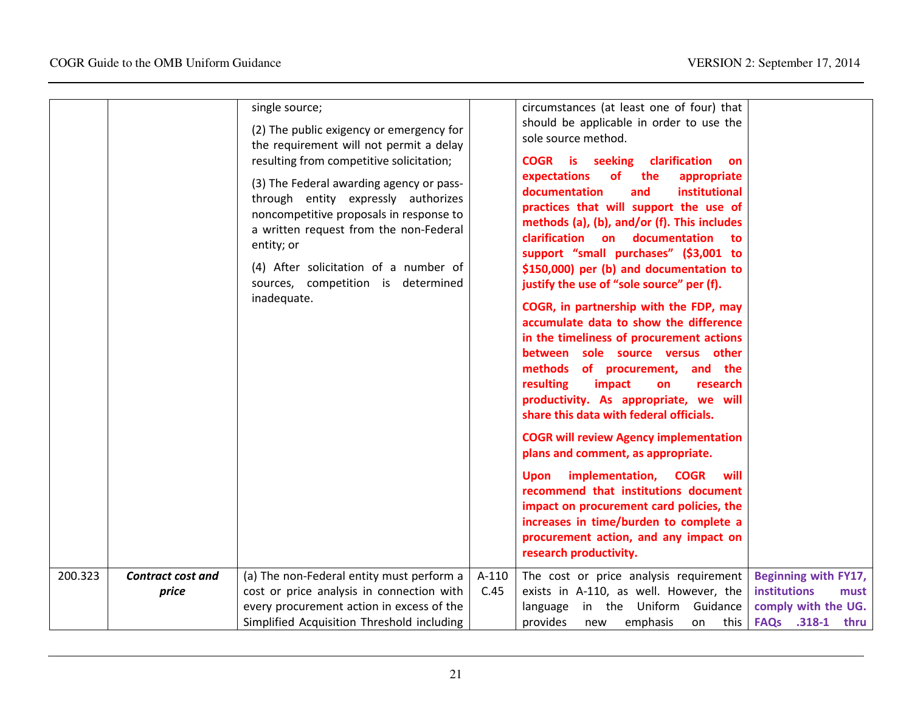| | | | | | |
|---|---|---|---|---|---|
| | | single source;<br><br>(2) The public exigency or emergency for the requirement will not permit a delay resulting from competitive solicitation;<br><br>(3) The Federal awarding agency or pass-through entity expressly authorizes noncompetitive proposals in response to a written request from the non-Federal entity; or<br><br>(4) After solicitation of a number of sources, competition is determined inadequate. | | circumstances (at least one of four) that should be applicable in order to use the sole source method.<br><br>**COGR is seeking clarification on expectations of the appropriate documentation and institutional practices that will support the use of methods (a), (b), and/or (f). This includes clarification on documentation to support "small purchases" ($3,001 to $150,000) per (b) and documentation to justify the use of "sole source" per (f).**<br><br>**COGR, in partnership with the FDP, may accumulate data to show the difference in the timeliness of procurement actions between sole source versus other methods of procurement, and the resulting impact on research productivity. As appropriate, we will share this data with federal officials.**<br><br>**COGR will review Agency implementation plans and comment, as appropriate.**<br><br>**Upon implementation, COGR will recommend that institutions document impact on procurement card policies, the increases in time/burden to complete a procurement action, and any impact on research productivity.** | |
| 200.323 | ***Contract cost and price*** | (a) The non-Federal entity must perform a cost or price analysis in connection with every procurement action in excess of the Simplified Acquisition Threshold including | A-110 C.45 | The cost or price analysis requirement exists in A-110, as well. However, the language in the Uniform Guidance provides new emphasis on this | **Beginning with FY17, institutions must comply with the UG. FAQs .318-1 thru** |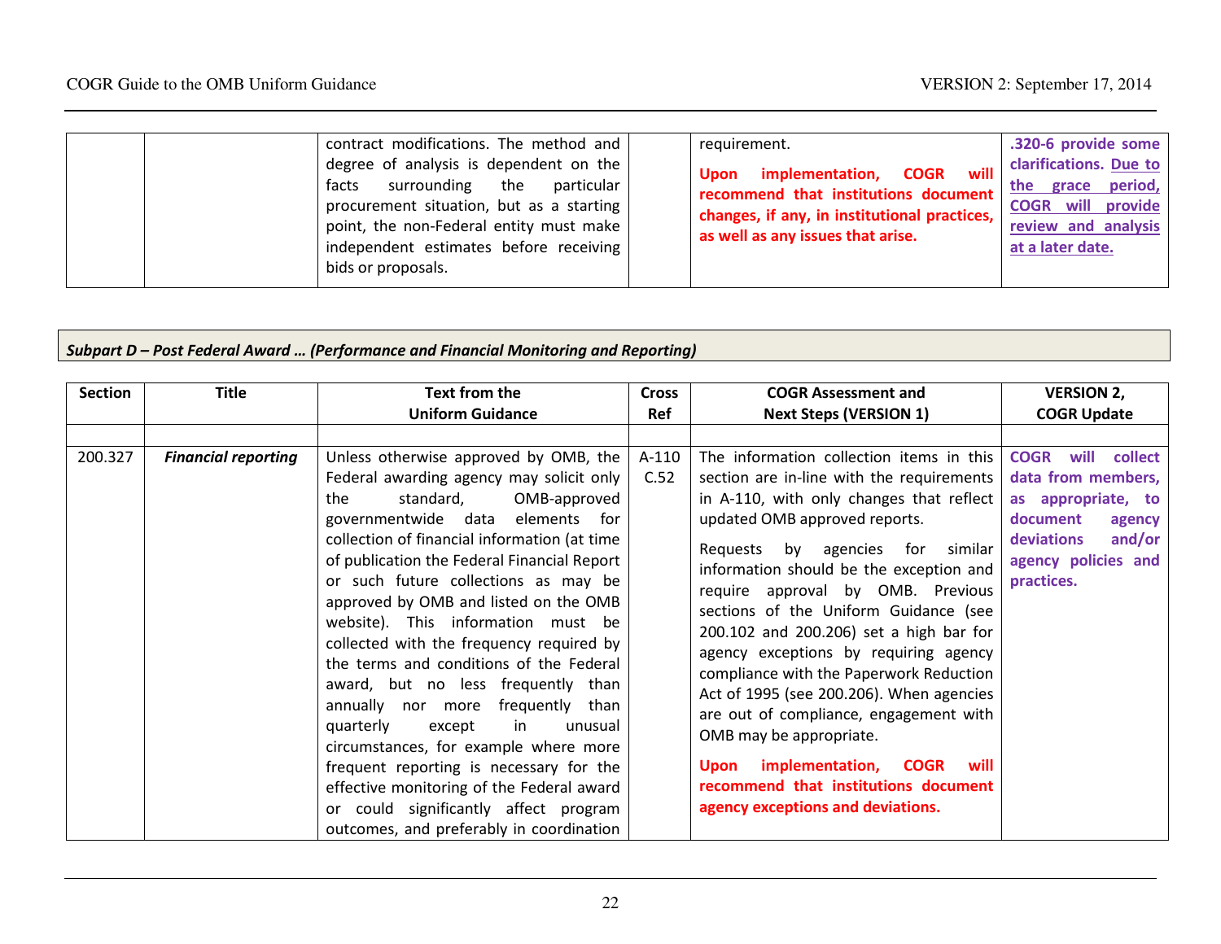| | | contract modifications. The method and degree of analysis is dependent on the facts surrounding the particular procurement situation, but as a starting point, the non-Federal entity must make independent estimates before receiving bids or proposals. | | requirement.<br><br>**Upon implementation, COGR will recommend that institutions document changes, if any, in institutional practices, as well as any issues that arise.** | **.320-6 provide some clarifications. Due to the grace period, COGR will provide review and analysis at a later date.** |
|---|---|---|---|---|---|

***Subpart D – Post Federal Award … (Performance and Financial Monitoring and Reporting)***

| Section | Title | Text from the Uniform Guidance | Cross Ref | COGR Assessment and Next Steps (VERSION 1) | VERSION 2, COGR Update |
|---|---|---|---|---|---|
| | | | | | |
| 200.327 | ***Financial reporting*** | Unless otherwise approved by OMB, the Federal awarding agency may solicit only the standard, OMB-approved governmentwide data elements for collection of financial information (at time of publication the Federal Financial Report or such future collections as may be approved by OMB and listed on the OMB website). This information must be collected with the frequency required by the terms and conditions of the Federal award, but no less frequently than annually nor more frequently than quarterly except in unusual circumstances, for example where more frequent reporting is necessary for the effective monitoring of the Federal award or could significantly affect program outcomes, and preferably in coordination | A-110 C.52 | The information collection items in this section are in-line with the requirements in A-110, with only changes that reflect updated OMB approved reports.<br><br>Requests by agencies for similar information should be the exception and require approval by OMB. Previous sections of the Uniform Guidance (see 200.102 and 200.206) set a high bar for agency exceptions by requiring agency compliance with the Paperwork Reduction Act of 1995 (see 200.206). When agencies are out of compliance, engagement with OMB may be appropriate.<br><br>**Upon implementation, COGR will recommend that institutions document agency exceptions and deviations.** | **COGR will collect data from members, as appropriate, to document agency deviations and/or agency policies and practices.** |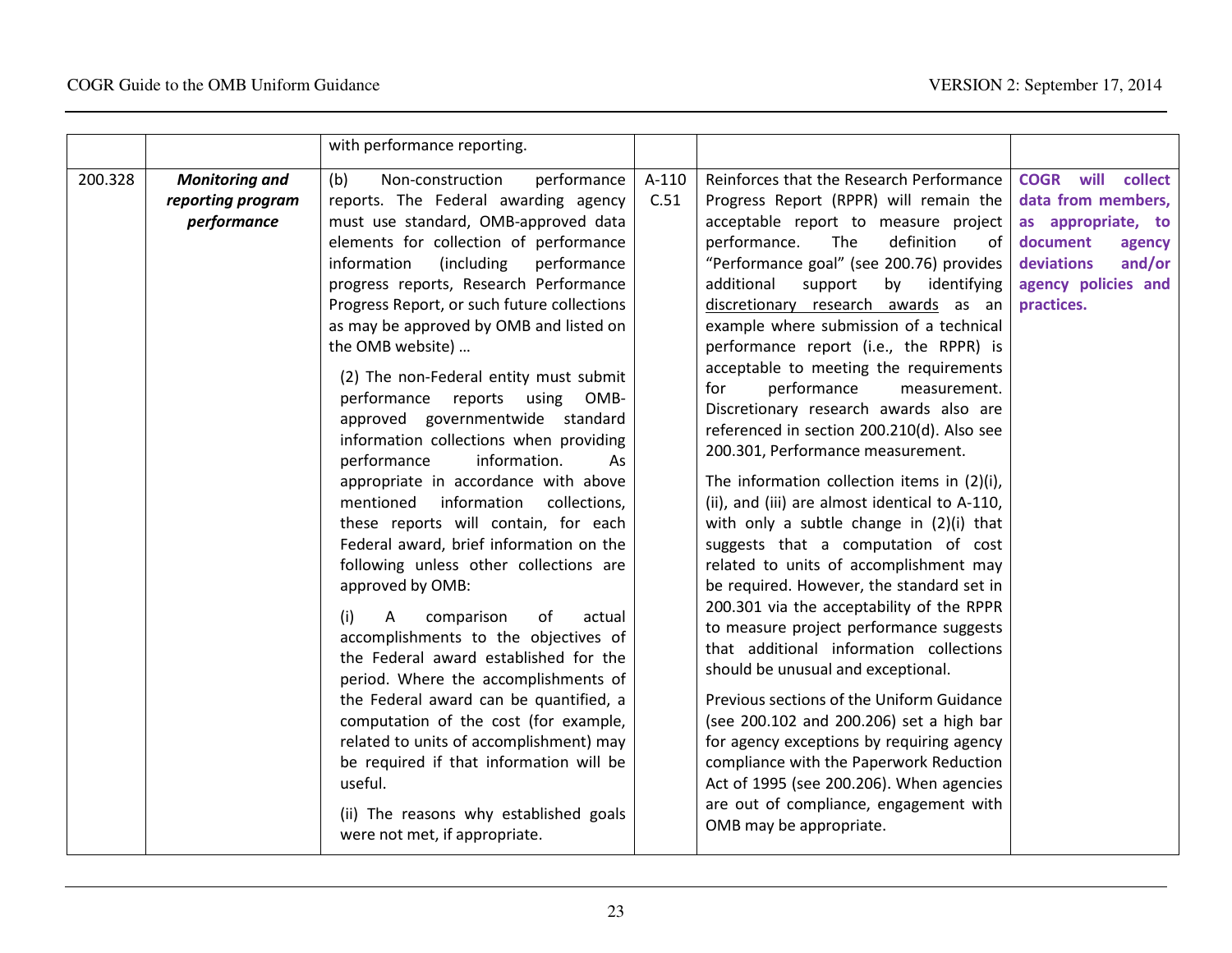|  |  |  |  |  |  |
|---|---|---|---|---|---|
|  |  | with performance reporting. |  |  |  |
| 200.328 | ***Monitoring and reporting program performance*** | (b) Non-construction performance reports. The Federal awarding agency must use standard, OMB-approved data elements for collection of performance information (including performance progress reports, Research Performance Progress Report, or such future collections as may be approved by OMB and listed on the OMB website) …<br><br>(2) The non-Federal entity must submit performance reports using OMB-approved governmentwide standard information collections when providing performance information. As appropriate in accordance with above mentioned information collections, these reports will contain, for each Federal award, brief information on the following unless other collections are approved by OMB:<br><br>(i) A comparison of actual accomplishments to the objectives of the Federal award established for the period. Where the accomplishments of the Federal award can be quantified, a computation of the cost (for example, related to units of accomplishment) may be required if that information will be useful.<br><br>(ii) The reasons why established goals were not met, if appropriate. | A-110 C.51 | Reinforces that the Research Performance Progress Report (RPPR) will remain the acceptable report to measure project performance. The definition of "Performance goal" (see 200.76) provides additional support by identifying discretionary research awards as an example where submission of a technical performance report (i.e., the RPPR) is acceptable to meeting the requirements for performance measurement. Discretionary research awards also are referenced in section 200.210(d). Also see 200.301, Performance measurement.<br><br>The information collection items in (2)(i), (ii), and (iii) are almost identical to A-110, with only a subtle change in (2)(i) that suggests that a computation of cost related to units of accomplishment may be required. However, the standard set in 200.301 via the acceptability of the RPPR to measure project performance suggests that additional information collections should be unusual and exceptional.<br><br>Previous sections of the Uniform Guidance (see 200.102 and 200.206) set a high bar for agency exceptions by requiring agency compliance with the Paperwork Reduction Act of 1995 (see 200.206). When agencies are out of compliance, engagement with OMB may be appropriate. | **COGR will collect data from members, as appropriate, to document agency deviations and/or agency policies and practices.** |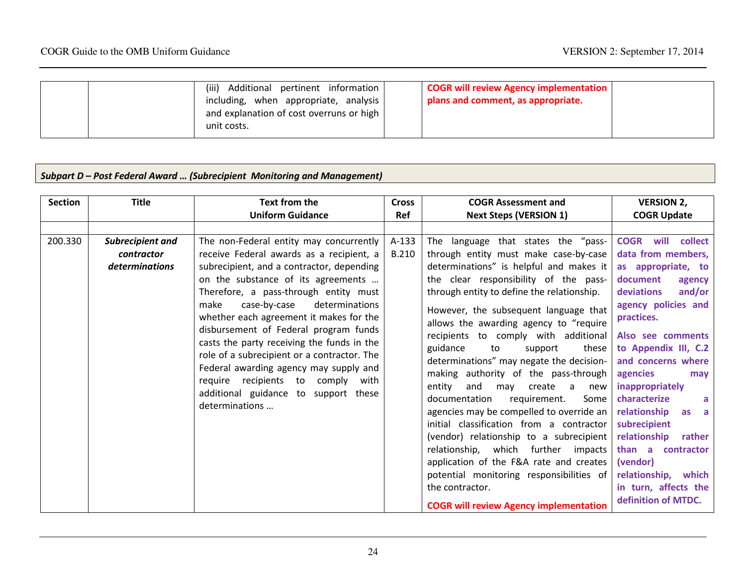| | | | | | |
|---|---|---|---|---|---|
| | | (iii) Additional pertinent information including, when appropriate, analysis and explanation of cost overruns or high unit costs. | | **COGR will review Agency implementation plans and comment, as appropriate.** | |

***Subpart D – Post Federal Award … (Subrecipient Monitoring and Management)***

| Section | Title | Text from the Uniform Guidance | Cross Ref | COGR Assessment and Next Steps (VERSION 1) | VERSION 2, COGR Update |
|---|---|---|---|---|---|
| | | | | | |
| 200.330 | ***Subrecipient and contractor determinations*** | The non-Federal entity may concurrently receive Federal awards as a recipient, a subrecipient, and a contractor, depending on the substance of its agreements … Therefore, a pass-through entity must make case-by-case determinations whether each agreement it makes for the disbursement of Federal program funds casts the party receiving the funds in the role of a subrecipient or a contractor. The Federal awarding agency may supply and require recipients to comply with additional guidance to support these determinations … | A-133 B.210 | The language that states the "pass-through entity must make case-by-case determinations" is helpful and makes it the clear responsibility of the pass-through entity to define the relationship.<br><br>However, the subsequent language that allows the awarding agency to "require recipients to comply with additional guidance to support these determinations" may negate the decision-making authority of the pass-through entity and may create a new documentation requirement. Some agencies may be compelled to override an initial classification from a contractor (vendor) relationship to a subrecipient relationship, which further impacts application of the F&A rate and creates potential monitoring responsibilities of the contractor.<br><br>**COGR will review Agency implementation** | **COGR will collect data from members, as appropriate, to document agency deviations and/or agency policies and practices.**<br><br>**Also see comments to Appendix III, C.2 and concerns where agencies may inappropriately characterize a relationship as a subrecipient relationship rather than a contractor (vendor) relationship, which in turn, affects the definition of MTDC.** |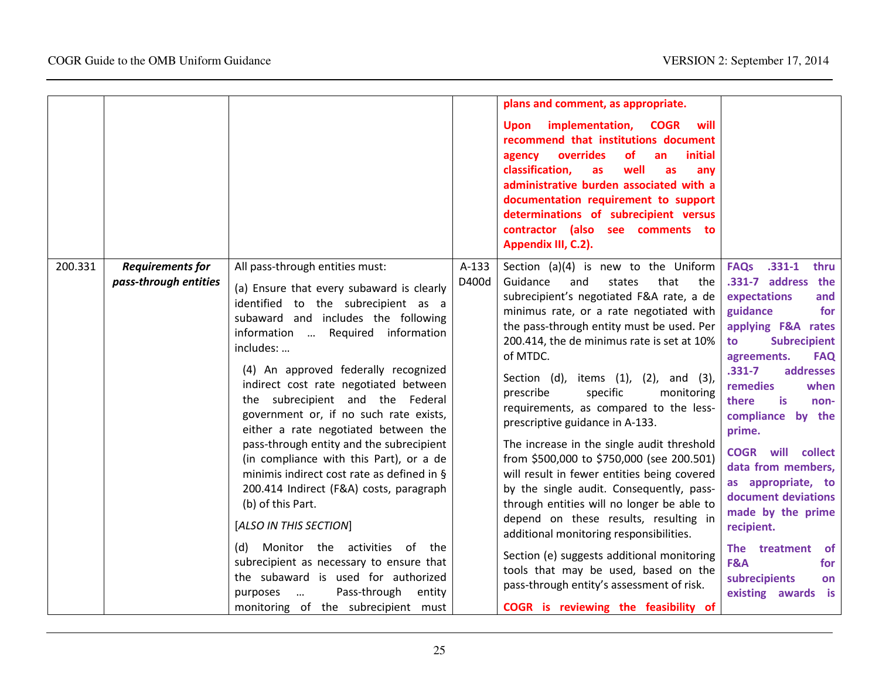| | | | | | |
|---|---|---|---|---|---|
| | | | | **plans and comment, as appropriate.**<br><br>**Upon implementation, COGR will recommend that institutions document agency overrides of an initial classification, as well as any administrative burden associated with a documentation requirement to support determinations of subrecipient versus contractor (also see comments to Appendix III, C.2).** | |
| 200.331 | ***Requirements for pass-through entities*** | All pass-through entities must:<br><br>(a) Ensure that every subaward is clearly identified to the subrecipient as a subaward and includes the following information … Required information includes: …<br><br>(4) An approved federally recognized indirect cost rate negotiated between the subrecipient and the Federal government or, if no such rate exists, either a rate negotiated between the pass-through entity and the subrecipient (in compliance with this Part), or a de minimis indirect cost rate as defined in § 200.414 Indirect (F&A) costs, paragraph (b) of this Part.<br><br>[*ALSO IN THIS SECTION*]<br><br>(d) Monitor the activities of the subrecipient as necessary to ensure that the subaward is used for authorized purposes … Pass-through entity monitoring of the subrecipient must | A-133 D400d | Section (a)(4) is new to the Uniform Guidance and states that the subrecipient's negotiated F&A rate, a de minimus rate, or a rate negotiated with the pass-through entity must be used. Per 200.414, the de minimus rate is set at 10% of MTDC.<br><br>Section (d), items (1), (2), and (3), prescribe specific monitoring requirements, as compared to the less-prescriptive guidance in A-133.<br><br>The increase in the single audit threshold from $500,000 to $750,000 (see 200.501) will result in fewer entities being covered by the single audit. Consequently, pass-through entities will no longer be able to depend on these results, resulting in additional monitoring responsibilities.<br><br>Section (e) suggests additional monitoring tools that may be used, based on the pass-through entity's assessment of risk.<br><br>**COGR is reviewing the feasibility of** | **FAQs .331-1 thru .331-7 address the expectations and guidance for applying F&A rates to Subrecipient agreements. FAQ .331-7 addresses remedies when there is non-compliance by the prime.**<br><br>**COGR will collect data from members, as appropriate, to document deviations made by the prime recipient.**<br><br>**The treatment of F&A for subrecipients on existing awards is** |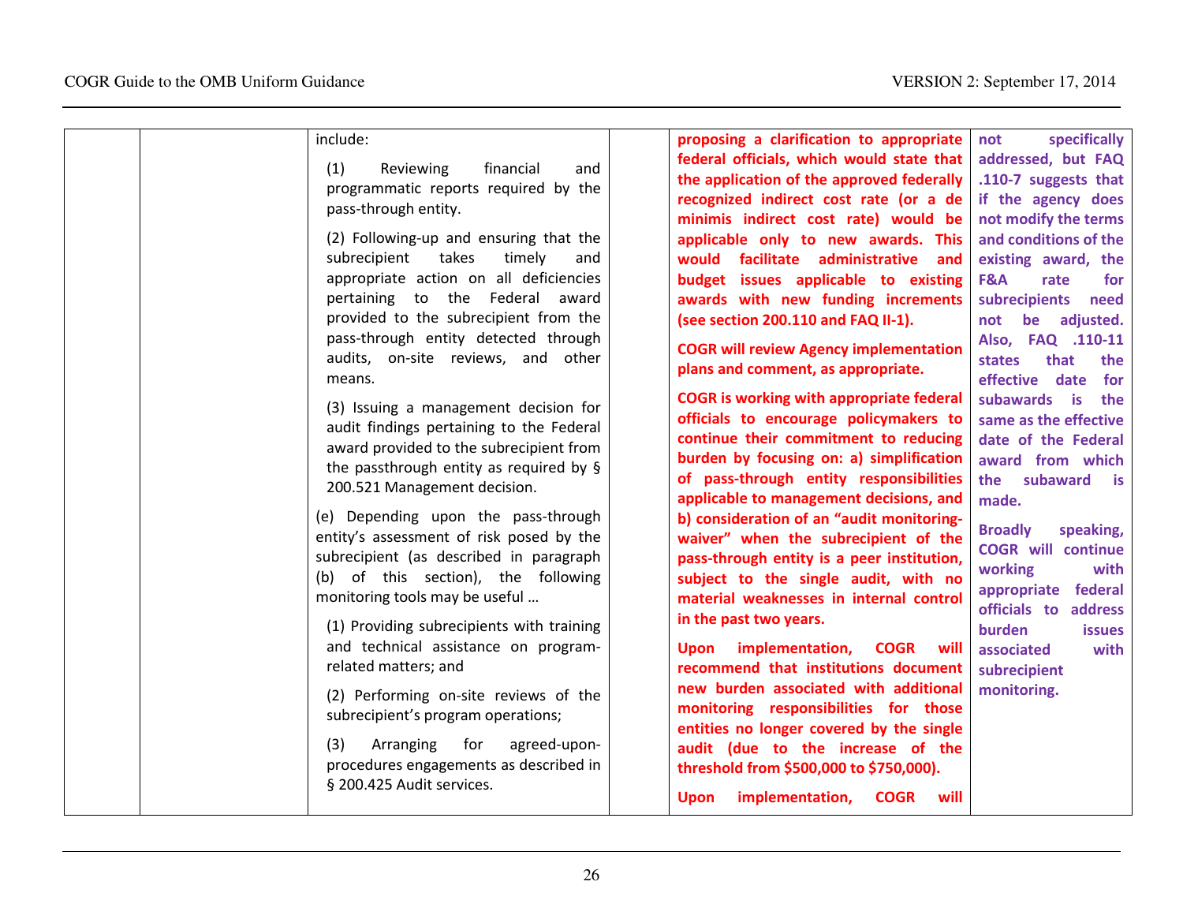| | | | | | |
|---|---|---|---|---|---|
| | | include:<br><br>(1) Reviewing financial and programmatic reports required by the pass-through entity.<br><br>(2) Following-up and ensuring that the subrecipient takes timely and appropriate action on all deficiencies pertaining to the Federal award provided to the subrecipient from the pass-through entity detected through audits, on-site reviews, and other means.<br><br>(3) Issuing a management decision for audit findings pertaining to the Federal award provided to the subrecipient from the passthrough entity as required by § 200.521 Management decision.<br><br>(e) Depending upon the pass-through entity's assessment of risk posed by the subrecipient (as described in paragraph (b) of this section), the following monitoring tools may be useful …<br><br>(1) Providing subrecipients with training and technical assistance on program-related matters; and<br><br>(2) Performing on-site reviews of the subrecipient's program operations;<br><br>(3) Arranging for agreed-upon-procedures engagements as described in § 200.425 Audit services. | | **proposing a clarification to appropriate federal officials, which would state that the application of the approved federally recognized indirect cost rate (or a de minimis indirect cost rate) would be applicable only to new awards. This would facilitate administrative and budget issues applicable to existing awards with new funding increments (see section 200.110 and FAQ II-1).**<br><br>**COGR will review Agency implementation plans and comment, as appropriate.**<br><br>**COGR is working with appropriate federal officials to encourage policymakers to continue their commitment to reducing burden by focusing on: a) simplification of pass-through entity responsibilities applicable to management decisions, and b) consideration of an "audit monitoring-waiver" when the subrecipient of the pass-through entity is a peer institution, subject to the single audit, with no material weaknesses in internal control in the past two years.**<br><br>**Upon implementation, COGR will recommend that institutions document new burden associated with additional monitoring responsibilities for those entities no longer covered by the single audit (due to the increase of the threshold from $500,000 to $750,000).**<br><br>**Upon implementation, COGR will** | **not specifically addressed, but FAQ .110-7 suggests that if the agency does not modify the terms and conditions of the existing award, the F&A rate for subrecipients need not be adjusted. Also, FAQ .110-11 states that the effective date for subawards is the same as the effective date of the Federal award from which the subaward is made.**<br><br>**Broadly speaking, COGR will continue working with appropriate federal officials to address burden issues associated with subrecipient monitoring.** |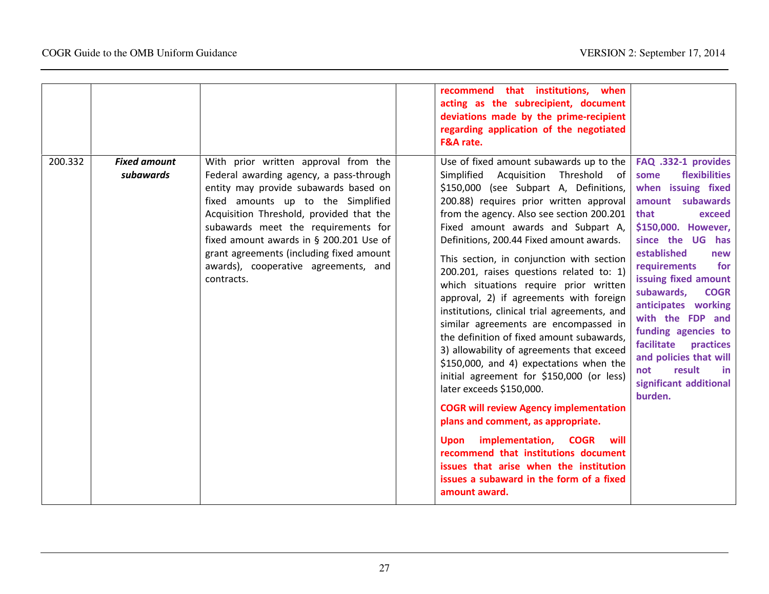|  |  |  |  |  |  |
|---|---|---|---|---|---|
|  |  |  |  | **recommend that institutions, when acting as the subrecipient, document deviations made by the prime-recipient regarding application of the negotiated F&A rate.** |  |
| 200.332 | ***Fixed amount subawards*** | With prior written approval from the Federal awarding agency, a pass-through entity may provide subawards based on fixed amounts up to the Simplified Acquisition Threshold, provided that the subawards meet the requirements for fixed amount awards in § 200.201 Use of grant agreements (including fixed amount awards), cooperative agreements, and contracts. |  | Use of fixed amount subawards up to the Simplified Acquisition Threshold of $150,000 (see Subpart A, Definitions, 200.88) requires prior written approval from the agency. Also see section 200.201 Fixed amount awards and Subpart A, Definitions, 200.44 Fixed amount awards.<br><br>This section, in conjunction with section 200.201, raises questions related to: 1) which situations require prior written approval, 2) if agreements with foreign institutions, clinical trial agreements, and similar agreements are encompassed in the definition of fixed amount subawards, 3) allowability of agreements that exceed $150,000, and 4) expectations when the initial agreement for $150,000 (or less) later exceeds $150,000.<br><br>**COGR will review Agency implementation plans and comment, as appropriate.**<br><br>**Upon implementation, COGR will recommend that institutions document issues that arise when the institution issues a subaward in the form of a fixed amount award.** | **FAQ .332-1 provides some flexibilities when issuing fixed amount subawards that exceed $150,000. However, since the UG has established new requirements for issuing fixed amount subawards, COGR anticipates working with the FDP and funding agencies to facilitate practices and policies that will not result in significant additional burden.** |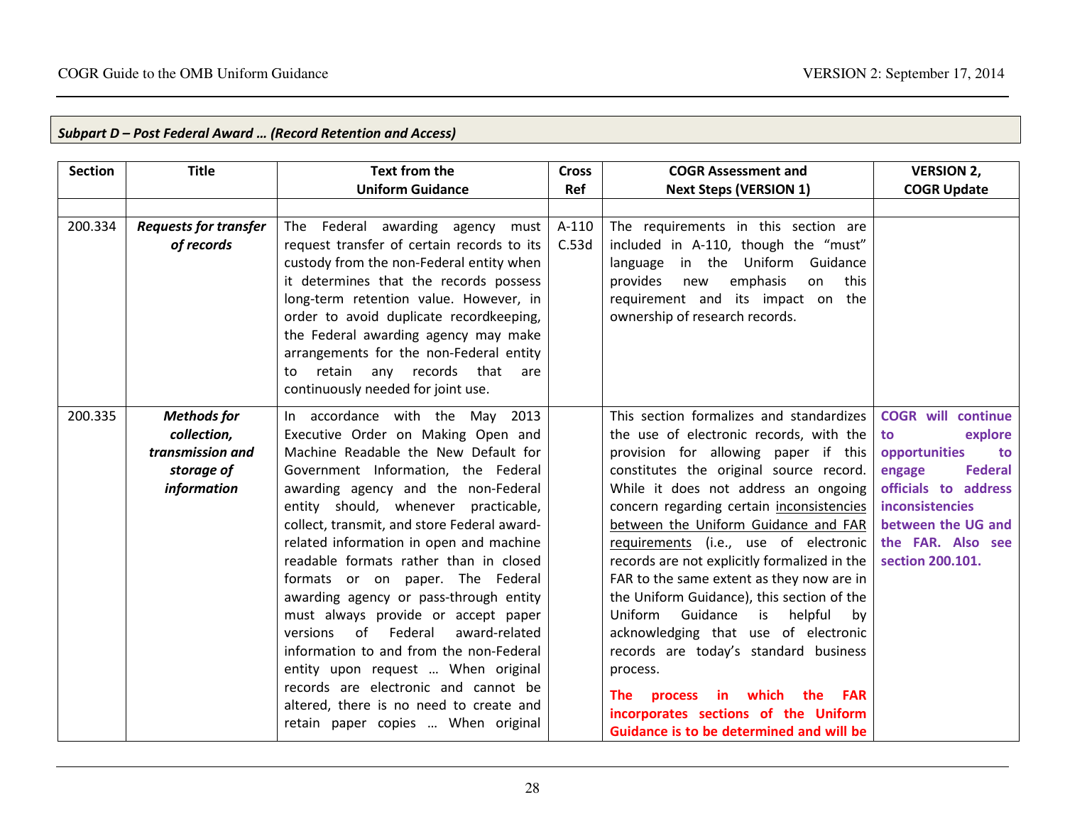***Subpart D – Post Federal Award … (Record Retention and Access)***

| Section | Title | Text from the Uniform Guidance | Cross Ref | COGR Assessment and Next Steps (VERSION 1) | VERSION 2, COGR Update |
|---|---|---|---|---|---|
| | | | | | |
| 200.334 | ***Requests for transfer of records*** | The Federal awarding agency must request transfer of certain records to its custody from the non-Federal entity when it determines that the records possess long-term retention value. However, in order to avoid duplicate recordkeeping, the Federal awarding agency may make arrangements for the non-Federal entity to retain any records that are continuously needed for joint use. | A-110 C.53d | The requirements in this section are included in A-110, though the "must" language in the Uniform Guidance provides new emphasis on this requirement and its impact on the ownership of research records. | |
| 200.335 | ***Methods for collection, transmission and storage of information*** | In accordance with the May 2013 Executive Order on Making Open and Machine Readable the New Default for Government Information, the Federal awarding agency and the non-Federal entity should, whenever practicable, collect, transmit, and store Federal award-related information in open and machine readable formats rather than in closed formats or on paper. The Federal awarding agency or pass-through entity must always provide or accept paper versions of Federal award-related information to and from the non-Federal entity upon request … When original records are electronic and cannot be altered, there is no need to create and retain paper copies … When original | | This section formalizes and standardizes the use of electronic records, with the provision for allowing paper if this constitutes the original source record. While it does not address an ongoing concern regarding certain inconsistencies between the Uniform Guidance and FAR requirements (i.e., use of electronic records are not explicitly formalized in the FAR to the same extent as they now are in the Uniform Guidance), this section of the Uniform Guidance is helpful by acknowledging that use of electronic records are today's standard business process.<br><br>**The process in which the FAR incorporates sections of the Uniform Guidance is to be determined and will be** | **COGR will continue to explore opportunities to engage Federal officials to address inconsistencies between the UG and the FAR. Also see section 200.101.** |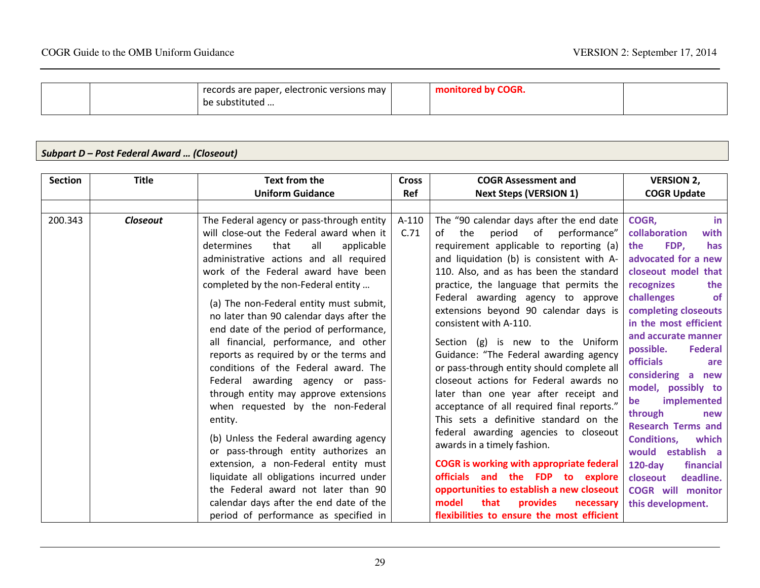| | | records are paper, electronic versions may be substituted … | | **monitored by COGR.** | |
|---|---|---|---|---|---|

***Subpart D – Post Federal Award … (Closeout)***

| Section | Title | Text from the Uniform Guidance | Cross Ref | COGR Assessment and Next Steps (VERSION 1) | VERSION 2, COGR Update |
|---|---|---|---|---|---|
| | | | | | |
| 200.343 | ***Closeout*** | The Federal agency or pass-through entity will close-out the Federal award when it determines that all applicable administrative actions and all required work of the Federal award have been completed by the non-Federal entity … (a) The non-Federal entity must submit, no later than 90 calendar days after the end date of the period of performance, all financial, performance, and other reports as required by or the terms and conditions of the Federal award. The Federal awarding agency or pass-through entity may approve extensions when requested by the non-Federal entity. (b) Unless the Federal awarding agency or pass-through entity authorizes an extension, a non-Federal entity must liquidate all obligations incurred under the Federal award not later than 90 calendar days after the end date of the period of performance as specified in | A-110 C.71 | The "90 calendar days after the end date of the period of performance" requirement applicable to reporting (a) and liquidation (b) is consistent with A-110. Also, and as has been the standard practice, the language that permits the Federal awarding agency to approve extensions beyond 90 calendar days is consistent with A-110. Section (g) is new to the Uniform Guidance: "The Federal awarding agency or pass-through entity should complete all closeout actions for Federal awards no later than one year after receipt and acceptance of all required final reports." This sets a definitive standard on the federal awarding agencies to closeout awards in a timely fashion. **COGR is working with appropriate federal officials and the FDP to explore opportunities to establish a new closeout model that provides necessary flexibilities to ensure the most efficient** | **COGR, in collaboration with the FDP, has advocated for a new closeout model that recognizes the challenges of completing closeouts in the most efficient and accurate manner possible. Federal officials are considering a new model, possibly to be implemented through new Research Terms and Conditions, which would establish a 120-day financial closeout deadline. COGR will monitor this development.** |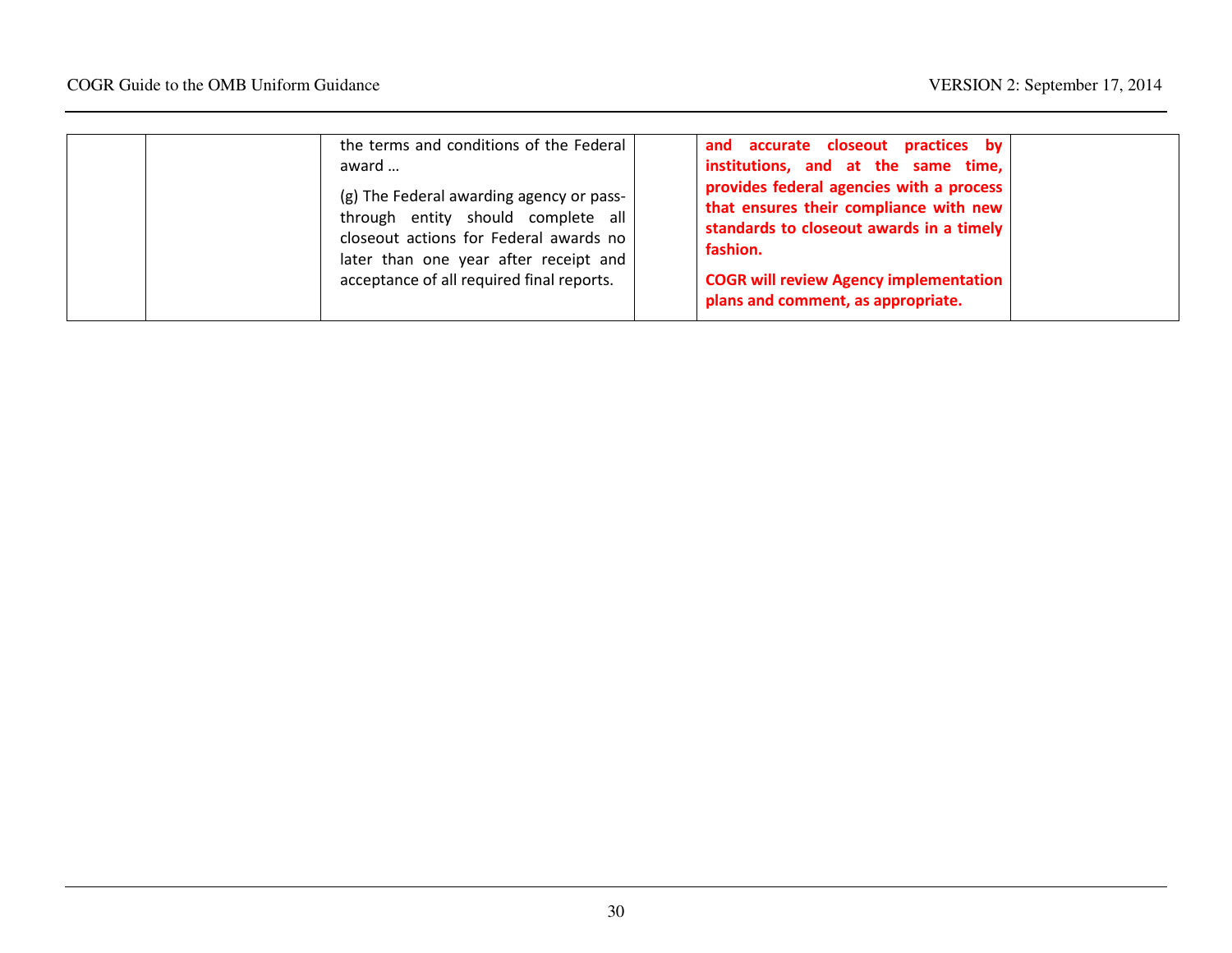| | | | | | |
|---|---|---|---|---|---|
| | | the terms and conditions of the Federal award …<br><br>(g) The Federal awarding agency or pass-through entity should complete all closeout actions for Federal awards no later than one year after receipt and acceptance of all required final reports. | | **and accurate closeout practices by institutions, and at the same time, provides federal agencies with a process that ensures their compliance with new standards to closeout awards in a timely fashion.**<br><br>**COGR will review Agency implementation plans and comment, as appropriate.** | |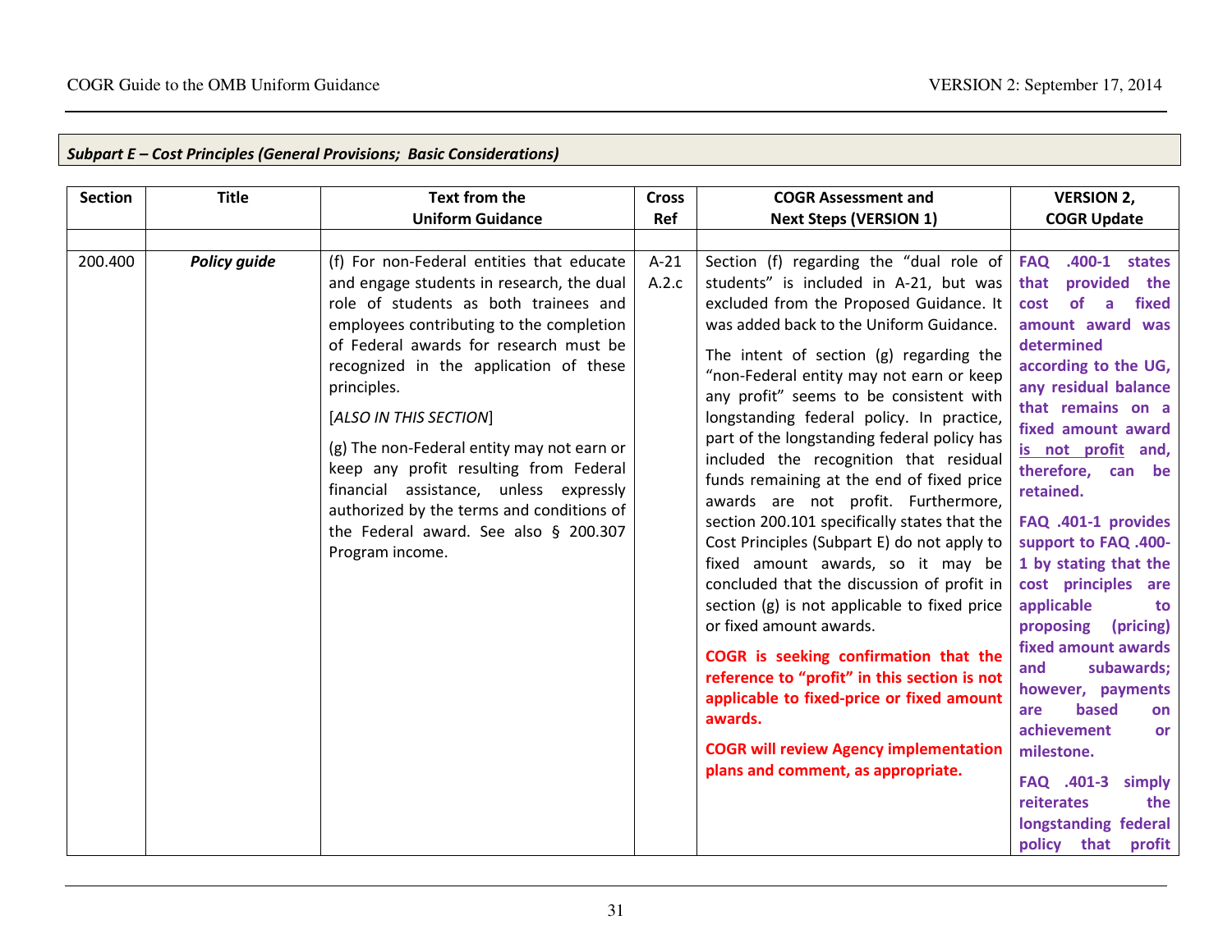*Subpart E – Cost Principles (General Provisions; Basic Considerations)*

| Section | Title | Text from the Uniform Guidance | Cross Ref | COGR Assessment and Next Steps (VERSION 1) | VERSION 2, COGR Update |
|---|---|---|---|---|---|
| | | | | | |
| 200.400 | ***Policy guide*** | (f) For non-Federal entities that educate and engage students in research, the dual role of students as both trainees and employees contributing to the completion of Federal awards for research must be recognized in the application of these principles.<br><br>[*ALSO IN THIS SECTION*]<br><br>(g) The non-Federal entity may not earn or keep any profit resulting from Federal financial assistance, unless expressly authorized by the terms and conditions of the Federal award. See also § 200.307 Program income. | A-21 A.2.c | Section (f) regarding the "dual role of students" is included in A-21, but was excluded from the Proposed Guidance. It was added back to the Uniform Guidance.<br><br>The intent of section (g) regarding the "non-Federal entity may not earn or keep any profit" seems to be consistent with longstanding federal policy. In practice, part of the longstanding federal policy has included the recognition that residual funds remaining at the end of fixed price awards are not profit. Furthermore, section 200.101 specifically states that the Cost Principles (Subpart E) do not apply to fixed amount awards, so it may be concluded that the discussion of profit in section (g) is not applicable to fixed price or fixed amount awards.<br><br>**COGR is seeking confirmation that the reference to "profit" in this section is not applicable to fixed-price or fixed amount awards.**<br><br>**COGR will review Agency implementation plans and comment, as appropriate.** | **FAQ .400-1 states that provided the cost of a fixed amount award was determined according to the UG, any residual balance that remains on a fixed amount award <u>is not profit</u> and, therefore, can be retained.**<br><br>**FAQ .401-1 provides support to FAQ .400-1 by stating that the cost principles are applicable to proposing (pricing) fixed amount awards and subawards; however, payments are based on achievement or milestone.**<br><br>**FAQ .401-3 simply reiterates the longstanding federal policy that profit** |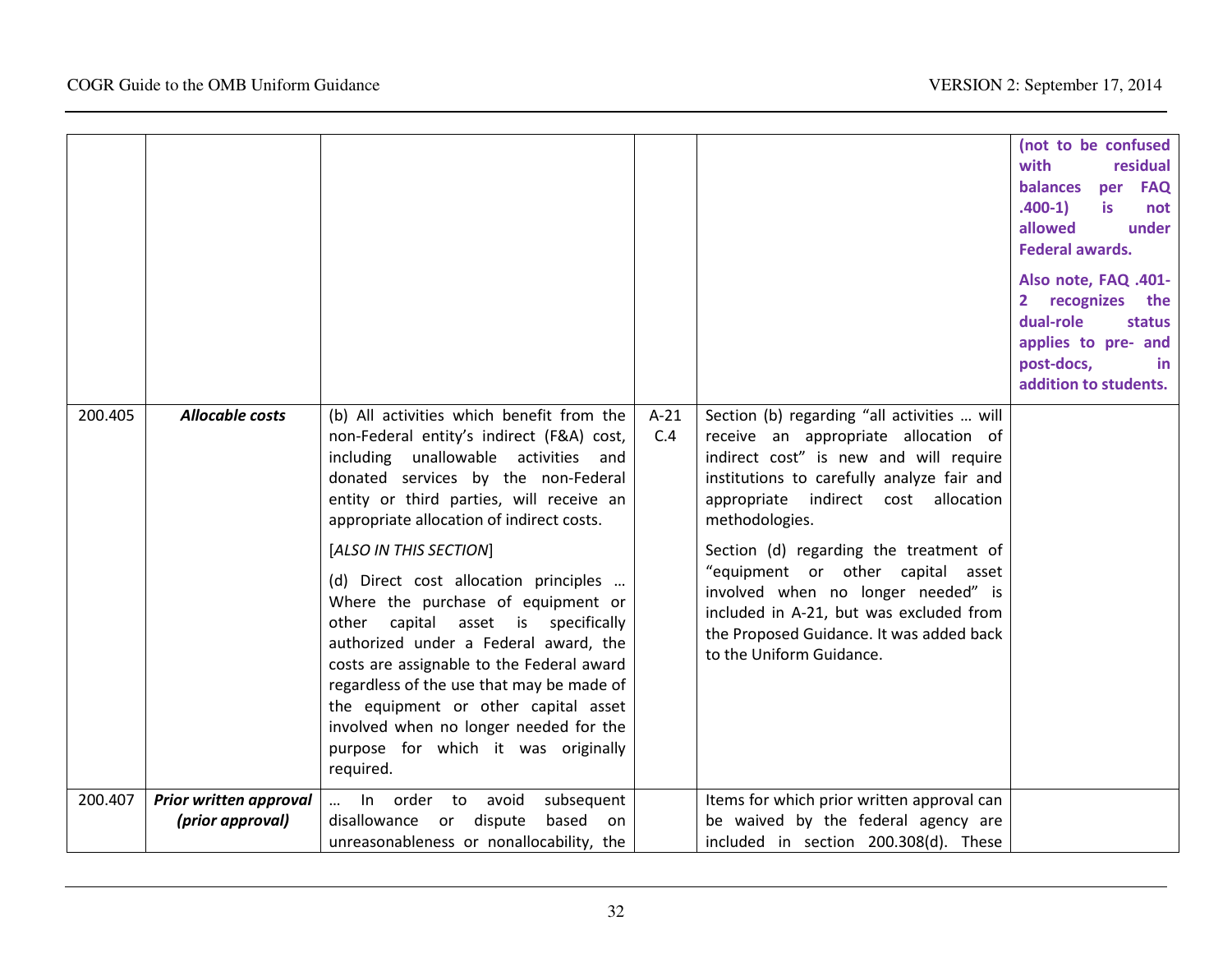| | | | | | |
|---|---|---|---|---|---|
| | | | | | **(not to be confused with residual balances per FAQ .400-1) is not allowed under Federal awards.** **Also note, FAQ .401-2 recognizes the dual-role status applies to pre- and post-docs, in addition to students.** |
| 200.405 | ***Allocable costs*** | (b) All activities which benefit from the non-Federal entity's indirect (F&A) cost, including unallowable activities and donated services by the non-Federal entity or third parties, will receive an appropriate allocation of indirect costs. [*ALSO IN THIS SECTION*] (d) Direct cost allocation principles … Where the purchase of equipment or other capital asset is specifically authorized under a Federal award, the costs are assignable to the Federal award regardless of the use that may be made of the equipment or other capital asset involved when no longer needed for the purpose for which it was originally required. | A-21 C.4 | Section (b) regarding "all activities … will receive an appropriate allocation of indirect cost" is new and will require institutions to carefully analyze fair and appropriate indirect cost allocation methodologies. Section (d) regarding the treatment of "equipment or other capital asset involved when no longer needed" is included in A-21, but was excluded from the Proposed Guidance. It was added back to the Uniform Guidance. | |
| 200.407 | ***Prior written approval (prior approval)*** | … In order to avoid subsequent disallowance or dispute based on unreasonableness or nonallocability, the | | Items for which prior written approval can be waived by the federal agency are included in section 200.308(d). These | |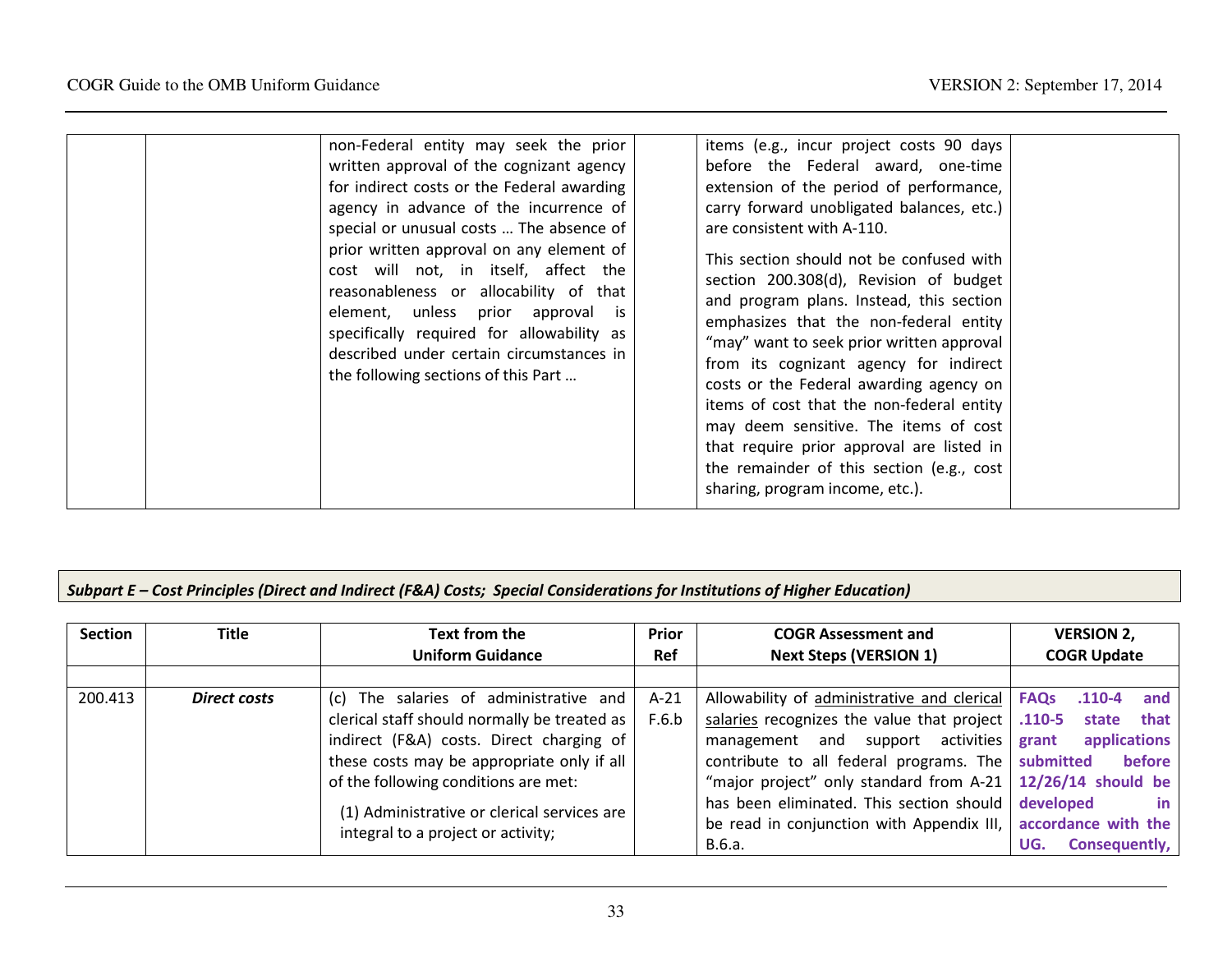| | | | | | |
|---|---|---|---|---|---|
| | | non-Federal entity may seek the prior written approval of the cognizant agency for indirect costs or the Federal awarding agency in advance of the incurrence of special or unusual costs … The absence of prior written approval on any element of cost will not, in itself, affect the reasonableness or allocability of that element, unless prior approval is specifically required for allowability as described under certain circumstances in the following sections of this Part … | | items (e.g., incur project costs 90 days before the Federal award, one-time extension of the period of performance, carry forward unobligated balances, etc.) are consistent with A-110.<br><br>This section should not be confused with section 200.308(d), Revision of budget and program plans. Instead, this section emphasizes that the non-federal entity "may" want to seek prior written approval from its cognizant agency for indirect costs or the Federal awarding agency on items of cost that the non-federal entity may deem sensitive. The items of cost that require prior approval are listed in the remainder of this section (e.g., cost sharing, program income, etc.). | |

***Subpart E – Cost Principles (Direct and Indirect (F&A) Costs; Special Considerations for Institutions of Higher Education)***

| Section | Title | Text from the Uniform Guidance | Prior Ref | COGR Assessment and Next Steps (VERSION 1) | VERSION 2, COGR Update |
|---|---|---|---|---|---|
| | | | | | |
| 200.413 | ***Direct costs*** | (c) The salaries of administrative and clerical staff should normally be treated as indirect (F&A) costs. Direct charging of these costs may be appropriate only if all of the following conditions are met:<br><br>(1) Administrative or clerical services are integral to a project or activity; | A-21 F.6.b | Allowability of administrative and clerical salaries recognizes the value that project management and support activities contribute to all federal programs. The "major project" only standard from A-21 has been eliminated. This section should be read in conjunction with Appendix III, B.6.a. | **FAQs .110-4 and .110-5 state that grant applications submitted before 12/26/14 should be developed in accordance with the UG. Consequently,** |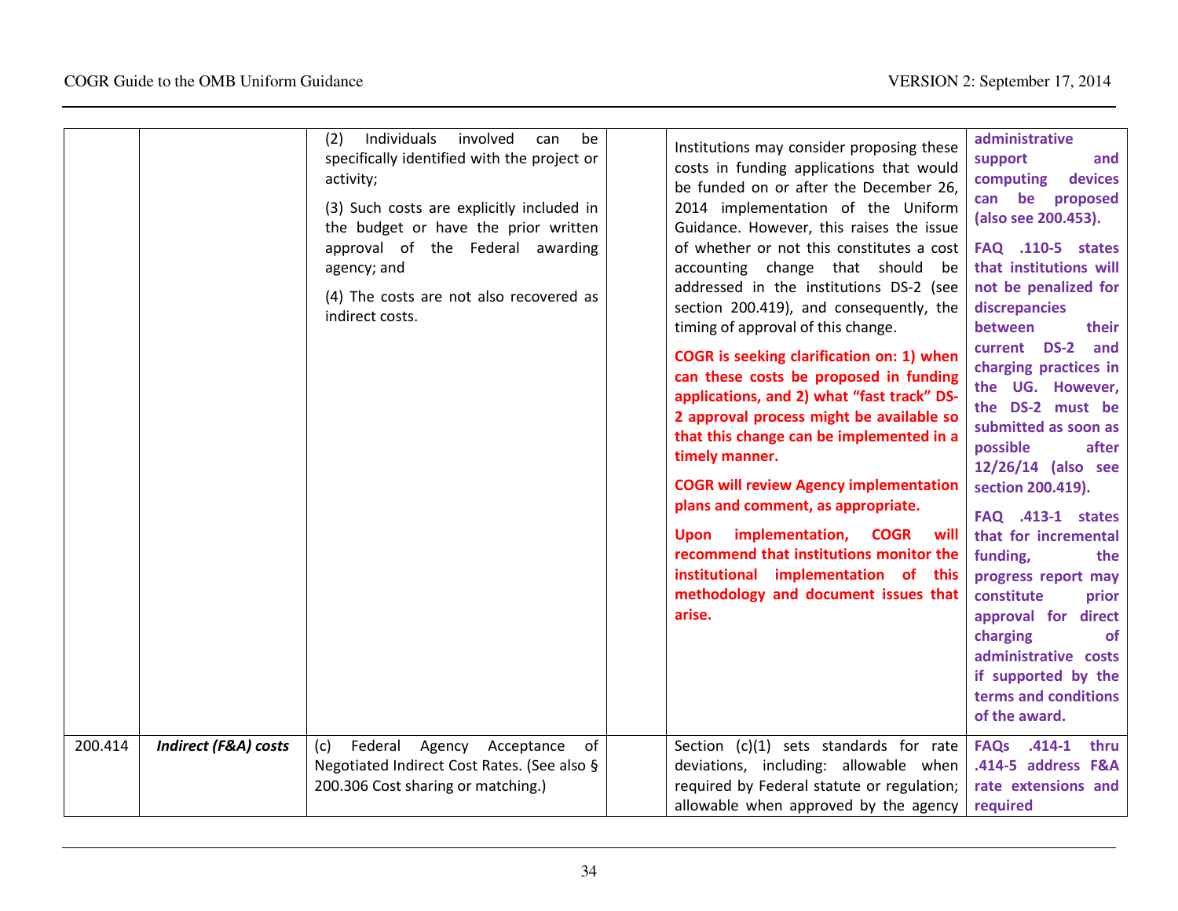| | | | | | |
|---|---|---|---|---|---|
| | | (2) Individuals involved can be specifically identified with the project or activity;<br><br>(3) Such costs are explicitly included in the budget or have the prior written approval of the Federal awarding agency; and<br><br>(4) The costs are not also recovered as indirect costs. | | Institutions may consider proposing these costs in funding applications that would be funded on or after the December 26, 2014 implementation of the Uniform Guidance. However, this raises the issue of whether or not this constitutes a cost accounting change that should be addressed in the institutions DS-2 (see section 200.419), and consequently, the timing of approval of this change.<br><br>**COGR is seeking clarification on: 1) when can these costs be proposed in funding applications, and 2) what "fast track" DS-2 approval process might be available so that this change can be implemented in a timely manner.**<br><br>**COGR will review Agency implementation plans and comment, as appropriate.**<br><br>**Upon implementation, COGR will recommend that institutions monitor the institutional implementation of this methodology and document issues that arise.** | **administrative support and computing devices can be proposed (also see 200.453).**<br><br>**FAQ .110-5 states that institutions will not be penalized for discrepancies between their current DS-2 and charging practices in the UG. However, the DS-2 must be submitted as soon as possible after 12/26/14 (also see section 200.419).**<br><br>**FAQ .413-1 states that for incremental funding, the progress report may constitute prior approval for direct charging of administrative costs if supported by the terms and conditions of the award.** |
| 200.414 | ***Indirect (F&A) costs*** | (c) Federal Agency Acceptance of Negotiated Indirect Cost Rates. (See also § 200.306 Cost sharing or matching.) | | Section (c)(1) sets standards for rate deviations, including: allowable when required by Federal statute or regulation; allowable when approved by the agency | **FAQs .414-1 thru .414-5 address F&A rate extensions and required** |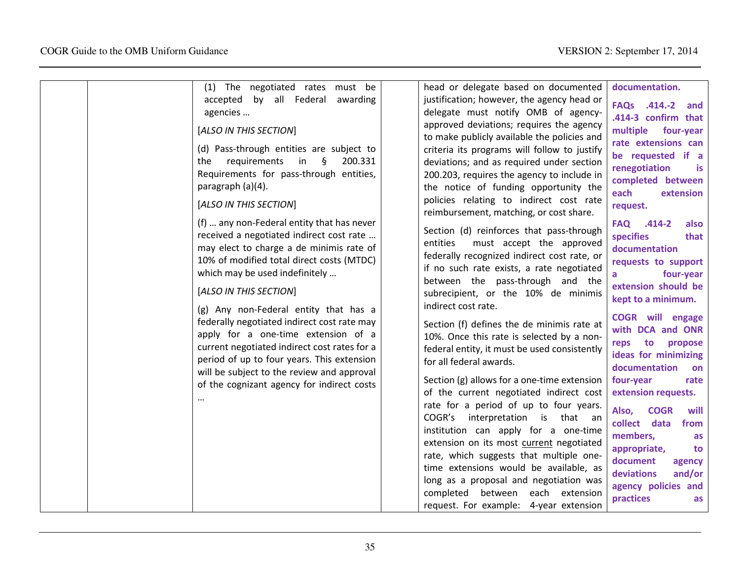| | | | | | |
|---|---|---|---|---|---|
| | | (1) The negotiated rates must be accepted by all Federal awarding agencies …<br><br>[*ALSO IN THIS SECTION*]<br><br>(d) Pass-through entities are subject to the requirements in § 200.331 Requirements for pass-through entities, paragraph (a)(4).<br><br>[*ALSO IN THIS SECTION*]<br><br>(f) … any non-Federal entity that has never received a negotiated indirect cost rate … may elect to charge a de minimis rate of 10% of modified total direct costs (MTDC) which may be used indefinitely …<br><br>[*ALSO IN THIS SECTION*]<br><br>(g) Any non-Federal entity that has a federally negotiated indirect cost rate may apply for a one-time extension of a current negotiated indirect cost rates for a period of up to four years. This extension will be subject to the review and approval of the cognizant agency for indirect costs … | | head or delegate based on documented justification; however, the agency head or delegate must notify OMB of agency-approved deviations; requires the agency to make publicly available the policies and criteria its programs will follow to justify deviations; and as required under section 200.203, requires the agency to include in the notice of funding opportunity the policies relating to indirect cost rate reimbursement, matching, or cost share.<br><br>Section (d) reinforces that pass-through entities must accept the approved federally recognized indirect cost rate, or if no such rate exists, a rate negotiated between the pass-through and the subrecipient, or the 10% de minimis indirect cost rate.<br><br>Section (f) defines the de minimis rate at 10%. Once this rate is selected by a non-federal entity, it must be used consistently for all federal awards.<br><br>Section (g) allows for a one-time extension of the current negotiated indirect cost rate for a period of up to four years. COGR's interpretation is that an institution can apply for a one-time extension on its most <u>current</u> negotiated rate, which suggests that multiple one-time extensions would be available, as long as a proposal and negotiation was completed between each extension request. For example: 4-year extension | **documentation.**<br><br>**FAQs .414.-2 and .414-3 confirm that multiple four-year rate extensions can be requested if a renegotiation is completed between each extension request.**<br><br>**FAQ .414-2 also specifies that documentation requests to support a four-year extension should be kept to a minimum.**<br><br>**COGR will engage with DCA and ONR reps to propose ideas for minimizing documentation on four-year rate extension requests.**<br><br>**Also, COGR will collect data from members, as appropriate, to document agency deviations and/or agency policies and practices as** |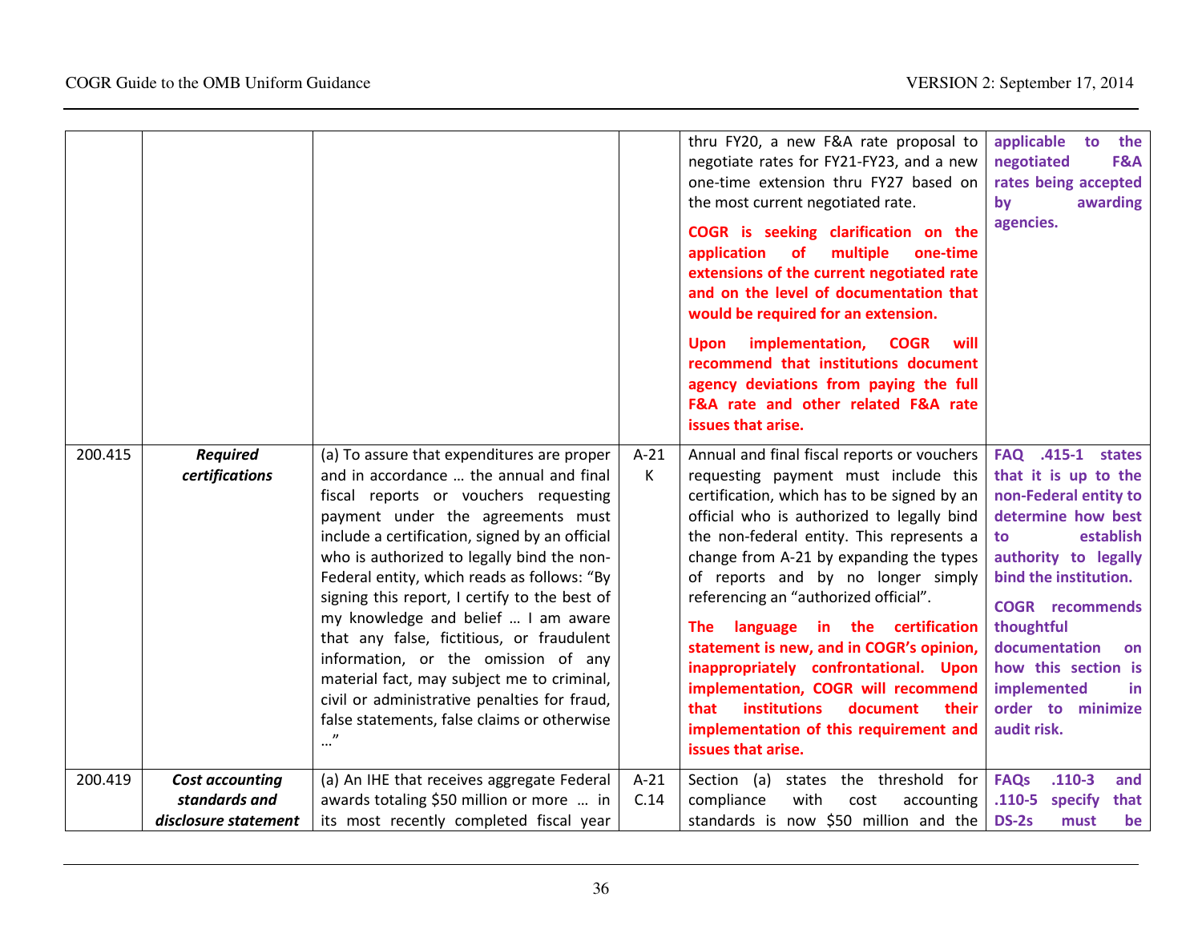| | | | | | |
|---|---|---|---|---|---|
| | | | | thru FY20, a new F&A rate proposal to negotiate rates for FY21-FY23, and a new one-time extension thru FY27 based on the most current negotiated rate.<br><br>**COGR is seeking clarification on the application of multiple one-time extensions of the current negotiated rate and on the level of documentation that would be required for an extension.**<br><br>**Upon implementation, COGR will recommend that institutions document agency deviations from paying the full F&A rate and other related F&A rate issues that arise.** | **applicable to the negotiated F&A rates being accepted by awarding agencies.** |
| 200.415 | ***Required certifications*** | (a) To assure that expenditures are proper and in accordance … the annual and final fiscal reports or vouchers requesting payment under the agreements must include a certification, signed by an official who is authorized to legally bind the non-Federal entity, which reads as follows: "By signing this report, I certify to the best of my knowledge and belief … I am aware that any false, fictitious, or fraudulent information, or the omission of any material fact, may subject me to criminal, civil or administrative penalties for fraud, false statements, false claims or otherwise …" | A-21 K | Annual and final fiscal reports or vouchers requesting payment must include this certification, which has to be signed by an official who is authorized to legally bind the non-federal entity. This represents a change from A-21 by expanding the types of reports and by no longer simply referencing an "authorized official".<br><br>**The language in the certification statement is new, and in COGR's opinion, inappropriately confrontational. Upon implementation, COGR will recommend that institutions document their implementation of this requirement and issues that arise.** | **FAQ .415-1 states that it is up to the non-Federal entity to determine how best to establish authority to legally bind the institution.**<br><br>**COGR recommends thoughtful documentation on how this section is implemented in order to minimize audit risk.** |
| 200.419 | ***Cost accounting standards and disclosure statement*** | (a) An IHE that receives aggregate Federal awards totaling $50 million or more … in its most recently completed fiscal year | A-21 C.14 | Section (a) states the threshold for compliance with cost accounting standards is now $50 million and the | **FAQs .110-3 and .110-5 specify that DS-2s must be** |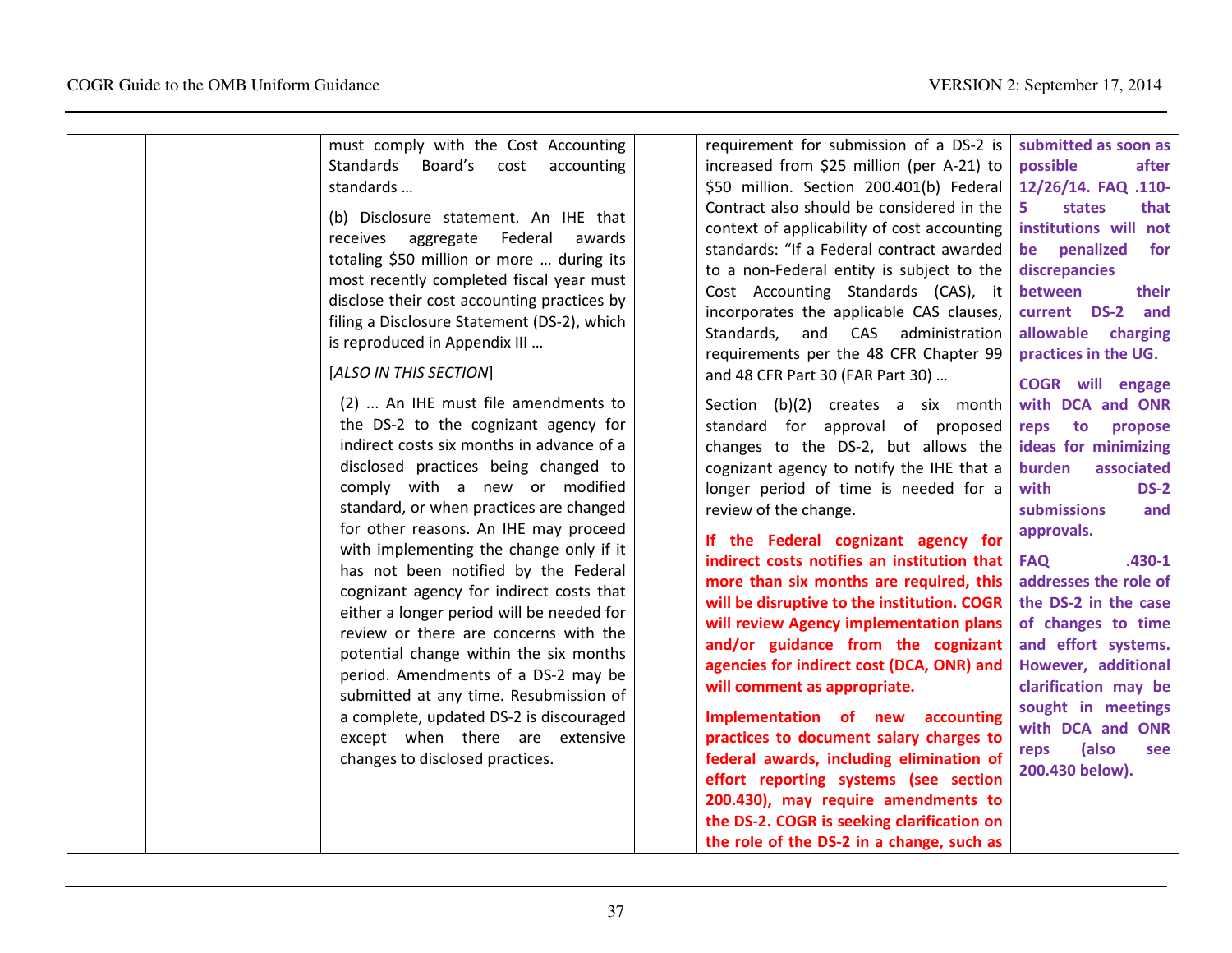| | | | | | |
|---|---|---|---|---|---|
| | | must comply with the Cost Accounting Standards Board's cost accounting standards …<br><br>(b) Disclosure statement. An IHE that receives aggregate Federal awards totaling $50 million or more … during its most recently completed fiscal year must disclose their cost accounting practices by filing a Disclosure Statement (DS-2), which is reproduced in Appendix III …<br><br>[*ALSO IN THIS SECTION*]<br><br>(2) ... An IHE must file amendments to the DS-2 to the cognizant agency for indirect costs six months in advance of a disclosed practices being changed to comply with a new or modified standard, or when practices are changed for other reasons. An IHE may proceed with implementing the change only if it has not been notified by the Federal cognizant agency for indirect costs that either a longer period will be needed for review or there are concerns with the potential change within the six months period. Amendments of a DS-2 may be submitted at any time. Resubmission of a complete, updated DS-2 is discouraged except when there are extensive changes to disclosed practices. | | requirement for submission of a DS-2 is increased from $25 million (per A-21) to $50 million. Section 200.401(b) Federal Contract also should be considered in the context of applicability of cost accounting standards: "If a Federal contract awarded to a non-Federal entity is subject to the Cost Accounting Standards (CAS), it incorporates the applicable CAS clauses, Standards, and CAS administration requirements per the 48 CFR Chapter 99 and 48 CFR Part 30 (FAR Part 30) …<br><br>Section (b)(2) creates a six month standard for approval of proposed changes to the DS-2, but allows the cognizant agency to notify the IHE that a longer period of time is needed for a review of the change.<br><br>**If the Federal cognizant agency for indirect costs notifies an institution that more than six months are required, this will be disruptive to the institution. COGR will review Agency implementation plans and/or guidance from the cognizant agencies for indirect cost (DCA, ONR) and will comment as appropriate.**<br><br>**Implementation of new accounting practices to document salary charges to federal awards, including elimination of effort reporting systems (see section 200.430), may require amendments to the DS-2. COGR is seeking clarification on the role of the DS-2 in a change, such as** | **submitted as soon as possible after 12/26/14. FAQ .110-5 states that institutions will not be penalized for discrepancies between their current DS-2 and allowable charging practices in the UG.**<br><br>**COGR will engage with DCA and ONR reps to propose ideas for minimizing burden associated with DS-2 submissions and approvals.**<br><br>**FAQ .430-1 addresses the role of the DS-2 in the case of changes to time and effort systems. However, additional clarification may be sought in meetings with DCA and ONR reps (also see 200.430 below).** |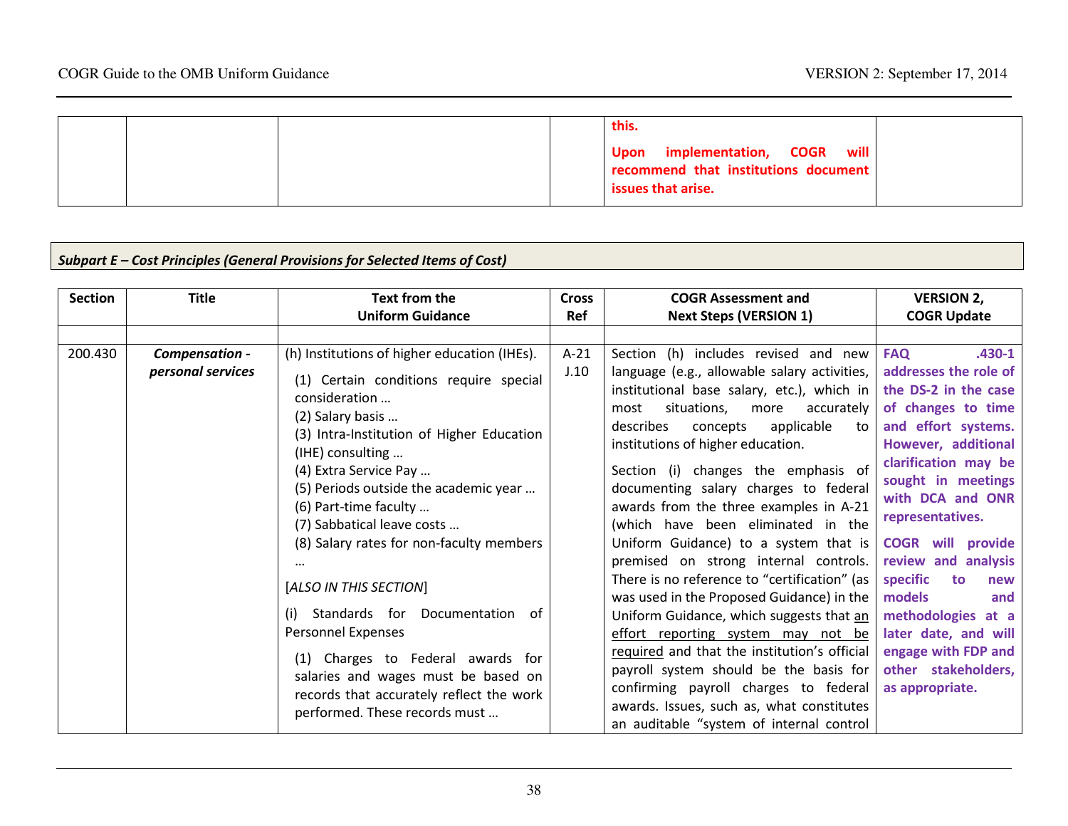| | | | | this.<br><br>**Upon implementation, COGR will recommend that institutions document issues that arise.** | |
|---|---|---|---|---|---|

***Subpart E – Cost Principles (General Provisions for Selected Items of Cost)***

| Section | Title | Text from the Uniform Guidance | Cross Ref | COGR Assessment and Next Steps (VERSION 1) | VERSION 2, COGR Update |
|---|---|---|---|---|---|
| | | | | | |
| 200.430 | ***Compensation - personal services*** | (h) Institutions of higher education (IHEs).<br><br>(1) Certain conditions require special consideration …<br>(2) Salary basis …<br>(3) Intra-Institution of Higher Education (IHE) consulting …<br>(4) Extra Service Pay …<br>(5) Periods outside the academic year …<br>(6) Part-time faculty …<br>(7) Sabbatical leave costs …<br>(8) Salary rates for non-faculty members …<br><br>[*ALSO IN THIS SECTION*]<br><br>(i) Standards for Documentation of Personnel Expenses<br><br>(1) Charges to Federal awards for salaries and wages must be based on records that accurately reflect the work performed. These records must … | A-21 J.10 | Section (h) includes revised and new language (e.g., allowable salary activities, institutional base salary, etc.), which in most situations, more accurately describes concepts applicable to institutions of higher education.<br><br>Section (i) changes the emphasis of documenting salary charges to federal awards from the three examples in A-21 (which have been eliminated in the Uniform Guidance) to a system that is premised on strong internal controls. There is no reference to "certification" (as was used in the Proposed Guidance) in the Uniform Guidance, which suggests that an effort reporting system may not be required and that the institution's official payroll system should be the basis for confirming payroll charges to federal awards. Issues, such as, what constitutes an auditable "system of internal control | **FAQ .430-1 addresses the role of the DS-2 in the case of changes to time and effort systems. However, additional clarification may be sought in meetings with DCA and ONR representatives.**<br><br>**COGR will provide review and analysis specific to new models and methodologies at a later date, and will engage with FDP and other stakeholders, as appropriate.** |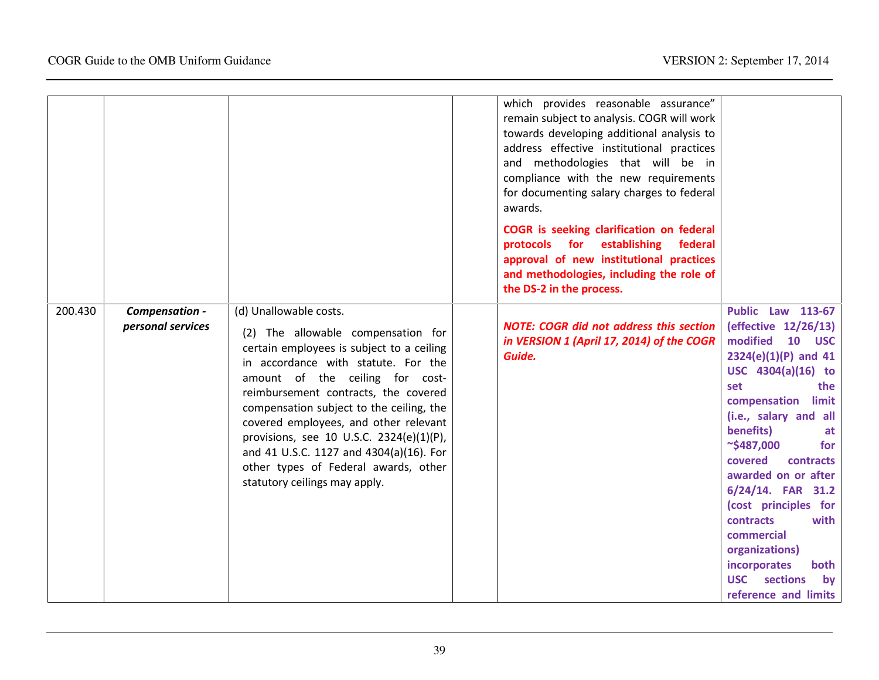| | | | | | |
|---|---|---|---|---|---|
| | | | | which provides reasonable assurance" remain subject to analysis. COGR will work towards developing additional analysis to address effective institutional practices and methodologies that will be in compliance with the new requirements for documenting salary charges to federal awards.<br><br>**COGR is seeking clarification on federal protocols for establishing federal approval of new institutional practices and methodologies, including the role of the DS-2 in the process.** | |
| 200.430 | ***Compensation - personal services*** | (d) Unallowable costs.<br><br>(2) The allowable compensation for certain employees is subject to a ceiling in accordance with statute. For the amount of the ceiling for cost-reimbursement contracts, the covered compensation subject to the ceiling, the covered employees, and other relevant provisions, see 10 U.S.C. 2324(e)(1)(P), and 41 U.S.C. 1127 and 4304(a)(16). For other types of Federal awards, other statutory ceilings may apply. | | ***NOTE: COGR did not address this section in VERSION 1 (April 17, 2014) of the COGR Guide.*** | **Public Law 113-67 (effective 12/26/13) modified 10 USC 2324(e)(1)(P) and 41 USC 4304(a)(16) to set the compensation limit (i.e., salary and all benefits) at ~$487,000 for covered contracts awarded on or after 6/24/14. FAR 31.2 (cost principles for contracts with commercial organizations) incorporates both USC sections by reference and limits** |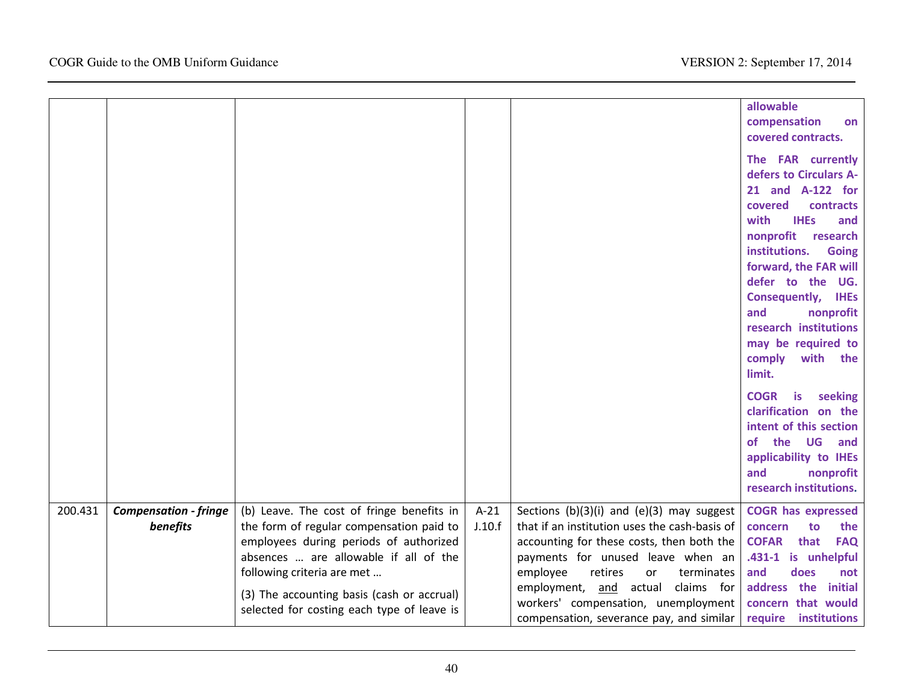| | | | | | |
|---|---|---|---|---|---|
| | | | | | **allowable compensation on covered contracts.**<br><br>**The FAR currently defers to Circulars A-21 and A-122 for covered contracts with IHEs and nonprofit research institutions. Going forward, the FAR will defer to the UG. Consequently, IHEs and nonprofit research institutions may be required to comply with the limit.**<br><br>**COGR is seeking clarification on the intent of this section of the UG and applicability to IHEs and nonprofit research institutions.** |
| 200.431 | ***Compensation - fringe benefits*** | (b) Leave. The cost of fringe benefits in the form of regular compensation paid to employees during periods of authorized absences … are allowable if all of the following criteria are met …<br><br>(3) The accounting basis (cash or accrual) selected for costing each type of leave is | A-21 J.10.f | Sections (b)(3)(i) and (e)(3) may suggest that if an institution uses the cash-basis of accounting for these costs, then both the payments for unused leave when an employee retires or terminates employment, <u>and</u> actual claims for workers' compensation, unemployment compensation, severance pay, and similar | **COGR has expressed concern to the COFAR that FAQ .431-1 is unhelpful and does not address the initial concern that would require institutions** |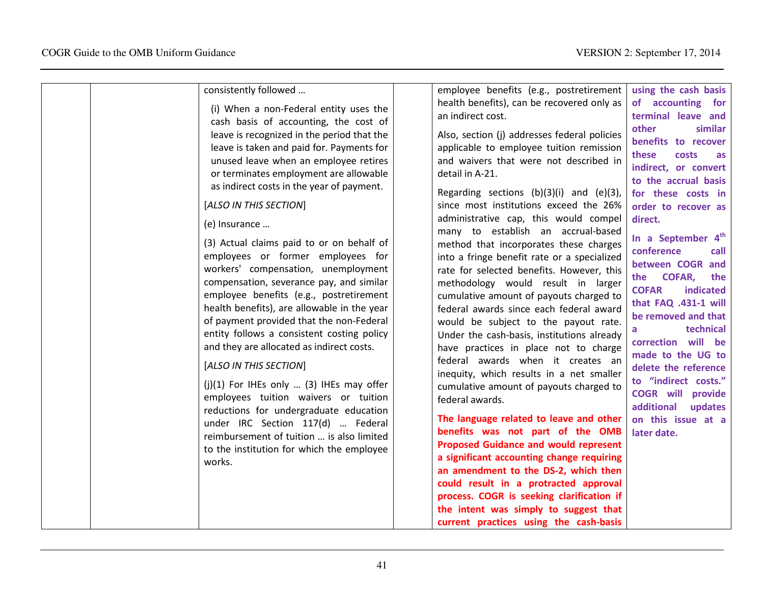| | | | | | |
|---|---|---|---|---|---|
| | | consistently followed …<br><br>(i) When a non-Federal entity uses the cash basis of accounting, the cost of leave is recognized in the period that the leave is taken and paid for. Payments for unused leave when an employee retires or terminates employment are allowable as indirect costs in the year of payment.<br><br>[*ALSO IN THIS SECTION*]<br><br>(e) Insurance …<br><br>(3) Actual claims paid to or on behalf of employees or former employees for workers' compensation, unemployment compensation, severance pay, and similar employee benefits (e.g., postretirement health benefits), are allowable in the year of payment provided that the non-Federal entity follows a consistent costing policy and they are allocated as indirect costs.<br><br>[*ALSO IN THIS SECTION*]<br><br>(j)(1) For IHEs only … (3) IHEs may offer employees tuition waivers or tuition reductions for undergraduate education under IRC Section 117(d) … Federal reimbursement of tuition … is also limited to the institution for which the employee works. | | employee benefits (e.g., postretirement health benefits), can be recovered only as an indirect cost.<br><br>Also, section (j) addresses federal policies applicable to employee tuition remission and waivers that were not described in detail in A-21.<br><br>Regarding sections (b)(3)(i) and (e)(3), since most institutions exceed the 26% administrative cap, this would compel many to establish an accrual-based method that incorporates these charges into a fringe benefit rate or a specialized rate for selected benefits. However, this methodology would result in larger cumulative amount of payouts charged to federal awards since each federal award would be subject to the payout rate. Under the cash-basis, institutions already have practices in place not to charge federal awards when it creates an inequity, which results in a net smaller cumulative amount of payouts charged to federal awards.<br><br>**The language related to leave and other benefits was not part of the OMB Proposed Guidance and would represent a significant accounting change requiring an amendment to the DS-2, which then could result in a protracted approval process. COGR is seeking clarification if the intent was simply to suggest that current practices using the cash-basis** | **using the cash basis of accounting for terminal leave and other similar benefits to recover these costs as indirect, or convert to the accrual basis for these costs in order to recover as direct.**<br><br>**In a September 4th conference call between COGR and the COFAR, the COFAR indicated that FAQ .431-1 will be removed and that a technical correction will be made to the UG to delete the reference to "indirect costs." COGR will provide additional updates on this issue at a later date.** |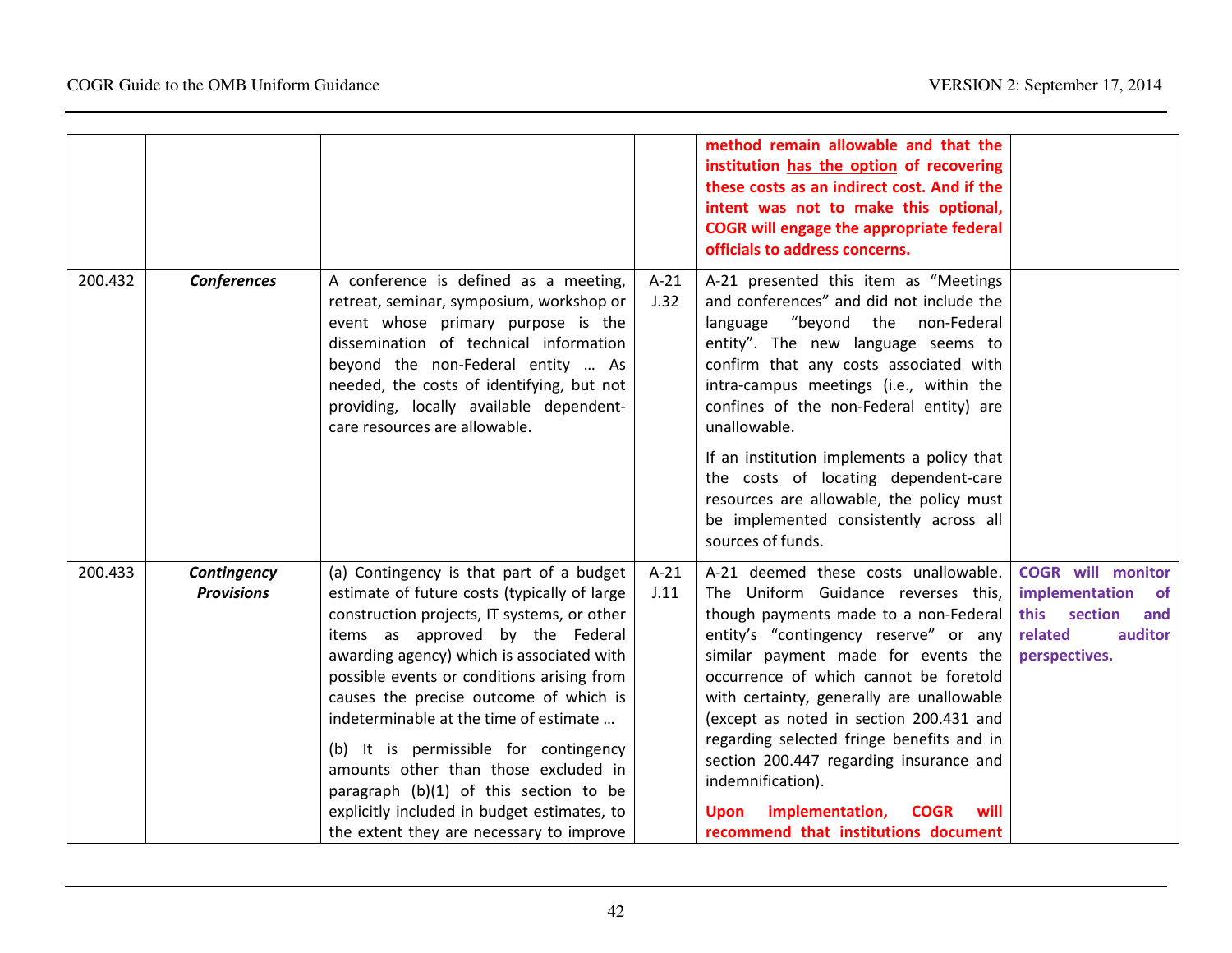| | | | | | |
|---|---|---|---|---|---|
| | | | | **method remain allowable and that the institution has the option of recovering these costs as an indirect cost. And if the intent was not to make this optional, COGR will engage the appropriate federal officials to address concerns.** | |
| 200.432 | ***Conferences*** | A conference is defined as a meeting, retreat, seminar, symposium, workshop or event whose primary purpose is the dissemination of technical information beyond the non-Federal entity … As needed, the costs of identifying, but not providing, locally available dependent-care resources are allowable. | A-21 J.32 | A-21 presented this item as "Meetings and conferences" and did not include the language "beyond the non-Federal entity". The new language seems to confirm that any costs associated with intra-campus meetings (i.e., within the confines of the non-Federal entity) are unallowable.<br><br>If an institution implements a policy that the costs of locating dependent-care resources are allowable, the policy must be implemented consistently across all sources of funds. | |
| 200.433 | ***Contingency Provisions*** | (a) Contingency is that part of a budget estimate of future costs (typically of large construction projects, IT systems, or other items as approved by the Federal awarding agency) which is associated with possible events or conditions arising from causes the precise outcome of which is indeterminable at the time of estimate …<br><br>(b) It is permissible for contingency amounts other than those excluded in paragraph (b)(1) of this section to be explicitly included in budget estimates, to the extent they are necessary to improve | A-21 J.11 | A-21 deemed these costs unallowable. The Uniform Guidance reverses this, though payments made to a non-Federal entity's "contingency reserve" or any similar payment made for events the occurrence of which cannot be foretold with certainty, generally are unallowable (except as noted in section 200.431 and regarding selected fringe benefits and in section 200.447 regarding insurance and indemnification).<br><br>**Upon implementation, COGR will recommend that institutions document** | **COGR will monitor implementation of this section and related auditor perspectives.** |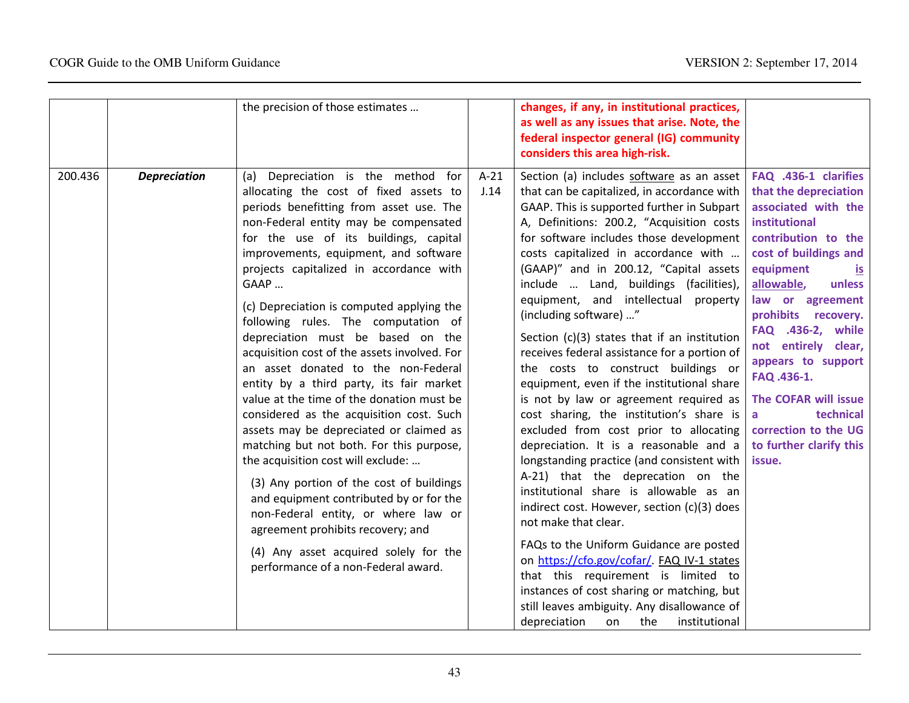| | | | | | |
|---|---|---|---|---|---|
| | | the precision of those estimates … | | **changes, if any, in institutional practices, as well as any issues that arise. Note, the federal inspector general (IG) community considers this area high-risk.** | |
| 200.436 | ***Depreciation*** | (a) Depreciation is the method for allocating the cost of fixed assets to periods benefitting from asset use. The non-Federal entity may be compensated for the use of its buildings, capital improvements, equipment, and software projects capitalized in accordance with GAAP …<br><br>(c) Depreciation is computed applying the following rules. The computation of depreciation must be based on the acquisition cost of the assets involved. For an asset donated to the non-Federal entity by a third party, its fair market value at the time of the donation must be considered as the acquisition cost. Such assets may be depreciated or claimed as matching but not both. For this purpose, the acquisition cost will exclude: …<br><br>(3) Any portion of the cost of buildings and equipment contributed by or for the non-Federal entity, or where law or agreement prohibits recovery; and<br><br>(4) Any asset acquired solely for the performance of a non-Federal award. | A-21 J.14 | Section (a) includes software as an asset that can be capitalized, in accordance with GAAP. This is supported further in Subpart A, Definitions: 200.2, "Acquisition costs for software includes those development costs capitalized in accordance with … (GAAP)" and in 200.12, "Capital assets include … Land, buildings (facilities), equipment, and intellectual property (including software) …"<br><br>Section (c)(3) states that if an institution receives federal assistance for a portion of the costs to construct buildings or equipment, even if the institutional share is not by law or agreement required as cost sharing, the institution's share is excluded from cost prior to allocating depreciation. It is a reasonable and a longstanding practice (and consistent with A-21) that the deprecation on the institutional share is allowable as an indirect cost. However, section (c)(3) does not make that clear.<br><br>FAQs to the Uniform Guidance are posted on https://cfo.gov/cofar/. FAQ IV-1 states that this requirement is limited to instances of cost sharing or matching, but still leaves ambiguity. Any disallowance of depreciation on the institutional | **FAQ .436-1 clarifies that the depreciation associated with the institutional contribution to the cost of buildings and equipment is allowable, unless law or agreement prohibits recovery. FAQ .436-2, while not entirely clear, appears to support FAQ .436-1.**<br><br>**The COFAR will issue a technical correction to the UG to further clarify this issue.** |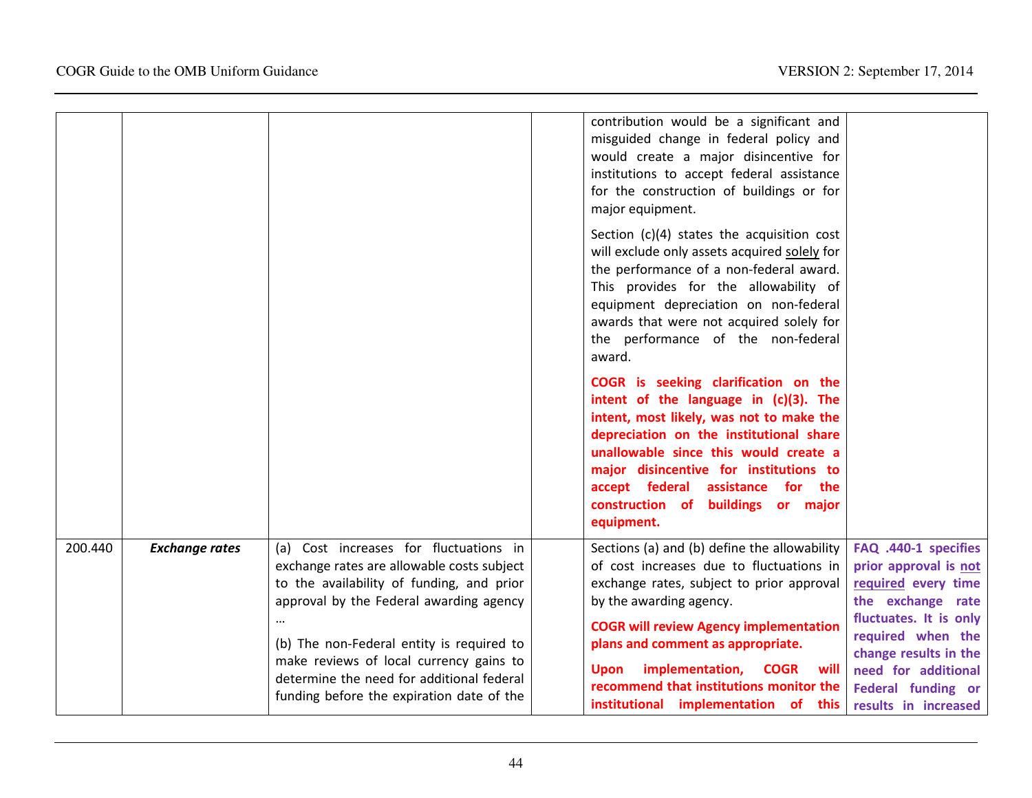| | | | | | |
|---|---|---|---|---|---|
| | | | | contribution would be a significant and misguided change in federal policy and would create a major disincentive for institutions to accept federal assistance for the construction of buildings or for major equipment.<br><br>Section (c)(4) states the acquisition cost will exclude only assets acquired solely for the performance of a non-federal award. This provides for the allowability of equipment depreciation on non-federal awards that were not acquired solely for the performance of the non-federal award.<br><br>**COGR is seeking clarification on the intent of the language in (c)(3). The intent, most likely, was not to make the depreciation on the institutional share unallowable since this would create a major disincentive for institutions to accept federal assistance for the construction of buildings or major equipment.** | |
| 200.440 | ***Exchange rates*** | (a) Cost increases for fluctuations in exchange rates are allowable costs subject to the availability of funding, and prior approval by the Federal awarding agency …<br><br>(b) The non-Federal entity is required to make reviews of local currency gains to determine the need for additional federal funding before the expiration date of the | | Sections (a) and (b) define the allowability of cost increases due to fluctuations in exchange rates, subject to prior approval by the awarding agency.<br><br>**COGR will review Agency implementation plans and comment as appropriate.**<br><br>**Upon implementation, COGR will recommend that institutions monitor the institutional implementation of this** | **FAQ .440-1 specifies prior approval is not required every time the exchange rate fluctuates. It is only required when the change results in the need for additional Federal funding or results in increased** |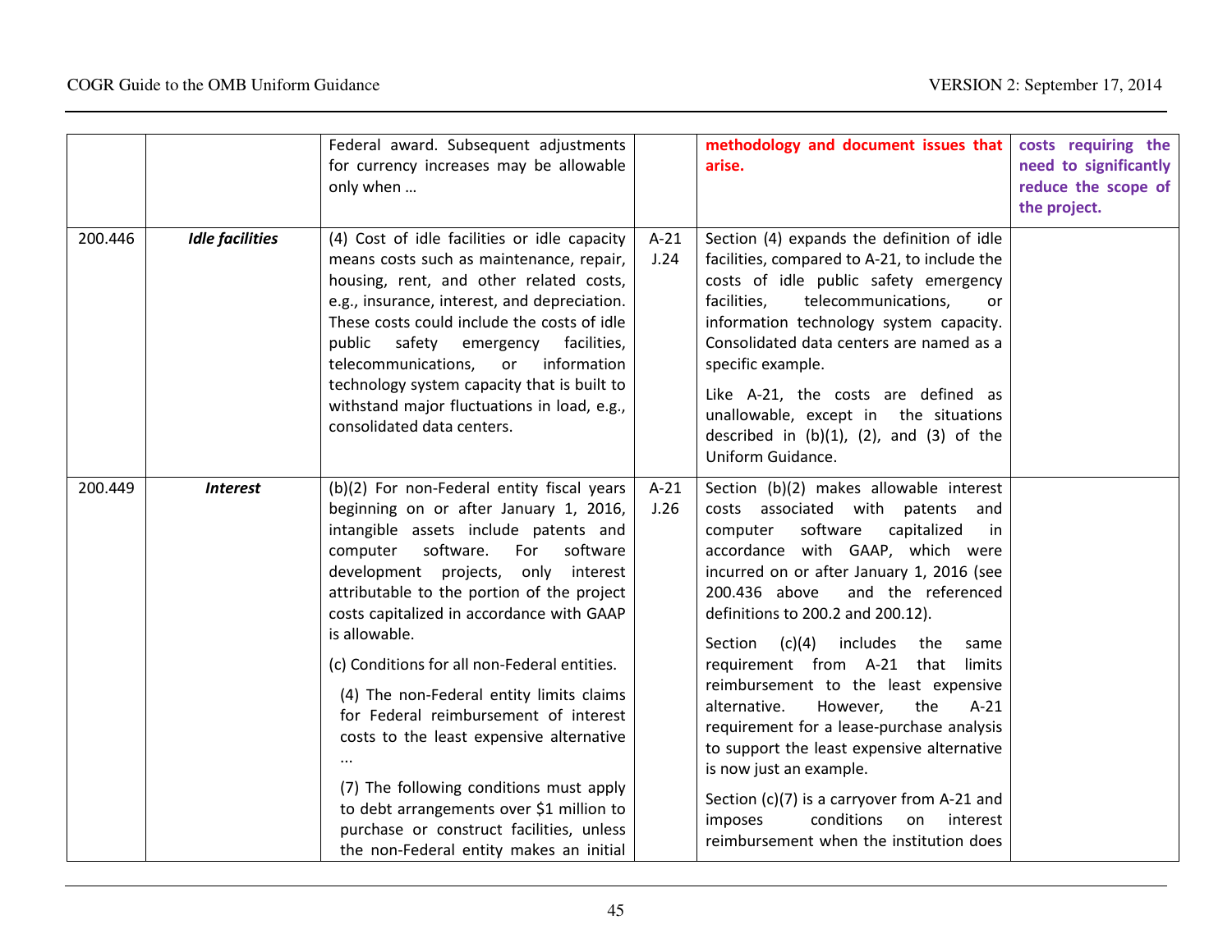| | | | | | |
|---|---|---|---|---|---|
| | | Federal award. Subsequent adjustments for currency increases may be allowable only when … | | **methodology and document issues that arise.** | **costs requiring the need to significantly reduce the scope of the project.** |
| 200.446 | ***Idle facilities*** | (4) Cost of idle facilities or idle capacity means costs such as maintenance, repair, housing, rent, and other related costs, e.g., insurance, interest, and depreciation. These costs could include the costs of idle public safety emergency facilities, telecommunications, or information technology system capacity that is built to withstand major fluctuations in load, e.g., consolidated data centers. | A-21 J.24 | Section (4) expands the definition of idle facilities, compared to A-21, to include the costs of idle public safety emergency facilities, telecommunications, or information technology system capacity. Consolidated data centers are named as a specific example.<br><br>Like A-21, the costs are defined as unallowable, except in the situations described in (b)(1), (2), and (3) of the Uniform Guidance. | |
| 200.449 | ***Interest*** | (b)(2) For non-Federal entity fiscal years beginning on or after January 1, 2016, intangible assets include patents and computer software. For software development projects, only interest attributable to the portion of the project costs capitalized in accordance with GAAP is allowable.<br><br>(c) Conditions for all non-Federal entities.<br><br>(4) The non-Federal entity limits claims for Federal reimbursement of interest costs to the least expensive alternative ...<br><br>(7) The following conditions must apply to debt arrangements over $1 million to purchase or construct facilities, unless the non-Federal entity makes an initial | A-21 J.26 | Section (b)(2) makes allowable interest costs associated with patents and computer software capitalized in accordance with GAAP, which were incurred on or after January 1, 2016 (see 200.436 above and the referenced definitions to 200.2 and 200.12).<br><br>Section (c)(4) includes the same requirement from A-21 that limits reimbursement to the least expensive alternative. However, the A-21 requirement for a lease-purchase analysis to support the least expensive alternative is now just an example.<br><br>Section (c)(7) is a carryover from A-21 and imposes conditions on interest reimbursement when the institution does | |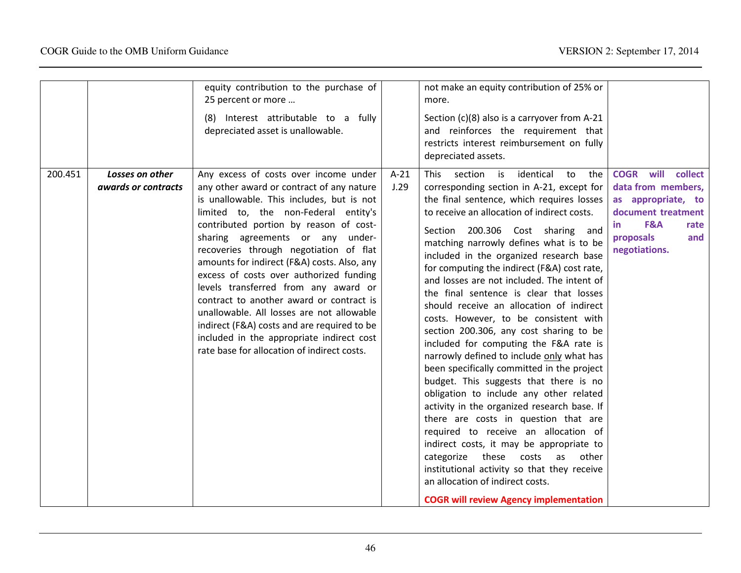| | | | | | |
|---|---|---|---|---|---|
| | | equity contribution to the purchase of 25 percent or more …<br><br>(8) Interest attributable to a fully depreciated asset is unallowable. | | not make an equity contribution of 25% or more.<br><br>Section (c)(8) also is a carryover from A-21 and reinforces the requirement that restricts interest reimbursement on fully depreciated assets. | |
| 200.451 | ***Losses on other awards or contracts*** | Any excess of costs over income under any other award or contract of any nature is unallowable. This includes, but is not limited to, the non-Federal entity's contributed portion by reason of cost-sharing agreements or any under-recoveries through negotiation of flat amounts for indirect (F&A) costs. Also, any excess of costs over authorized funding levels transferred from any award or contract to another award or contract is unallowable. All losses are not allowable indirect (F&A) costs and are required to be included in the appropriate indirect cost rate base for allocation of indirect costs. | A-21 J.29 | This section is identical to the corresponding section in A-21, except for the final sentence, which requires losses to receive an allocation of indirect costs.<br><br>Section 200.306 Cost sharing and matching narrowly defines what is to be included in the organized research base for computing the indirect (F&A) cost rate, and losses are not included. The intent of the final sentence is clear that losses should receive an allocation of indirect costs. However, to be consistent with section 200.306, any cost sharing to be included for computing the F&A rate is narrowly defined to include <u>only</u> what has been specifically committed in the project budget. This suggests that there is no obligation to include any other related activity in the organized research base. If there are costs in question that are required to receive an allocation of indirect costs, it may be appropriate to categorize these costs as other institutional activity so that they receive an allocation of indirect costs.<br><br>**COGR will review Agency implementation** | **COGR will collect data from members, as appropriate, to document treatment in F&A rate proposals and negotiations.** |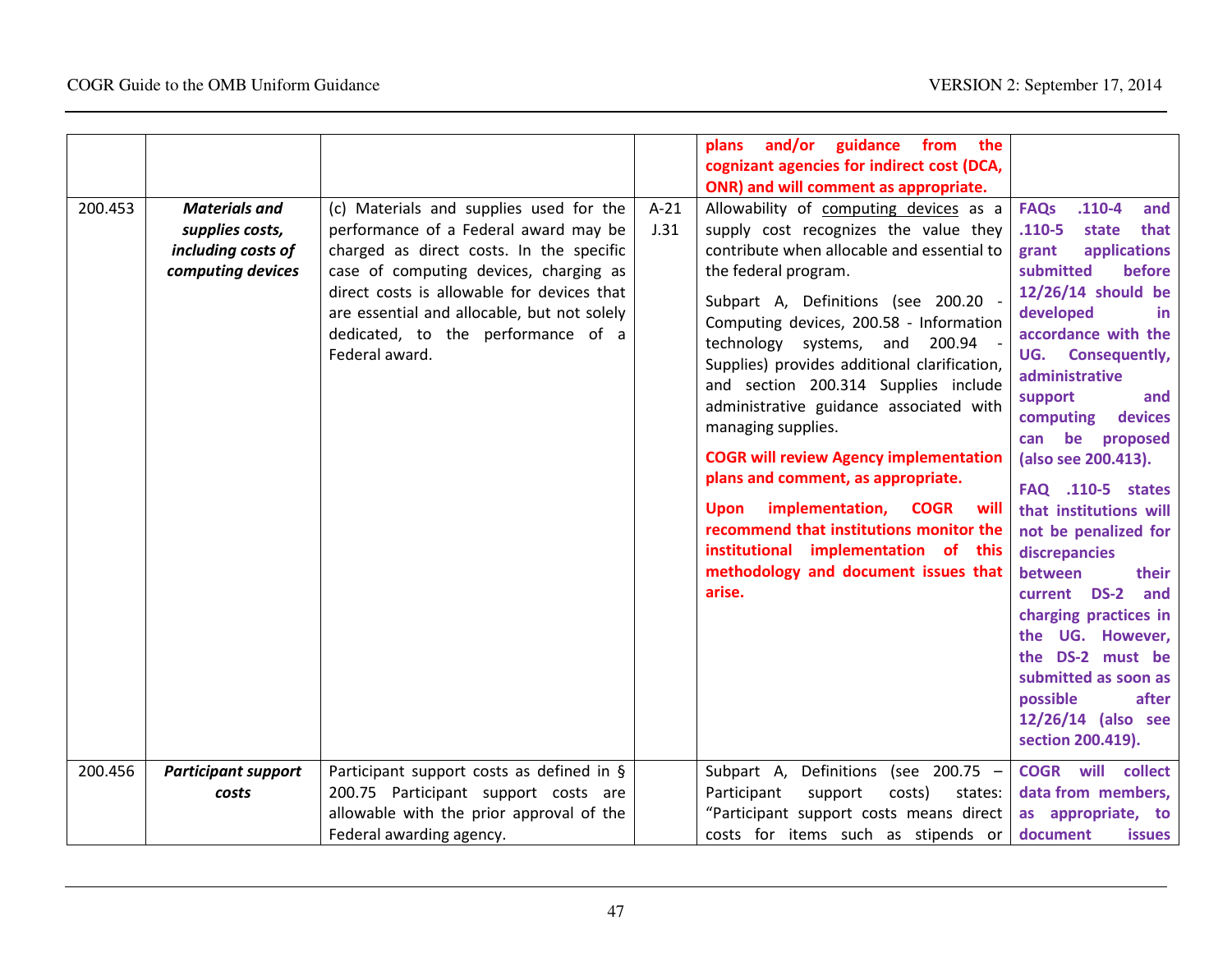| | | | | | |
|---|---|---|---|---|---|
| | | | | **plans and/or guidance from the cognizant agencies for indirect cost (DCA, ONR) and will comment as appropriate.** | |
| 200.453 | ***Materials and supplies costs, including costs of computing devices*** | (c) Materials and supplies used for the performance of a Federal award may be charged as direct costs. In the specific case of computing devices, charging as direct costs is allowable for devices that are essential and allocable, but not solely dedicated, to the performance of a Federal award. | A-21 J.31 | Allowability of computing devices as a supply cost recognizes the value they contribute when allocable and essential to the federal program.<br><br>Subpart A, Definitions (see 200.20 - Computing devices, 200.58 - Information technology systems, and 200.94 - Supplies) provides additional clarification, and section 200.314 Supplies include administrative guidance associated with managing supplies.<br><br>**COGR will review Agency implementation plans and comment, as appropriate.**<br><br>**Upon implementation, COGR will recommend that institutions monitor the institutional implementation of this methodology and document issues that arise.** | **FAQs .110-4 and .110-5 state that grant applications submitted before 12/26/14 should be developed in accordance with the UG. Consequently, administrative support and computing devices can be proposed (also see 200.413).**<br><br>**FAQ .110-5 states that institutions will not be penalized for discrepancies between their current DS-2 and charging practices in the UG. However, the DS-2 must be submitted as soon as possible after 12/26/14 (also see section 200.419).** |
| 200.456 | ***Participant support costs*** | Participant support costs as defined in § 200.75 Participant support costs are allowable with the prior approval of the Federal awarding agency. | | Subpart A, Definitions (see 200.75 – Participant support costs) states: "Participant support costs means direct costs for items such as stipends or | **COGR will collect data from members, as appropriate, to document issues** |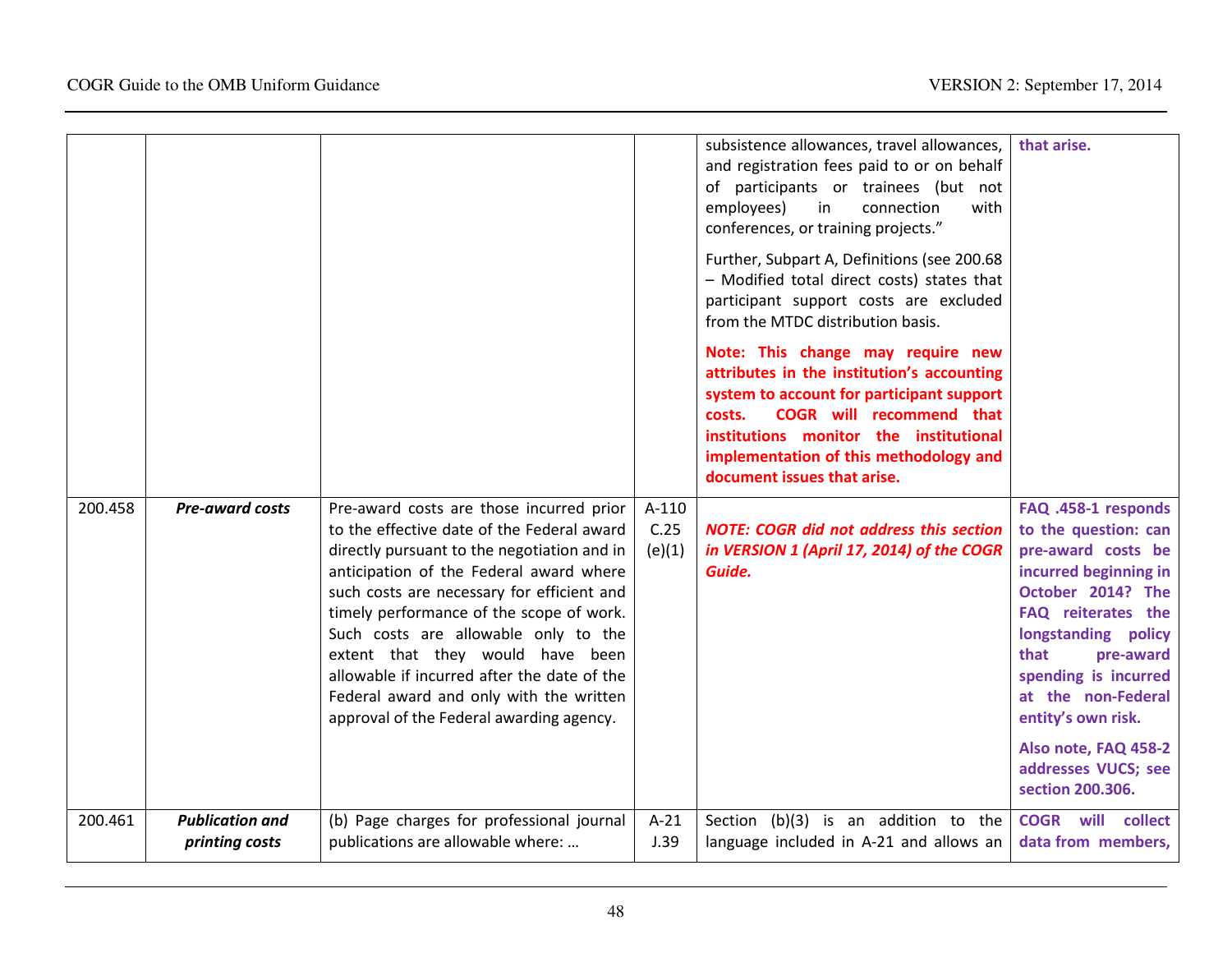| | | | | | |
|---|---|---|---|---|---|
| | | | | subsistence allowances, travel allowances, and registration fees paid to or on behalf of participants or trainees (but not employees) in connection with conferences, or training projects."<br><br>Further, Subpart A, Definitions (see 200.68 – Modified total direct costs) states that participant support costs are excluded from the MTDC distribution basis.<br><br>**Note: This change may require new attributes in the institution's accounting system to account for participant support costs. COGR will recommend that institutions monitor the institutional implementation of this methodology and document issues that arise.** | **that arise.** |
| 200.458 | ***Pre-award costs*** | Pre-award costs are those incurred prior to the effective date of the Federal award directly pursuant to the negotiation and in anticipation of the Federal award where such costs are necessary for efficient and timely performance of the scope of work. Such costs are allowable only to the extent that they would have been allowable if incurred after the date of the Federal award and only with the written approval of the Federal awarding agency. | A-110 C.25 (e)(1) | ***NOTE: COGR did not address this section in VERSION 1 (April 17, 2014) of the COGR Guide.*** | **FAQ .458-1 responds to the question: can pre-award costs be incurred beginning in October 2014? The FAQ reiterates the longstanding policy that pre-award spending is incurred at the non-Federal entity's own risk.**<br><br>**Also note, FAQ 458-2 addresses VUCS; see section 200.306.** |
| 200.461 | ***Publication and printing costs*** | (b) Page charges for professional journal publications are allowable where: … | A-21 J.39 | Section (b)(3) is an addition to the language included in A-21 and allows an | **COGR will collect data from members,** |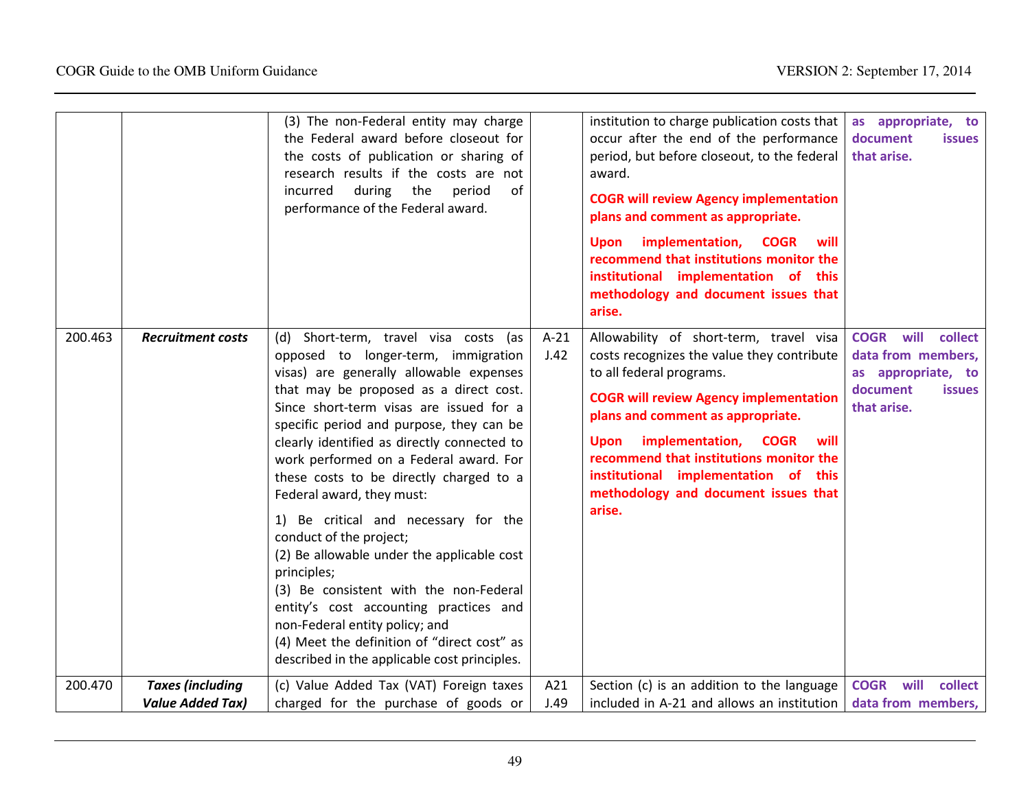| | | | | | |
|---|---|---|---|---|---|
| | | (3) The non-Federal entity may charge the Federal award before closeout for the costs of publication or sharing of research results if the costs are not incurred during the period of performance of the Federal award. | | institution to charge publication costs that occur after the end of the performance period, but before closeout, to the federal award. **COGR will review Agency implementation plans and comment as appropriate.** **Upon implementation, COGR will recommend that institutions monitor the institutional implementation of this methodology and document issues that arise.** | **as appropriate, to document issues that arise.** |
| 200.463 | ***Recruitment costs*** | (d) Short-term, travel visa costs (as opposed to longer-term, immigration visas) are generally allowable expenses that may be proposed as a direct cost. Since short-term visas are issued for a specific period and purpose, they can be clearly identified as directly connected to work performed on a Federal award. For these costs to be directly charged to a Federal award, they must: 1) Be critical and necessary for the conduct of the project; (2) Be allowable under the applicable cost principles; (3) Be consistent with the non-Federal entity's cost accounting practices and non-Federal entity policy; and (4) Meet the definition of "direct cost" as described in the applicable cost principles. | A-21 J.42 | Allowability of short-term, travel visa costs recognizes the value they contribute to all federal programs. **COGR will review Agency implementation plans and comment as appropriate.** **Upon implementation, COGR will recommend that institutions monitor the institutional implementation of this methodology and document issues that arise.** | **COGR will collect data from members, as appropriate, to document issues that arise.** |
| 200.470 | ***Taxes (including Value Added Tax)*** | (c) Value Added Tax (VAT) Foreign taxes charged for the purchase of goods or | A21 J.49 | Section (c) is an addition to the language included in A-21 and allows an institution | **COGR will collect data from members,** |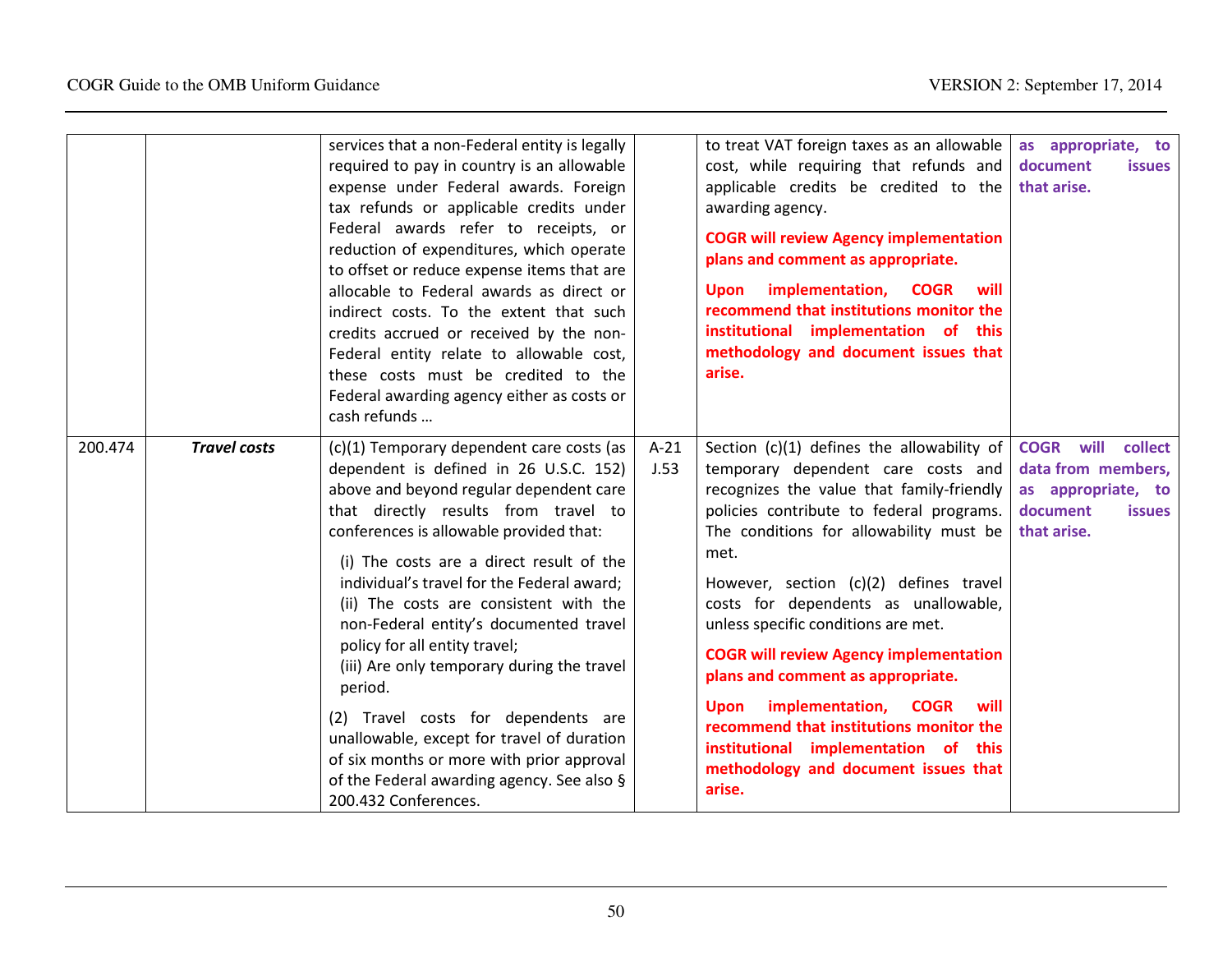| | | | | | |
|---|---|---|---|---|---|
| | | services that a non-Federal entity is legally required to pay in country is an allowable expense under Federal awards. Foreign tax refunds or applicable credits under Federal awards refer to receipts, or reduction of expenditures, which operate to offset or reduce expense items that are allocable to Federal awards as direct or indirect costs. To the extent that such credits accrued or received by the non-Federal entity relate to allowable cost, these costs must be credited to the Federal awarding agency either as costs or cash refunds … | | to treat VAT foreign taxes as an allowable cost, while requiring that refunds and applicable credits be credited to the awarding agency.<br><br>**COGR will review Agency implementation plans and comment as appropriate.**<br><br>**Upon implementation, COGR will recommend that institutions monitor the institutional implementation of this methodology and document issues that arise.** | **as appropriate, to document issues that arise.** |
| 200.474 | ***Travel costs*** | (c)(1) Temporary dependent care costs (as dependent is defined in 26 U.S.C. 152) above and beyond regular dependent care that directly results from travel to conferences is allowable provided that:<br><br>(i) The costs are a direct result of the individual's travel for the Federal award;<br>(ii) The costs are consistent with the non-Federal entity's documented travel policy for all entity travel;<br>(iii) Are only temporary during the travel period.<br><br>(2) Travel costs for dependents are unallowable, except for travel of duration of six months or more with prior approval of the Federal awarding agency. See also § 200.432 Conferences. | A-21 J.53 | Section (c)(1) defines the allowability of temporary dependent care costs and recognizes the value that family-friendly policies contribute to federal programs. The conditions for allowability must be met.<br><br>However, section (c)(2) defines travel costs for dependents as unallowable, unless specific conditions are met.<br><br>**COGR will review Agency implementation plans and comment as appropriate.**<br><br>**Upon implementation, COGR will recommend that institutions monitor the institutional implementation of this methodology and document issues that arise.** | **COGR will collect data from members, as appropriate, to document issues that arise.** |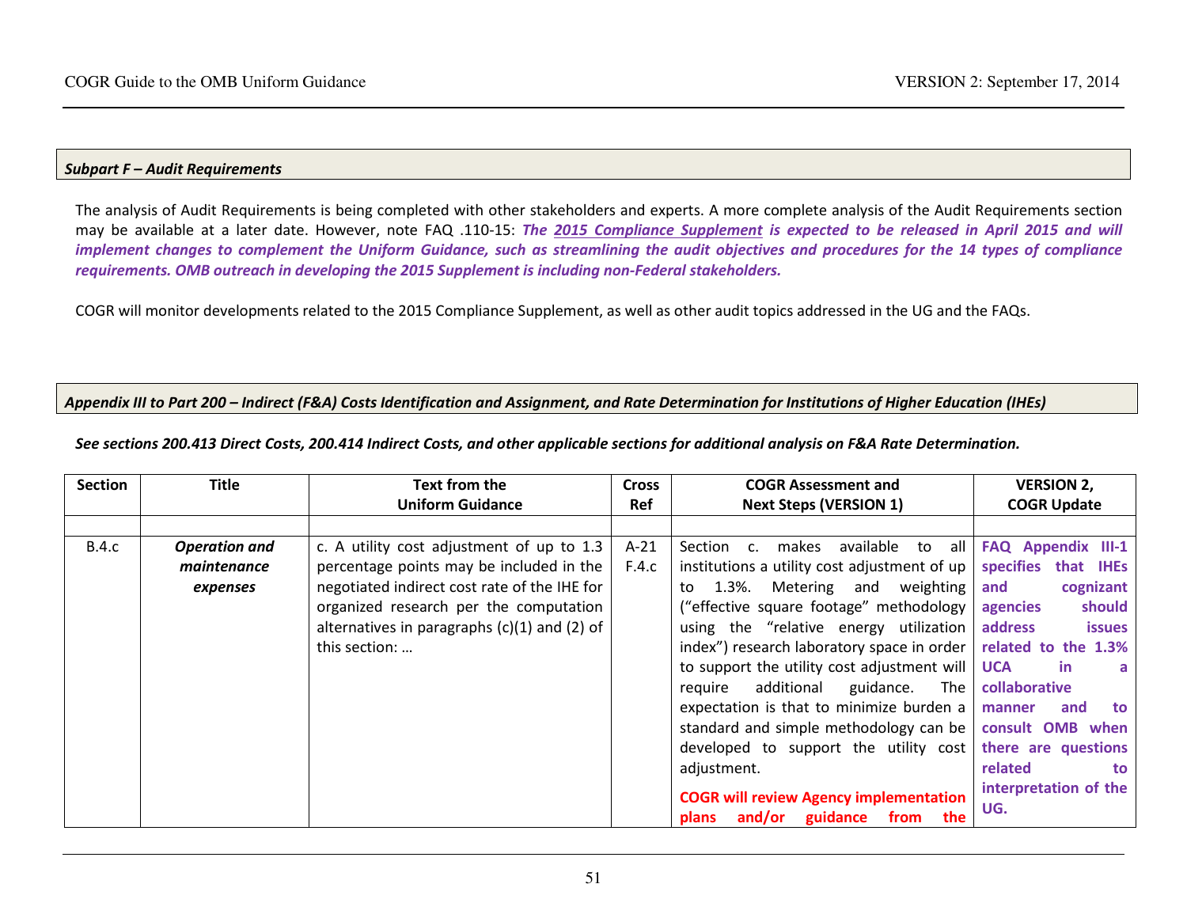***Subpart F – Audit Requirements***

The analysis of Audit Requirements is being completed with other stakeholders and experts. A more complete analysis of the Audit Requirements section may be available at a later date. However, note FAQ .110-15: ***The 2015 Compliance Supplement is expected to be released in April 2015 and will implement changes to complement the Uniform Guidance, such as streamlining the audit objectives and procedures for the 14 types of compliance requirements. OMB outreach in developing the 2015 Supplement is including non-Federal stakeholders.***

COGR will monitor developments related to the 2015 Compliance Supplement, as well as other audit topics addressed in the UG and the FAQs.

***Appendix III to Part 200 – Indirect (F&A) Costs Identification and Assignment, and Rate Determination for Institutions of Higher Education (IHEs)***

***See sections 200.413 Direct Costs, 200.414 Indirect Costs, and other applicable sections for additional analysis on F&A Rate Determination.***

| Section | Title | Text from the Uniform Guidance | Cross Ref | COGR Assessment and Next Steps (VERSION 1) | VERSION 2, COGR Update |
|---|---|---|---|---|---|
| | | | | | |
| B.4.c | ***Operation and maintenance expenses*** | c. A utility cost adjustment of up to 1.3 percentage points may be included in the negotiated indirect cost rate of the IHE for organized research per the computation alternatives in paragraphs (c)(1) and (2) of this section: … | A-21 F.4.c | Section c. makes available to all institutions a utility cost adjustment of up to 1.3%. Metering and weighting ("effective square footage" methodology using the "relative energy utilization index") research laboratory space in order to support the utility cost adjustment will require additional guidance. The expectation is that to minimize burden a standard and simple methodology can be developed to support the utility cost adjustment.<br><br>**COGR will review Agency implementation plans and/or guidance from the** | **FAQ Appendix III-1 specifies that IHEs and cognizant agencies should address issues related to the 1.3% UCA in a collaborative manner and to consult OMB when there are questions related to interpretation of the UG.** |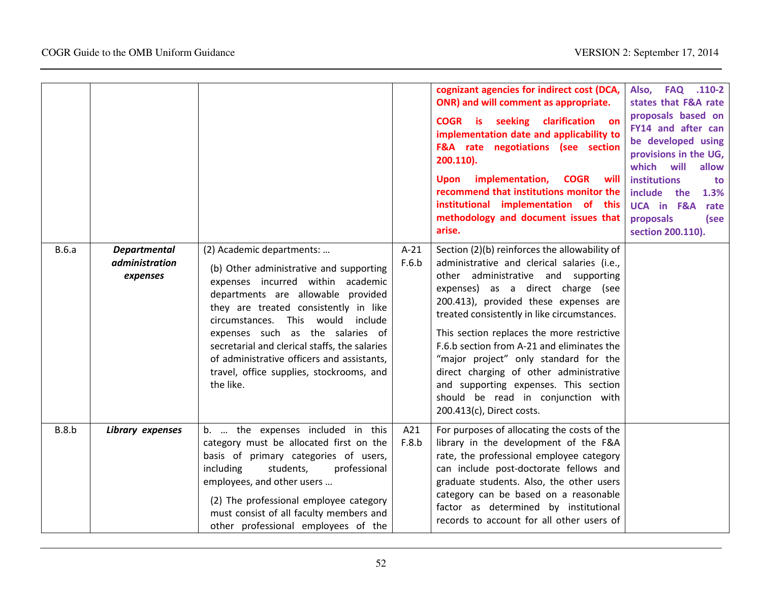| | | | | | |
|---|---|---|---|---|---|
| | | | | **cognizant agencies for indirect cost (DCA, ONR) and will comment as appropriate.** **COGR is seeking clarification on implementation date and applicability to F&A rate negotiations (see section 200.110).** **Upon implementation, COGR will recommend that institutions monitor the institutional implementation of this methodology and document issues that arise.** | **Also, FAQ .110-2 states that F&A rate proposals based on FY14 and after can be developed using provisions in the UG, which will allow institutions to include the 1.3% UCA in F&A rate proposals (see section 200.110).** |
| B.6.a | ***Departmental administration expenses*** | (2) Academic departments: … (b) Other administrative and supporting expenses incurred within academic departments are allowable provided they are treated consistently in like circumstances. This would include expenses such as the salaries of secretarial and clerical staffs, the salaries of administrative officers and assistants, travel, office supplies, stockrooms, and the like. | A-21 F.6.b | Section (2)(b) reinforces the allowability of administrative and clerical salaries (i.e., other administrative and supporting expenses) as a direct charge (see 200.413), provided these expenses are treated consistently in like circumstances. This section replaces the more restrictive F.6.b section from A-21 and eliminates the "major project" only standard for the direct charging of other administrative and supporting expenses. This section should be read in conjunction with 200.413(c), Direct costs. | |
| B.8.b | ***Library expenses*** | b. … the expenses included in this category must be allocated first on the basis of primary categories of users, including students, professional employees, and other users … (2) The professional employee category must consist of all faculty members and other professional employees of the | A21 F.8.b | For purposes of allocating the costs of the library in the development of the F&A rate, the professional employee category can include post-doctorate fellows and graduate students. Also, the other users category can be based on a reasonable factor as determined by institutional records to account for all other users of | |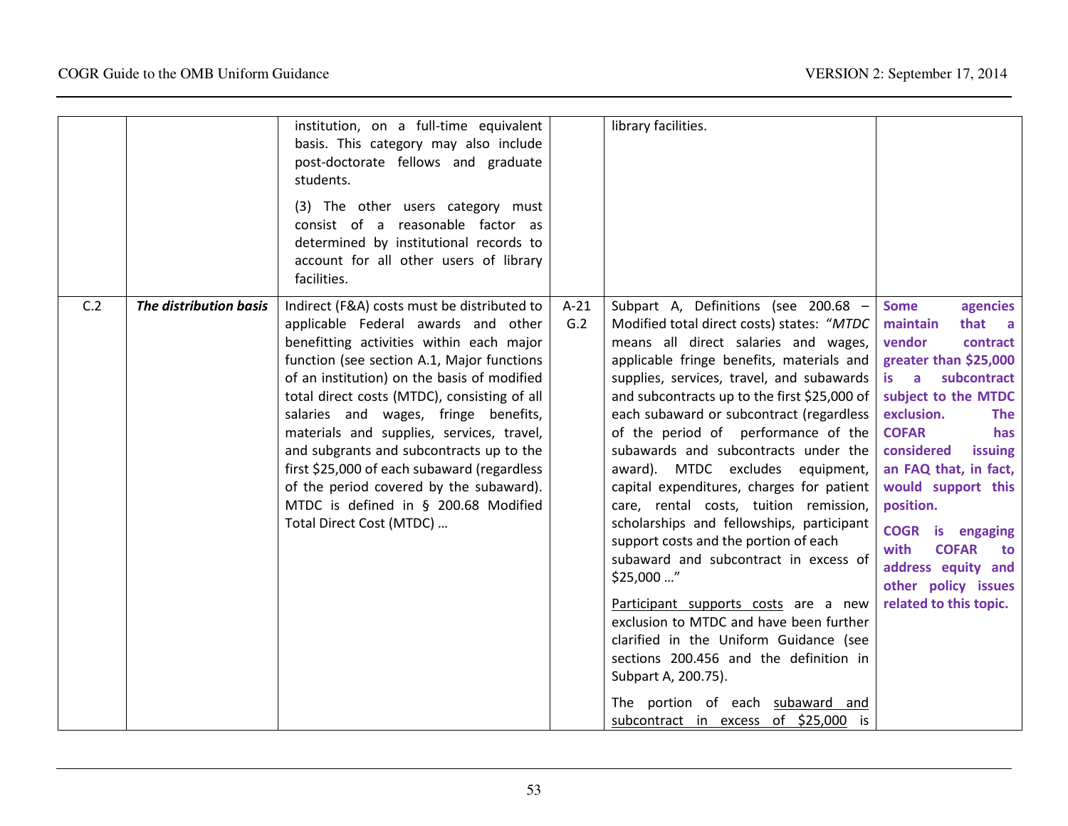| | | | | | |
|---|---|---|---|---|---|
| | | institution, on a full-time equivalent basis. This category may also include post-doctorate fellows and graduate students.<br><br>(3) The other users category must consist of a reasonable factor as determined by institutional records to account for all other users of library facilities. | | library facilities. | |
| C.2 | ***The distribution basis*** | Indirect (F&A) costs must be distributed to applicable Federal awards and other benefitting activities within each major function (see section A.1, Major functions of an institution) on the basis of modified total direct costs (MTDC), consisting of all salaries and wages, fringe benefits, materials and supplies, services, travel, and subgrants and subcontracts up to the first $25,000 of each subaward (regardless of the period covered by the subaward). MTDC is defined in § 200.68 Modified Total Direct Cost (MTDC) … | A-21 G.2 | Subpart A, Definitions (see 200.68 – Modified total direct costs) states: "*MTDC* means all direct salaries and wages, applicable fringe benefits, materials and supplies, services, travel, and subawards and subcontracts up to the first $25,000 of each subaward or subcontract (regardless of the period of performance of the subawards and subcontracts under the award). MTDC excludes equipment, capital expenditures, charges for patient care, rental costs, tuition remission, scholarships and fellowships, participant support costs and the portion of each subaward and subcontract in excess of $25,000 …"<br><br><u>Participant supports costs</u> are a new exclusion to MTDC and have been further clarified in the Uniform Guidance (see sections 200.456 and the definition in Subpart A, 200.75).<br><br>The portion of each <u>subaward and subcontract in excess of $25,000</u> is | **Some agencies maintain that a vendor contract greater than $25,000 is a subcontract subject to the MTDC exclusion. The COFAR has considered issuing an FAQ that, in fact, would support this position.**<br><br>**COGR is engaging with COFAR to address equity and other policy issues related to this topic.** |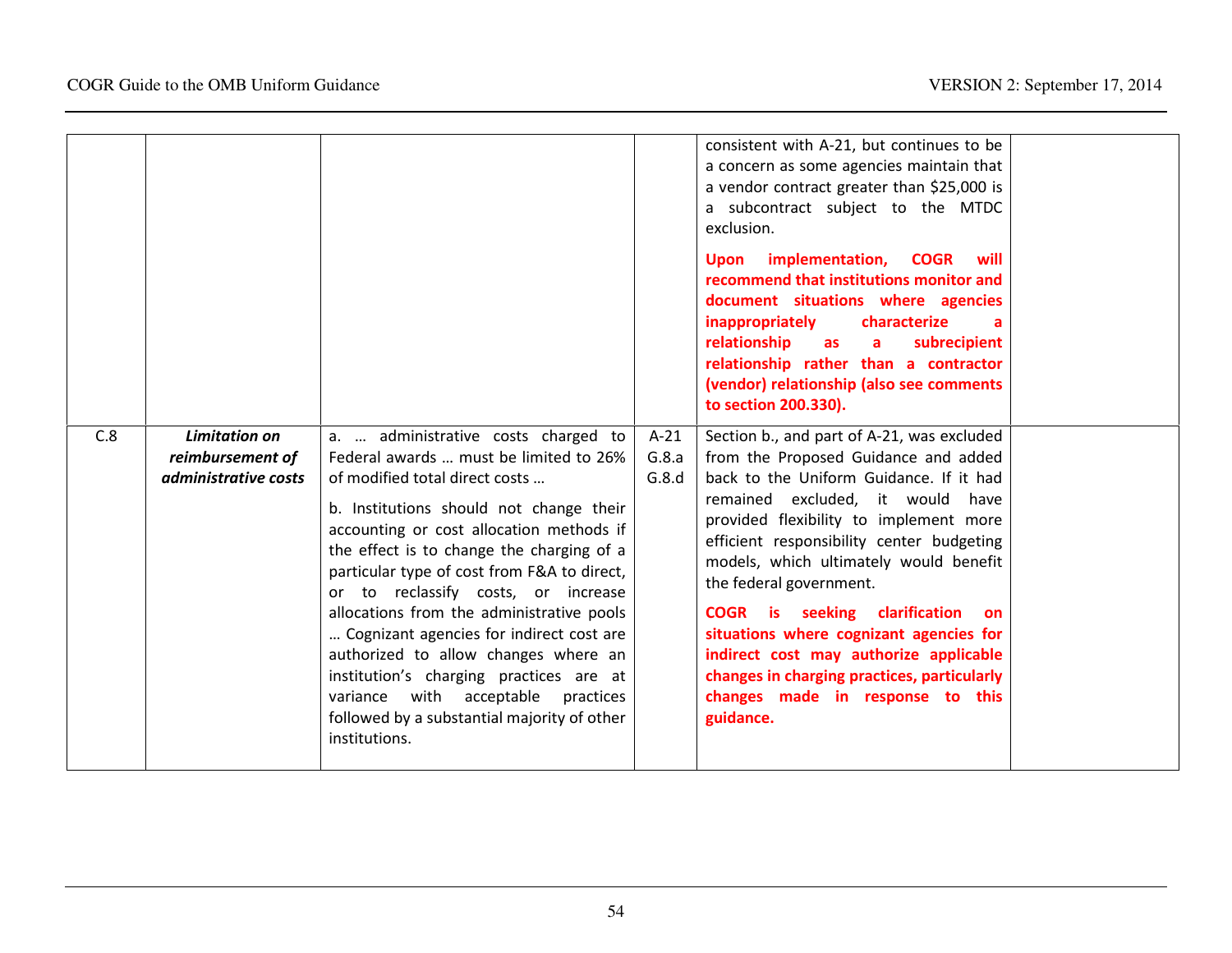| | | | | | |
|---|---|---|---|---|---|
| | | | | consistent with A-21, but continues to be a concern as some agencies maintain that a vendor contract greater than $25,000 is a subcontract subject to the MTDC exclusion.<br><br>**Upon implementation, COGR will recommend that institutions monitor and document situations where agencies inappropriately characterize a relationship as a subrecipient relationship rather than a contractor (vendor) relationship (also see comments to section 200.330).** | |
| C.8 | ***Limitation on reimbursement of administrative costs*** | a. … administrative costs charged to Federal awards … must be limited to 26% of modified total direct costs …<br><br>b. Institutions should not change their accounting or cost allocation methods if the effect is to change the charging of a particular type of cost from F&A to direct, or to reclassify costs, or increase allocations from the administrative pools … Cognizant agencies for indirect cost are authorized to allow changes where an institution's charging practices are at variance with acceptable practices followed by a substantial majority of other institutions. | A-21 G.8.a G.8.d | Section b., and part of A-21, was excluded from the Proposed Guidance and added back to the Uniform Guidance. If it had remained excluded, it would have provided flexibility to implement more efficient responsibility center budgeting models, which ultimately would benefit the federal government.<br><br>**COGR is seeking clarification on situations where cognizant agencies for indirect cost may authorize applicable changes in charging practices, particularly changes made in response to this guidance.** | |